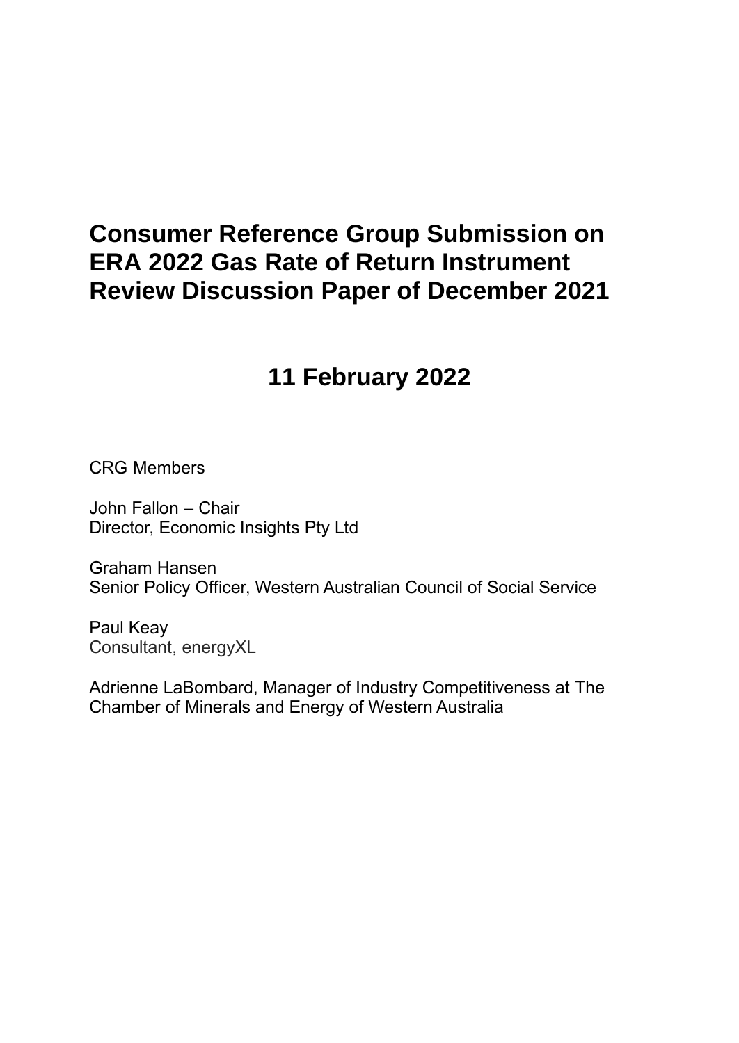# Consumer Reference Group Submission on ERA 2022 Gas Rate of Return Instrument Review Discussion Paper of December 2021

## 11 February 2022

CRG Members

John Fallon – Chair
Director, Economic Insights Pty Ltd

Graham Hansen
Senior Policy Officer, Western Australian Council of Social Service

Paul Keay
Consultant, energyXL

Adrienne LaBombard, Manager of Industry Competitiveness at The Chamber of Minerals and Energy of Western Australia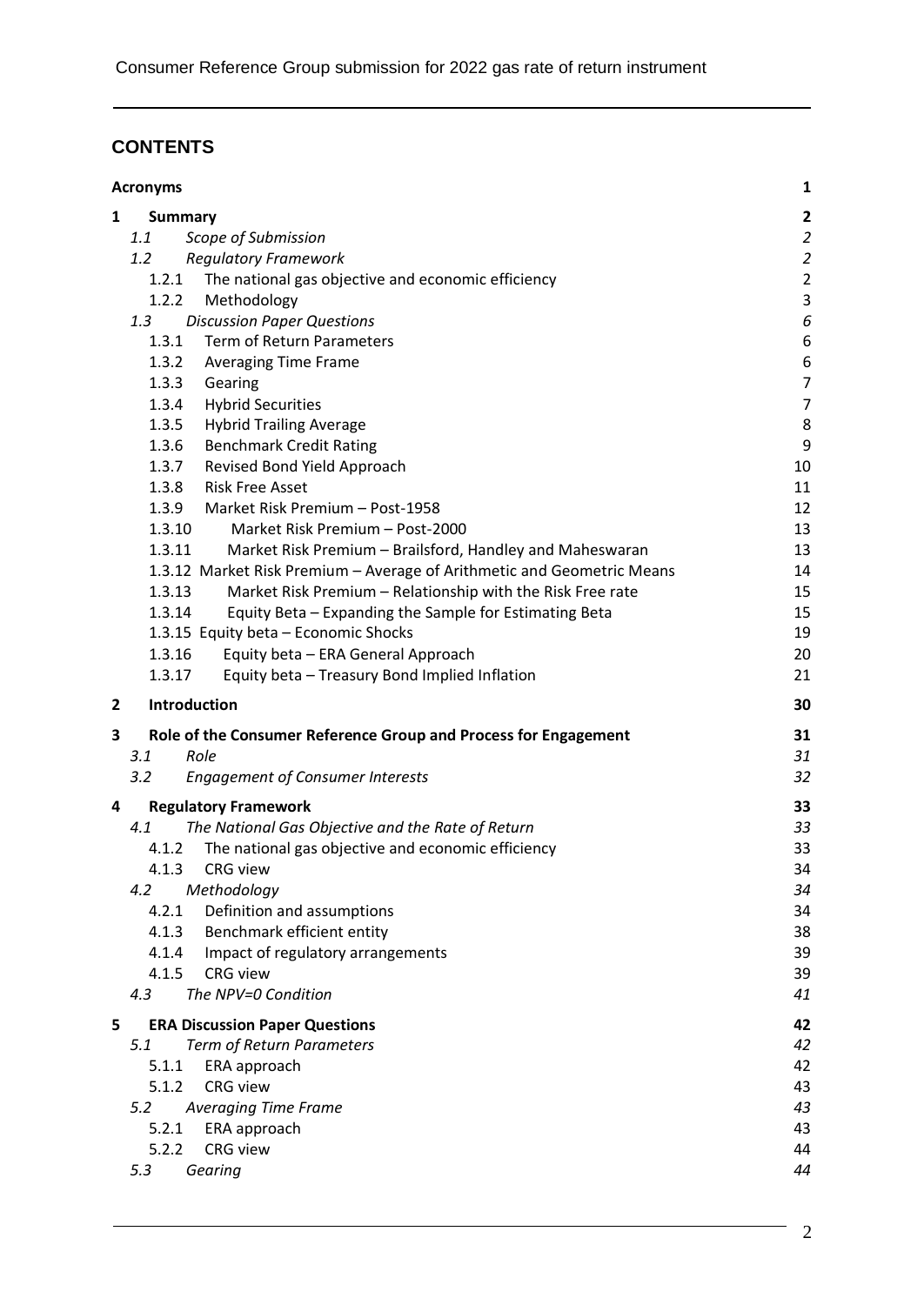## CONTENTS

| | | |
|---|---|---|
| **Acronyms** | | **1** |
| **1** | **Summary** | **2** |
| *1.1* | *Scope of Submission* | *2* |
| *1.2* | *Regulatory Framework* | *2* |
| 1.2.1 | The national gas objective and economic efficiency | 2 |
| 1.2.2 | Methodology | 3 |
| *1.3* | *Discussion Paper Questions* | *6* |
| 1.3.1 | Term of Return Parameters | 6 |
| 1.3.2 | Averaging Time Frame | 6 |
| 1.3.3 | Gearing | 7 |
| 1.3.4 | Hybrid Securities | 7 |
| 1.3.5 | Hybrid Trailing Average | 8 |
| 1.3.6 | Benchmark Credit Rating | 9 |
| 1.3.7 | Revised Bond Yield Approach | 10 |
| 1.3.8 | Risk Free Asset | 11 |
| 1.3.9 | Market Risk Premium – Post-1958 | 12 |
| 1.3.10 | Market Risk Premium – Post-2000 | 13 |
| 1.3.11 | Market Risk Premium – Brailsford, Handley and Maheswaran | 13 |
| 1.3.12 | Market Risk Premium – Average of Arithmetic and Geometric Means | 14 |
| 1.3.13 | Market Risk Premium – Relationship with the Risk Free rate | 15 |
| 1.3.14 | Equity Beta – Expanding the Sample for Estimating Beta | 15 |
| 1.3.15 | Equity beta – Economic Shocks | 19 |
| 1.3.16 | Equity beta – ERA General Approach | 20 |
| 1.3.17 | Equity beta – Treasury Bond Implied Inflation | 21 |
| **2** | **Introduction** | **30** |
| **3** | **Role of the Consumer Reference Group and Process for Engagement** | **31** |
| *3.1* | *Role* | *31* |
| *3.2* | *Engagement of Consumer Interests* | *32* |
| **4** | **Regulatory Framework** | **33** |
| *4.1* | *The National Gas Objective and the Rate of Return* | *33* |
| 4.1.2 | The national gas objective and economic efficiency | 33 |
| 4.1.3 | CRG view | 34 |
| *4.2* | *Methodology* | *34* |
| 4.2.1 | Definition and assumptions | 34 |
| 4.1.3 | Benchmark efficient entity | 38 |
| 4.1.4 | Impact of regulatory arrangements | 39 |
| 4.1.5 | CRG view | 39 |
| *4.3* | *The NPV=0 Condition* | *41* |
| **5** | **ERA Discussion Paper Questions** | **42** |
| *5.1* | *Term of Return Parameters* | *42* |
| 5.1.1 | ERA approach | 42 |
| 5.1.2 | CRG view | 43 |
| *5.2* | *Averaging Time Frame* | *43* |
| 5.2.1 | ERA approach | 43 |
| 5.2.2 | CRG view | 44 |
| *5.3* | *Gearing* | *44* |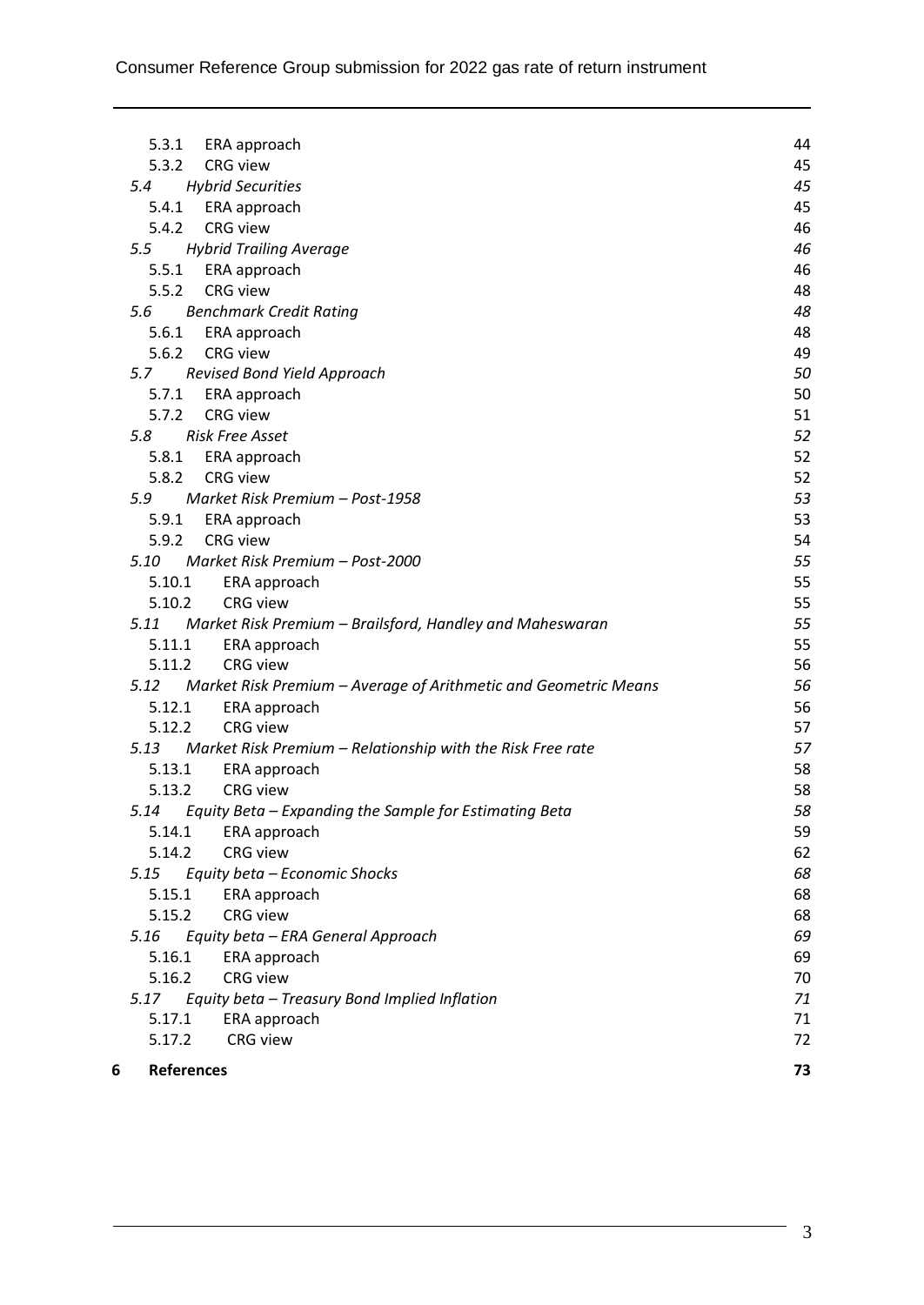5.3.1 ERA approach 44
5.3.2 CRG view 45
*5.4 Hybrid Securities* *45*
5.4.1 ERA approach 45
5.4.2 CRG view 46
*5.5 Hybrid Trailing Average* *46*
5.5.1 ERA approach 46
5.5.2 CRG view 48
*5.6 Benchmark Credit Rating* *48*
5.6.1 ERA approach 48
5.6.2 CRG view 49
*5.7 Revised Bond Yield Approach* *50*
5.7.1 ERA approach 50
5.7.2 CRG view 51
*5.8 Risk Free Asset* *52*
5.8.1 ERA approach 52
5.8.2 CRG view 52
*5.9 Market Risk Premium – Post-1958* *53*
5.9.1 ERA approach 53
5.9.2 CRG view 54
*5.10 Market Risk Premium – Post-2000* *55*
5.10.1 ERA approach 55
5.10.2 CRG view 55
*5.11 Market Risk Premium – Brailsford, Handley and Maheswaran* *55*
5.11.1 ERA approach 55
5.11.2 CRG view 56
*5.12 Market Risk Premium – Average of Arithmetic and Geometric Means* *56*
5.12.1 ERA approach 56
5.12.2 CRG view 57
*5.13 Market Risk Premium – Relationship with the Risk Free rate* *57*
5.13.1 ERA approach 58
5.13.2 CRG view 58
*5.14 Equity Beta – Expanding the Sample for Estimating Beta* *58*
5.14.1 ERA approach 59
5.14.2 CRG view 62
*5.15 Equity beta – Economic Shocks* *68*
5.15.1 ERA approach 68
5.15.2 CRG view 68
*5.16 Equity beta – ERA General Approach* *69*
5.16.1 ERA approach 69
5.16.2 CRG view 70
*5.17 Equity beta – Treasury Bond Implied Inflation* *71*
5.17.1 ERA approach 71
5.17.2 CRG view 72

**6 References** **73**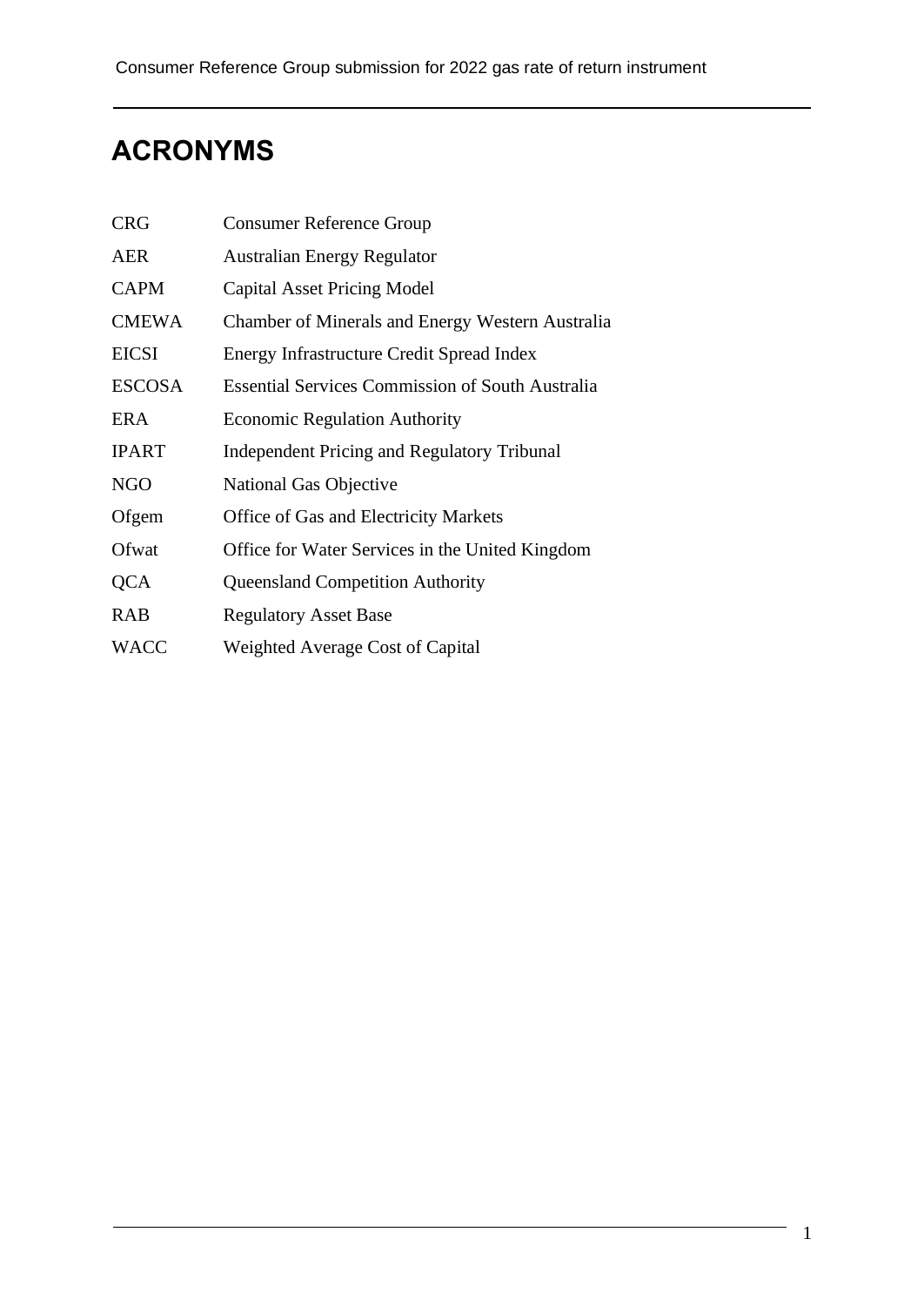# ACRONYMS

| | |
|---|---|
| CRG | Consumer Reference Group |
| AER | Australian Energy Regulator |
| CAPM | Capital Asset Pricing Model |
| CMEWA | Chamber of Minerals and Energy Western Australia |
| EICSI | Energy Infrastructure Credit Spread Index |
| ESCOSA | Essential Services Commission of South Australia |
| ERA | Economic Regulation Authority |
| IPART | Independent Pricing and Regulatory Tribunal |
| NGO | National Gas Objective |
| Ofgem | Office of Gas and Electricity Markets |
| Ofwat | Office for Water Services in the United Kingdom |
| QCA | Queensland Competition Authority |
| RAB | Regulatory Asset Base |
| WACC | Weighted Average Cost of Capital |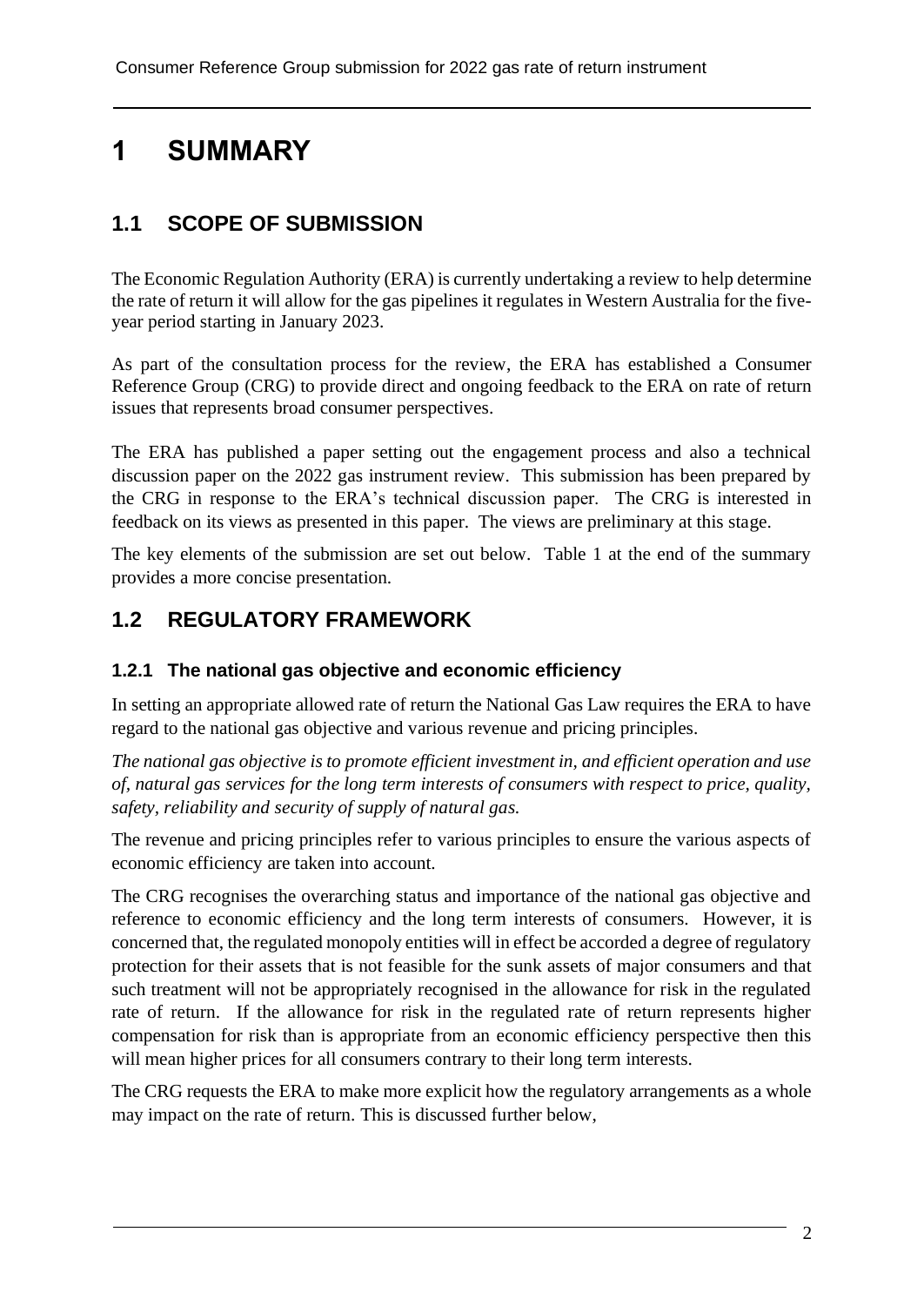# 1 SUMMARY

## 1.1 SCOPE OF SUBMISSION

The Economic Regulation Authority (ERA) is currently undertaking a review to help determine the rate of return it will allow for the gas pipelines it regulates in Western Australia for the five-year period starting in January 2023.

As part of the consultation process for the review, the ERA has established a Consumer Reference Group (CRG) to provide direct and ongoing feedback to the ERA on rate of return issues that represents broad consumer perspectives.

The ERA has published a paper setting out the engagement process and also a technical discussion paper on the 2022 gas instrument review. This submission has been prepared by the CRG in response to the ERA's technical discussion paper. The CRG is interested in feedback on its views as presented in this paper. The views are preliminary at this stage.

The key elements of the submission are set out below. Table 1 at the end of the summary provides a more concise presentation.

## 1.2 REGULATORY FRAMEWORK

### 1.2.1 The national gas objective and economic efficiency

In setting an appropriate allowed rate of return the National Gas Law requires the ERA to have regard to the national gas objective and various revenue and pricing principles.

*The national gas objective is to promote efficient investment in, and efficient operation and use of, natural gas services for the long term interests of consumers with respect to price, quality, safety, reliability and security of supply of natural gas.*

The revenue and pricing principles refer to various principles to ensure the various aspects of economic efficiency are taken into account.

The CRG recognises the overarching status and importance of the national gas objective and reference to economic efficiency and the long term interests of consumers. However, it is concerned that, the regulated monopoly entities will in effect be accorded a degree of regulatory protection for their assets that is not feasible for the sunk assets of major consumers and that such treatment will not be appropriately recognised in the allowance for risk in the regulated rate of return. If the allowance for risk in the regulated rate of return represents higher compensation for risk than is appropriate from an economic efficiency perspective then this will mean higher prices for all consumers contrary to their long term interests.

The CRG requests the ERA to make more explicit how the regulatory arrangements as a whole may impact on the rate of return. This is discussed further below,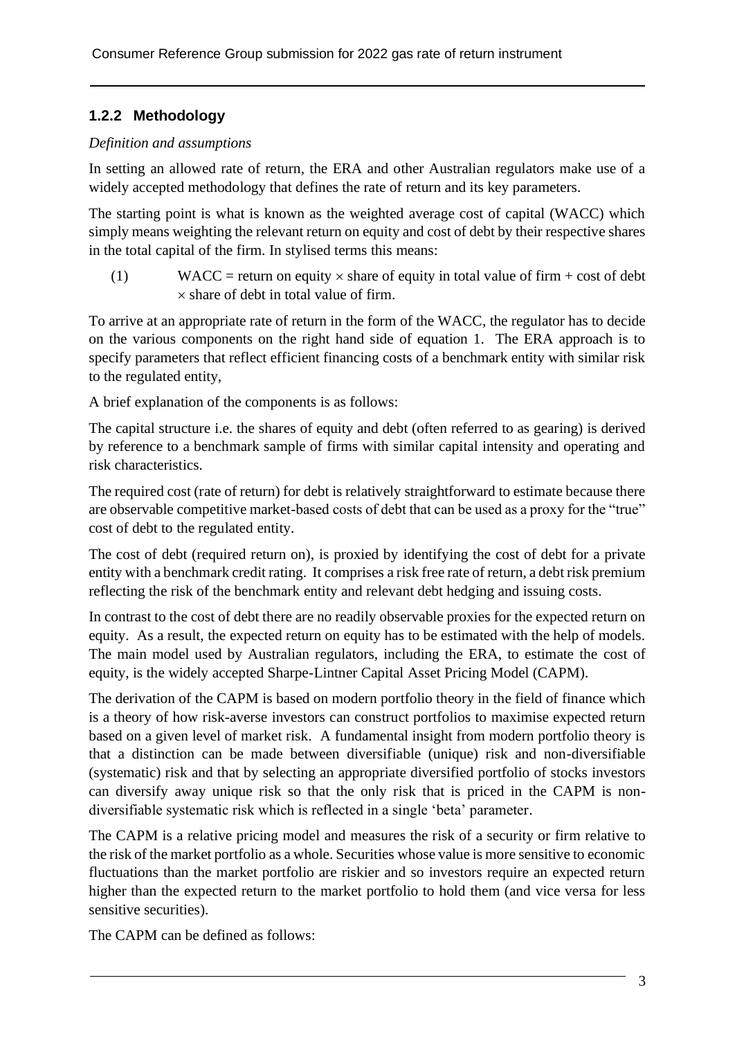### 1.2.2 Methodology

*Definition and assumptions*

In setting an allowed rate of return, the ERA and other Australian regulators make use of a widely accepted methodology that defines the rate of return and its key parameters.

The starting point is what is known as the weighted average cost of capital (WACC) which simply means weighting the relevant return on equity and cost of debt by their respective shares in the total capital of the firm. In stylised terms this means:

(1) WACC = return on equity × share of equity in total value of firm + cost of debt × share of debt in total value of firm.

To arrive at an appropriate rate of return in the form of the WACC, the regulator has to decide on the various components on the right hand side of equation 1. The ERA approach is to specify parameters that reflect efficient financing costs of a benchmark entity with similar risk to the regulated entity,

A brief explanation of the components is as follows:

The capital structure i.e. the shares of equity and debt (often referred to as gearing) is derived by reference to a benchmark sample of firms with similar capital intensity and operating and risk characteristics.

The required cost (rate of return) for debt is relatively straightforward to estimate because there are observable competitive market-based costs of debt that can be used as a proxy for the "true" cost of debt to the regulated entity.

The cost of debt (required return on), is proxied by identifying the cost of debt for a private entity with a benchmark credit rating. It comprises a risk free rate of return, a debt risk premium reflecting the risk of the benchmark entity and relevant debt hedging and issuing costs.

In contrast to the cost of debt there are no readily observable proxies for the expected return on equity. As a result, the expected return on equity has to be estimated with the help of models. The main model used by Australian regulators, including the ERA, to estimate the cost of equity, is the widely accepted Sharpe-Lintner Capital Asset Pricing Model (CAPM).

The derivation of the CAPM is based on modern portfolio theory in the field of finance which is a theory of how risk-averse investors can construct portfolios to maximise expected return based on a given level of market risk. A fundamental insight from modern portfolio theory is that a distinction can be made between diversifiable (unique) risk and non-diversifiable (systematic) risk and that by selecting an appropriate diversified portfolio of stocks investors can diversify away unique risk so that the only risk that is priced in the CAPM is non-diversifiable systematic risk which is reflected in a single 'beta' parameter.

The CAPM is a relative pricing model and measures the risk of a security or firm relative to the risk of the market portfolio as a whole. Securities whose value is more sensitive to economic fluctuations than the market portfolio are riskier and so investors require an expected return higher than the expected return to the market portfolio to hold them (and vice versa for less sensitive securities).

The CAPM can be defined as follows: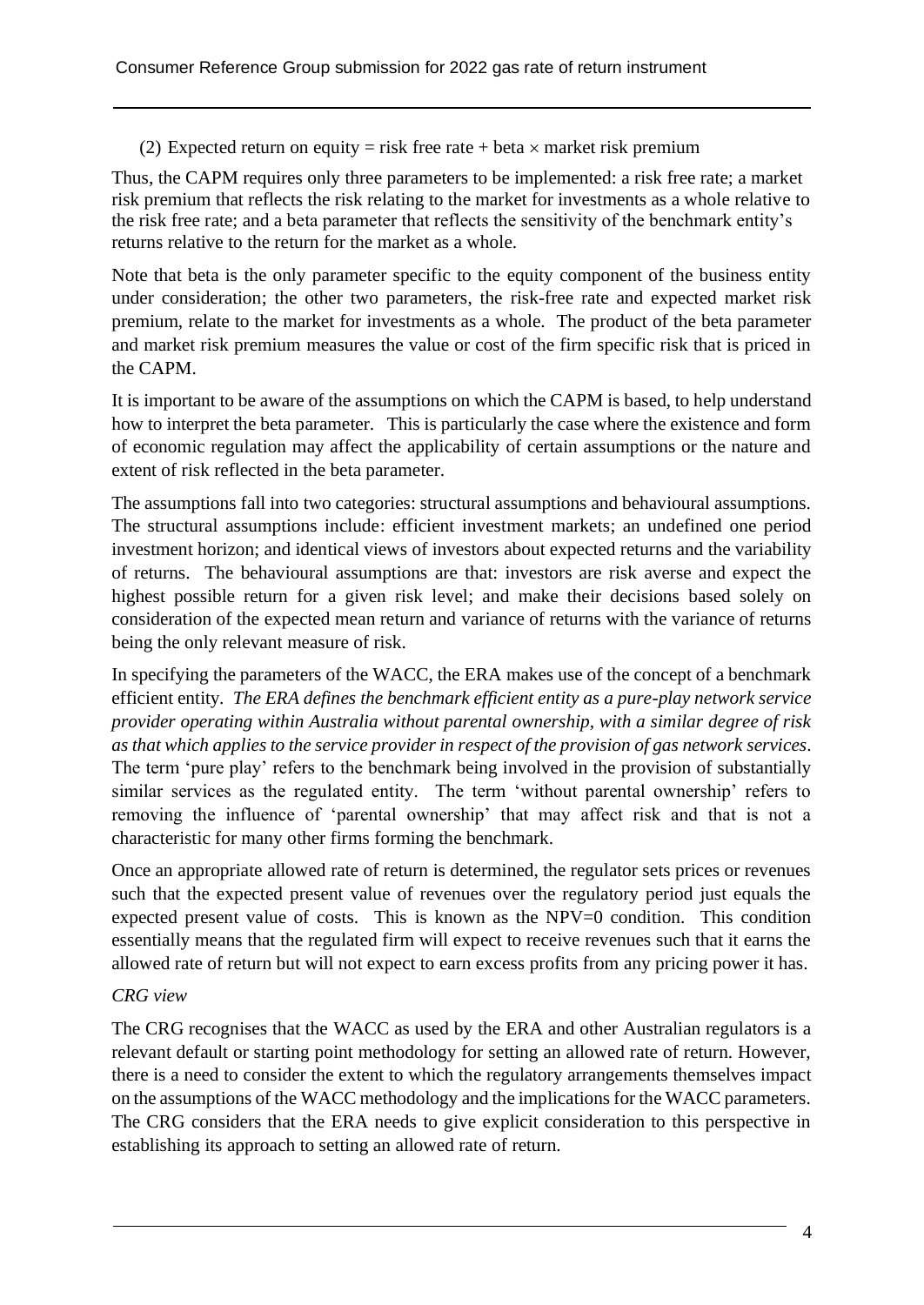(2) Expected return on equity = risk free rate + beta × market risk premium

Thus, the CAPM requires only three parameters to be implemented: a risk free rate; a market risk premium that reflects the risk relating to the market for investments as a whole relative to the risk free rate; and a beta parameter that reflects the sensitivity of the benchmark entity's returns relative to the return for the market as a whole.

Note that beta is the only parameter specific to the equity component of the business entity under consideration; the other two parameters, the risk-free rate and expected market risk premium, relate to the market for investments as a whole. The product of the beta parameter and market risk premium measures the value or cost of the firm specific risk that is priced in the CAPM.

It is important to be aware of the assumptions on which the CAPM is based, to help understand how to interpret the beta parameter. This is particularly the case where the existence and form of economic regulation may affect the applicability of certain assumptions or the nature and extent of risk reflected in the beta parameter.

The assumptions fall into two categories: structural assumptions and behavioural assumptions. The structural assumptions include: efficient investment markets; an undefined one period investment horizon; and identical views of investors about expected returns and the variability of returns. The behavioural assumptions are that: investors are risk averse and expect the highest possible return for a given risk level; and make their decisions based solely on consideration of the expected mean return and variance of returns with the variance of returns being the only relevant measure of risk.

In specifying the parameters of the WACC, the ERA makes use of the concept of a benchmark efficient entity. *The ERA defines the benchmark efficient entity as a pure-play network service provider operating within Australia without parental ownership, with a similar degree of risk as that which applies to the service provider in respect of the provision of gas network services*. The term 'pure play' refers to the benchmark being involved in the provision of substantially similar services as the regulated entity. The term 'without parental ownership' refers to removing the influence of 'parental ownership' that may affect risk and that is not a characteristic for many other firms forming the benchmark.

Once an appropriate allowed rate of return is determined, the regulator sets prices or revenues such that the expected present value of revenues over the regulatory period just equals the expected present value of costs. This is known as the NPV=0 condition. This condition essentially means that the regulated firm will expect to receive revenues such that it earns the allowed rate of return but will not expect to earn excess profits from any pricing power it has.

*CRG view*

The CRG recognises that the WACC as used by the ERA and other Australian regulators is a relevant default or starting point methodology for setting an allowed rate of return. However, there is a need to consider the extent to which the regulatory arrangements themselves impact on the assumptions of the WACC methodology and the implications for the WACC parameters. The CRG considers that the ERA needs to give explicit consideration to this perspective in establishing its approach to setting an allowed rate of return.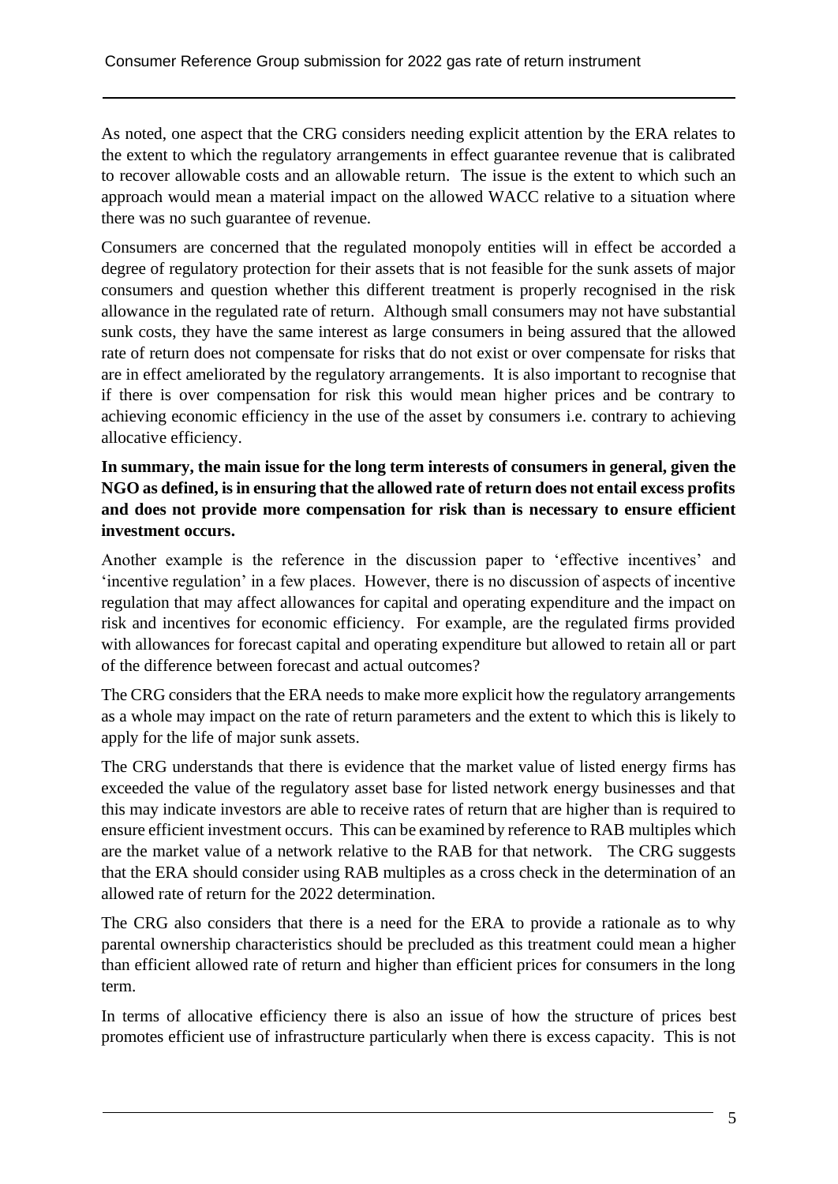As noted, one aspect that the CRG considers needing explicit attention by the ERA relates to the extent to which the regulatory arrangements in effect guarantee revenue that is calibrated to recover allowable costs and an allowable return. The issue is the extent to which such an approach would mean a material impact on the allowed WACC relative to a situation where there was no such guarantee of revenue.

Consumers are concerned that the regulated monopoly entities will in effect be accorded a degree of regulatory protection for their assets that is not feasible for the sunk assets of major consumers and question whether this different treatment is properly recognised in the risk allowance in the regulated rate of return. Although small consumers may not have substantial sunk costs, they have the same interest as large consumers in being assured that the allowed rate of return does not compensate for risks that do not exist or over compensate for risks that are in effect ameliorated by the regulatory arrangements. It is also important to recognise that if there is over compensation for risk this would mean higher prices and be contrary to achieving economic efficiency in the use of the asset by consumers i.e. contrary to achieving allocative efficiency.

**In summary, the main issue for the long term interests of consumers in general, given the NGO as defined, is in ensuring that the allowed rate of return does not entail excess profits and does not provide more compensation for risk than is necessary to ensure efficient investment occurs.**

Another example is the reference in the discussion paper to 'effective incentives' and 'incentive regulation' in a few places. However, there is no discussion of aspects of incentive regulation that may affect allowances for capital and operating expenditure and the impact on risk and incentives for economic efficiency. For example, are the regulated firms provided with allowances for forecast capital and operating expenditure but allowed to retain all or part of the difference between forecast and actual outcomes?

The CRG considers that the ERA needs to make more explicit how the regulatory arrangements as a whole may impact on the rate of return parameters and the extent to which this is likely to apply for the life of major sunk assets.

The CRG understands that there is evidence that the market value of listed energy firms has exceeded the value of the regulatory asset base for listed network energy businesses and that this may indicate investors are able to receive rates of return that are higher than is required to ensure efficient investment occurs. This can be examined by reference to RAB multiples which are the market value of a network relative to the RAB for that network. The CRG suggests that the ERA should consider using RAB multiples as a cross check in the determination of an allowed rate of return for the 2022 determination.

The CRG also considers that there is a need for the ERA to provide a rationale as to why parental ownership characteristics should be precluded as this treatment could mean a higher than efficient allowed rate of return and higher than efficient prices for consumers in the long term.

In terms of allocative efficiency there is also an issue of how the structure of prices best promotes efficient use of infrastructure particularly when there is excess capacity. This is not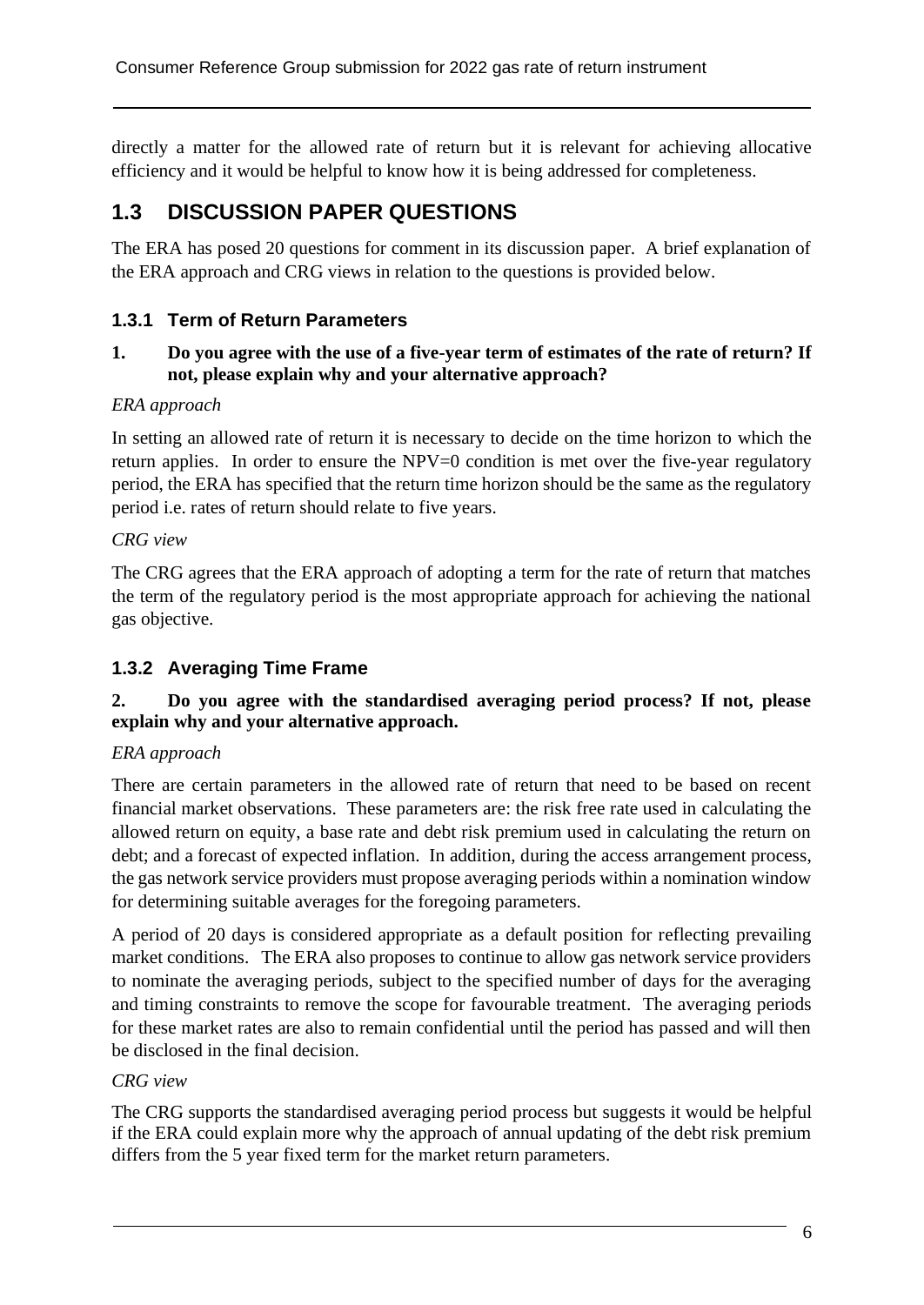directly a matter for the allowed rate of return but it is relevant for achieving allocative efficiency and it would be helpful to know how it is being addressed for completeness.

## 1.3 DISCUSSION PAPER QUESTIONS

The ERA has posed 20 questions for comment in its discussion paper. A brief explanation of the ERA approach and CRG views in relation to the questions is provided below.

### 1.3.1 Term of Return Parameters

**1. Do you agree with the use of a five-year term of estimates of the rate of return? If not, please explain why and your alternative approach?**

*ERA approach*

In setting an allowed rate of return it is necessary to decide on the time horizon to which the return applies. In order to ensure the NPV=0 condition is met over the five-year regulatory period, the ERA has specified that the return time horizon should be the same as the regulatory period i.e. rates of return should relate to five years.

*CRG view*

The CRG agrees that the ERA approach of adopting a term for the rate of return that matches the term of the regulatory period is the most appropriate approach for achieving the national gas objective.

### 1.3.2 Averaging Time Frame

**2. Do you agree with the standardised averaging period process? If not, please explain why and your alternative approach.**

*ERA approach*

There are certain parameters in the allowed rate of return that need to be based on recent financial market observations. These parameters are: the risk free rate used in calculating the allowed return on equity, a base rate and debt risk premium used in calculating the return on debt; and a forecast of expected inflation. In addition, during the access arrangement process, the gas network service providers must propose averaging periods within a nomination window for determining suitable averages for the foregoing parameters.

A period of 20 days is considered appropriate as a default position for reflecting prevailing market conditions. The ERA also proposes to continue to allow gas network service providers to nominate the averaging periods, subject to the specified number of days for the averaging and timing constraints to remove the scope for favourable treatment. The averaging periods for these market rates are also to remain confidential until the period has passed and will then be disclosed in the final decision.

*CRG view*

The CRG supports the standardised averaging period process but suggests it would be helpful if the ERA could explain more why the approach of annual updating of the debt risk premium differs from the 5 year fixed term for the market return parameters.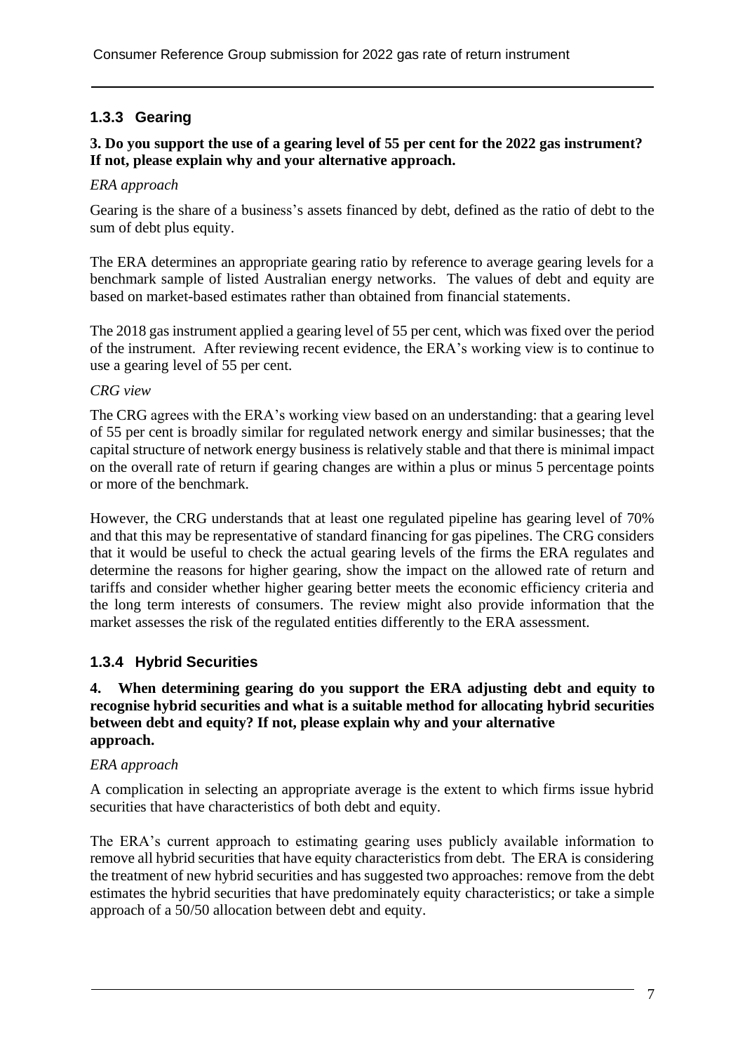### 1.3.3 Gearing

**3. Do you support the use of a gearing level of 55 per cent for the 2022 gas instrument? If not, please explain why and your alternative approach.**

*ERA approach*

Gearing is the share of a business's assets financed by debt, defined as the ratio of debt to the sum of debt plus equity.

The ERA determines an appropriate gearing ratio by reference to average gearing levels for a benchmark sample of listed Australian energy networks. The values of debt and equity are based on market-based estimates rather than obtained from financial statements.

The 2018 gas instrument applied a gearing level of 55 per cent, which was fixed over the period of the instrument. After reviewing recent evidence, the ERA's working view is to continue to use a gearing level of 55 per cent.

*CRG view*

The CRG agrees with the ERA's working view based on an understanding: that a gearing level of 55 per cent is broadly similar for regulated network energy and similar businesses; that the capital structure of network energy business is relatively stable and that there is minimal impact on the overall rate of return if gearing changes are within a plus or minus 5 percentage points or more of the benchmark.

However, the CRG understands that at least one regulated pipeline has gearing level of 70% and that this may be representative of standard financing for gas pipelines. The CRG considers that it would be useful to check the actual gearing levels of the firms the ERA regulates and determine the reasons for higher gearing, show the impact on the allowed rate of return and tariffs and consider whether higher gearing better meets the economic efficiency criteria and the long term interests of consumers. The review might also provide information that the market assesses the risk of the regulated entities differently to the ERA assessment.

### 1.3.4 Hybrid Securities

**4. When determining gearing do you support the ERA adjusting debt and equity to recognise hybrid securities and what is a suitable method for allocating hybrid securities between debt and equity? If not, please explain why and your alternative approach.**

*ERA approach*

A complication in selecting an appropriate average is the extent to which firms issue hybrid securities that have characteristics of both debt and equity.

The ERA's current approach to estimating gearing uses publicly available information to remove all hybrid securities that have equity characteristics from debt. The ERA is considering the treatment of new hybrid securities and has suggested two approaches: remove from the debt estimates the hybrid securities that have predominately equity characteristics; or take a simple approach of a 50/50 allocation between debt and equity.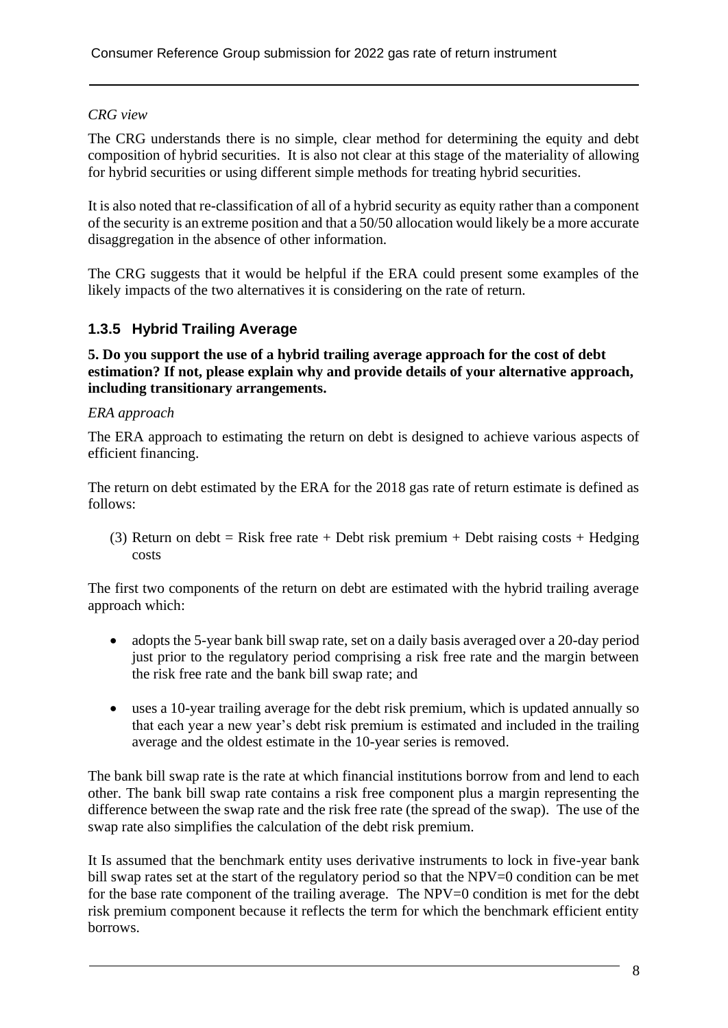*CRG view*

The CRG understands there is no simple, clear method for determining the equity and debt composition of hybrid securities. It is also not clear at this stage of the materiality of allowing for hybrid securities or using different simple methods for treating hybrid securities.

It is also noted that re-classification of all of a hybrid security as equity rather than a component of the security is an extreme position and that a 50/50 allocation would likely be a more accurate disaggregation in the absence of other information.

The CRG suggests that it would be helpful if the ERA could present some examples of the likely impacts of the two alternatives it is considering on the rate of return.

### 1.3.5 Hybrid Trailing Average

**5. Do you support the use of a hybrid trailing average approach for the cost of debt estimation? If not, please explain why and provide details of your alternative approach, including transitionary arrangements.**

*ERA approach*

The ERA approach to estimating the return on debt is designed to achieve various aspects of efficient financing.

The return on debt estimated by the ERA for the 2018 gas rate of return estimate is defined as follows:

(3) Return on debt = Risk free rate + Debt risk premium + Debt raising costs + Hedging costs

The first two components of the return on debt are estimated with the hybrid trailing average approach which:

- adopts the 5-year bank bill swap rate, set on a daily basis averaged over a 20-day period just prior to the regulatory period comprising a risk free rate and the margin between the risk free rate and the bank bill swap rate; and
- uses a 10-year trailing average for the debt risk premium, which is updated annually so that each year a new year's debt risk premium is estimated and included in the trailing average and the oldest estimate in the 10-year series is removed.

The bank bill swap rate is the rate at which financial institutions borrow from and lend to each other. The bank bill swap rate contains a risk free component plus a margin representing the difference between the swap rate and the risk free rate (the spread of the swap). The use of the swap rate also simplifies the calculation of the debt risk premium.

It Is assumed that the benchmark entity uses derivative instruments to lock in five-year bank bill swap rates set at the start of the regulatory period so that the NPV=0 condition can be met for the base rate component of the trailing average. The NPV=0 condition is met for the debt risk premium component because it reflects the term for which the benchmark efficient entity borrows.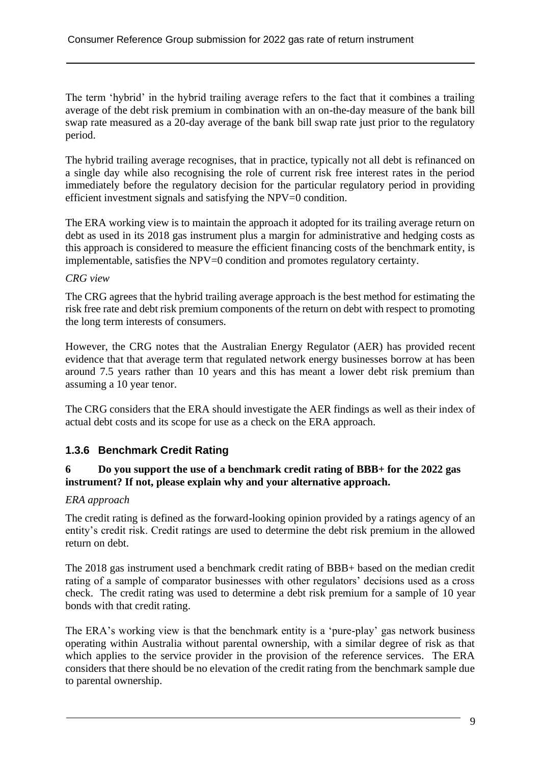The term 'hybrid' in the hybrid trailing average refers to the fact that it combines a trailing average of the debt risk premium in combination with an on-the-day measure of the bank bill swap rate measured as a 20-day average of the bank bill swap rate just prior to the regulatory period.

The hybrid trailing average recognises, that in practice, typically not all debt is refinanced on a single day while also recognising the role of current risk free interest rates in the period immediately before the regulatory decision for the particular regulatory period in providing efficient investment signals and satisfying the NPV=0 condition.

The ERA working view is to maintain the approach it adopted for its trailing average return on debt as used in its 2018 gas instrument plus a margin for administrative and hedging costs as this approach is considered to measure the efficient financing costs of the benchmark entity, is implementable, satisfies the NPV=0 condition and promotes regulatory certainty.

*CRG view*

The CRG agrees that the hybrid trailing average approach is the best method for estimating the risk free rate and debt risk premium components of the return on debt with respect to promoting the long term interests of consumers.

However, the CRG notes that the Australian Energy Regulator (AER) has provided recent evidence that that average term that regulated network energy businesses borrow at has been around 7.5 years rather than 10 years and this has meant a lower debt risk premium than assuming a 10 year tenor.

The CRG considers that the ERA should investigate the AER findings as well as their index of actual debt costs and its scope for use as a check on the ERA approach.

### 1.3.6 Benchmark Credit Rating

**6 Do you support the use of a benchmark credit rating of BBB+ for the 2022 gas instrument? If not, please explain why and your alternative approach.**

*ERA approach*

The credit rating is defined as the forward-looking opinion provided by a ratings agency of an entity's credit risk. Credit ratings are used to determine the debt risk premium in the allowed return on debt.

The 2018 gas instrument used a benchmark credit rating of BBB+ based on the median credit rating of a sample of comparator businesses with other regulators' decisions used as a cross check. The credit rating was used to determine a debt risk premium for a sample of 10 year bonds with that credit rating.

The ERA's working view is that the benchmark entity is a 'pure-play' gas network business operating within Australia without parental ownership, with a similar degree of risk as that which applies to the service provider in the provision of the reference services. The ERA considers that there should be no elevation of the credit rating from the benchmark sample due to parental ownership.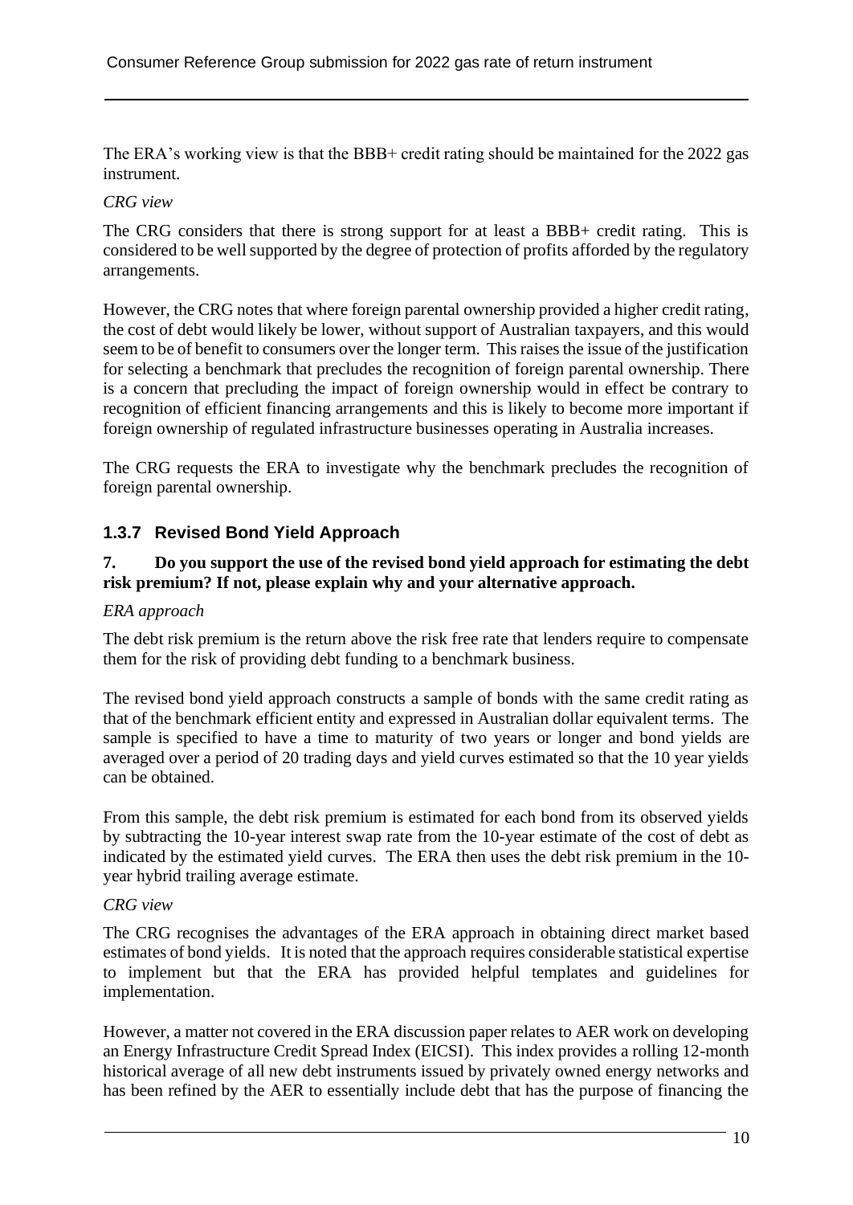The ERA's working view is that the BBB+ credit rating should be maintained for the 2022 gas instrument.

*CRG view*

The CRG considers that there is strong support for at least a BBB+ credit rating. This is considered to be well supported by the degree of protection of profits afforded by the regulatory arrangements.

However, the CRG notes that where foreign parental ownership provided a higher credit rating, the cost of debt would likely be lower, without support of Australian taxpayers, and this would seem to be of benefit to consumers over the longer term. This raises the issue of the justification for selecting a benchmark that precludes the recognition of foreign parental ownership. There is a concern that precluding the impact of foreign ownership would in effect be contrary to recognition of efficient financing arrangements and this is likely to become more important if foreign ownership of regulated infrastructure businesses operating in Australia increases.

The CRG requests the ERA to investigate why the benchmark precludes the recognition of foreign parental ownership.

### 1.3.7 Revised Bond Yield Approach

**7. Do you support the use of the revised bond yield approach for estimating the debt risk premium? If not, please explain why and your alternative approach.**

*ERA approach*

The debt risk premium is the return above the risk free rate that lenders require to compensate them for the risk of providing debt funding to a benchmark business.

The revised bond yield approach constructs a sample of bonds with the same credit rating as that of the benchmark efficient entity and expressed in Australian dollar equivalent terms. The sample is specified to have a time to maturity of two years or longer and bond yields are averaged over a period of 20 trading days and yield curves estimated so that the 10 year yields can be obtained.

From this sample, the debt risk premium is estimated for each bond from its observed yields by subtracting the 10-year interest swap rate from the 10-year estimate of the cost of debt as indicated by the estimated yield curves. The ERA then uses the debt risk premium in the 10-year hybrid trailing average estimate.

*CRG view*

The CRG recognises the advantages of the ERA approach in obtaining direct market based estimates of bond yields. It is noted that the approach requires considerable statistical expertise to implement but that the ERA has provided helpful templates and guidelines for implementation.

However, a matter not covered in the ERA discussion paper relates to AER work on developing an Energy Infrastructure Credit Spread Index (EICSI). This index provides a rolling 12-month historical average of all new debt instruments issued by privately owned energy networks and has been refined by the AER to essentially include debt that has the purpose of financing the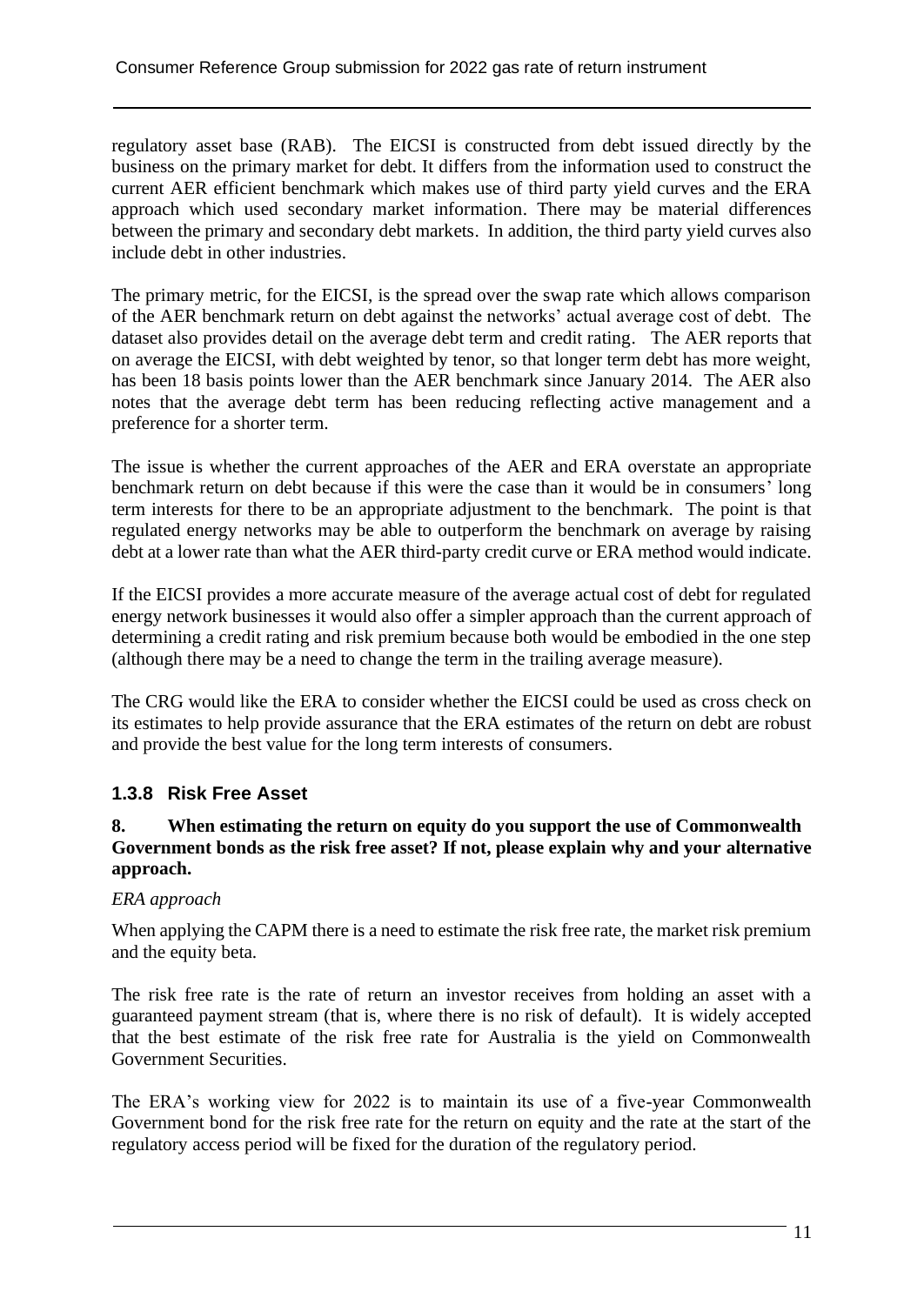regulatory asset base (RAB). The EICSI is constructed from debt issued directly by the business on the primary market for debt. It differs from the information used to construct the current AER efficient benchmark which makes use of third party yield curves and the ERA approach which used secondary market information. There may be material differences between the primary and secondary debt markets. In addition, the third party yield curves also include debt in other industries.

The primary metric, for the EICSI, is the spread over the swap rate which allows comparison of the AER benchmark return on debt against the networks' actual average cost of debt. The dataset also provides detail on the average debt term and credit rating. The AER reports that on average the EICSI, with debt weighted by tenor, so that longer term debt has more weight, has been 18 basis points lower than the AER benchmark since January 2014. The AER also notes that the average debt term has been reducing reflecting active management and a preference for a shorter term.

The issue is whether the current approaches of the AER and ERA overstate an appropriate benchmark return on debt because if this were the case than it would be in consumers' long term interests for there to be an appropriate adjustment to the benchmark. The point is that regulated energy networks may be able to outperform the benchmark on average by raising debt at a lower rate than what the AER third-party credit curve or ERA method would indicate.

If the EICSI provides a more accurate measure of the average actual cost of debt for regulated energy network businesses it would also offer a simpler approach than the current approach of determining a credit rating and risk premium because both would be embodied in the one step (although there may be a need to change the term in the trailing average measure).

The CRG would like the ERA to consider whether the EICSI could be used as cross check on its estimates to help provide assurance that the ERA estimates of the return on debt are robust and provide the best value for the long term interests of consumers.

### 1.3.8 Risk Free Asset

**8. When estimating the return on equity do you support the use of Commonwealth Government bonds as the risk free asset? If not, please explain why and your alternative approach.**

*ERA approach*

When applying the CAPM there is a need to estimate the risk free rate, the market risk premium and the equity beta.

The risk free rate is the rate of return an investor receives from holding an asset with a guaranteed payment stream (that is, where there is no risk of default). It is widely accepted that the best estimate of the risk free rate for Australia is the yield on Commonwealth Government Securities.

The ERA's working view for 2022 is to maintain its use of a five-year Commonwealth Government bond for the risk free rate for the return on equity and the rate at the start of the regulatory access period will be fixed for the duration of the regulatory period.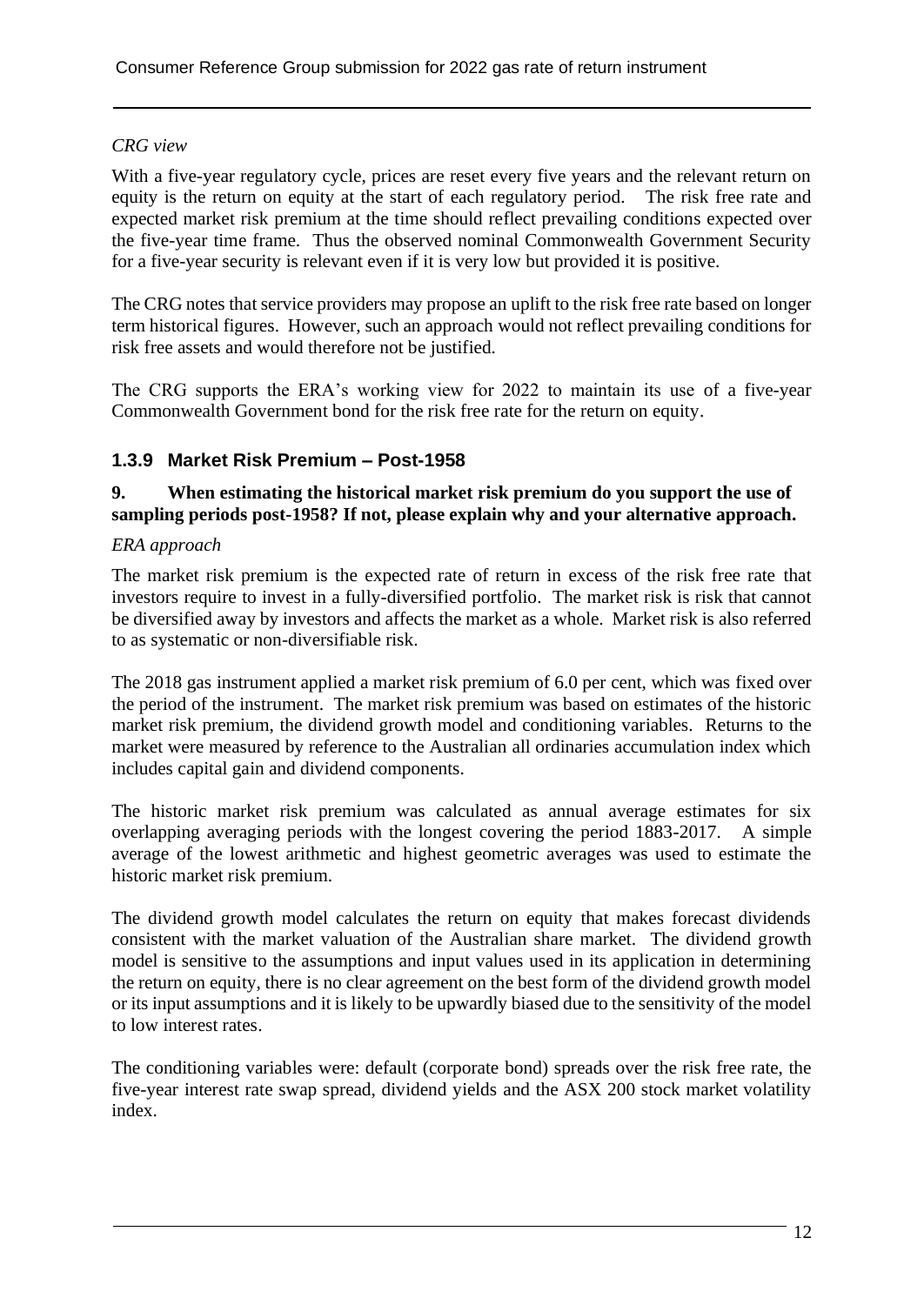*CRG view*

With a five-year regulatory cycle, prices are reset every five years and the relevant return on equity is the return on equity at the start of each regulatory period. The risk free rate and expected market risk premium at the time should reflect prevailing conditions expected over the five-year time frame. Thus the observed nominal Commonwealth Government Security for a five-year security is relevant even if it is very low but provided it is positive.

The CRG notes that service providers may propose an uplift to the risk free rate based on longer term historical figures. However, such an approach would not reflect prevailing conditions for risk free assets and would therefore not be justified.

The CRG supports the ERA's working view for 2022 to maintain its use of a five-year Commonwealth Government bond for the risk free rate for the return on equity.

### 1.3.9 Market Risk Premium – Post-1958

**9. When estimating the historical market risk premium do you support the use of sampling periods post-1958? If not, please explain why and your alternative approach.**

*ERA approach*

The market risk premium is the expected rate of return in excess of the risk free rate that investors require to invest in a fully-diversified portfolio. The market risk is risk that cannot be diversified away by investors and affects the market as a whole. Market risk is also referred to as systematic or non-diversifiable risk.

The 2018 gas instrument applied a market risk premium of 6.0 per cent, which was fixed over the period of the instrument. The market risk premium was based on estimates of the historic market risk premium, the dividend growth model and conditioning variables. Returns to the market were measured by reference to the Australian all ordinaries accumulation index which includes capital gain and dividend components.

The historic market risk premium was calculated as annual average estimates for six overlapping averaging periods with the longest covering the period 1883-2017. A simple average of the lowest arithmetic and highest geometric averages was used to estimate the historic market risk premium.

The dividend growth model calculates the return on equity that makes forecast dividends consistent with the market valuation of the Australian share market. The dividend growth model is sensitive to the assumptions and input values used in its application in determining the return on equity, there is no clear agreement on the best form of the dividend growth model or its input assumptions and it is likely to be upwardly biased due to the sensitivity of the model to low interest rates.

The conditioning variables were: default (corporate bond) spreads over the risk free rate, the five-year interest rate swap spread, dividend yields and the ASX 200 stock market volatility index.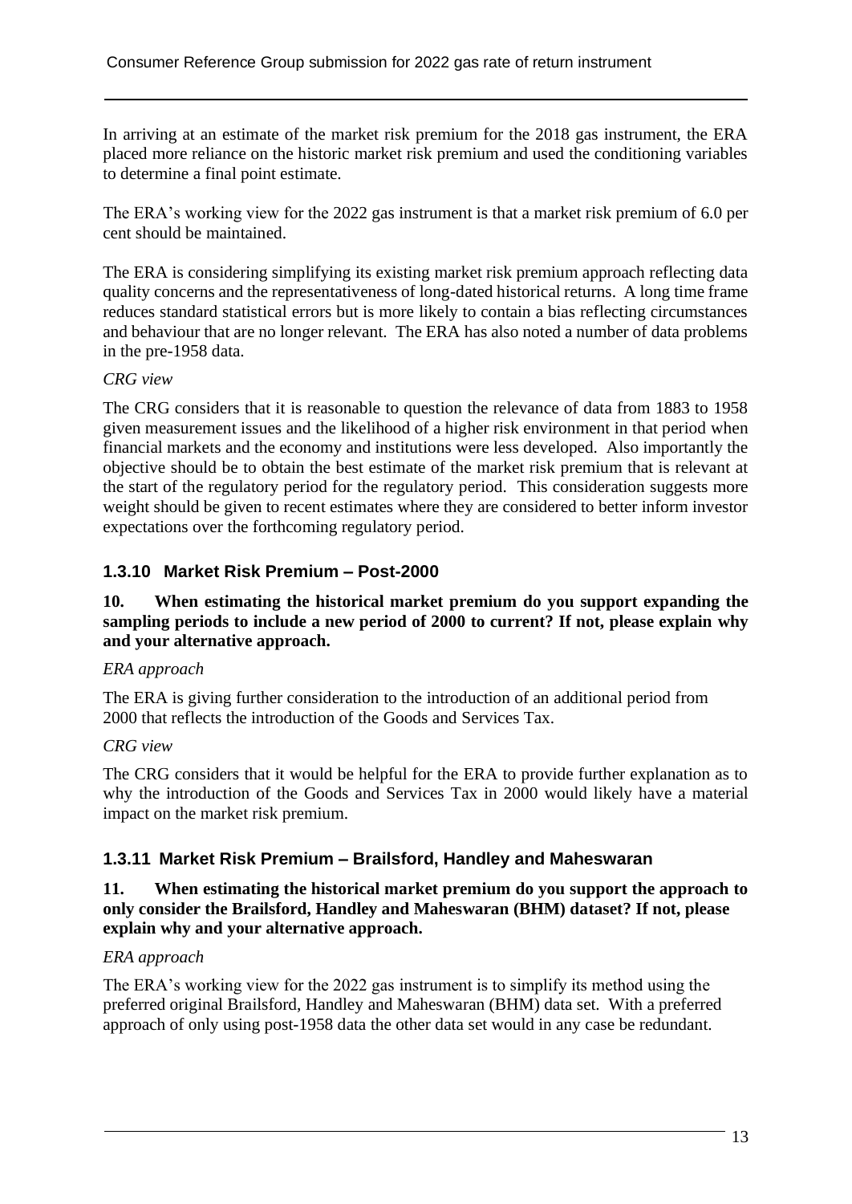In arriving at an estimate of the market risk premium for the 2018 gas instrument, the ERA placed more reliance on the historic market risk premium and used the conditioning variables to determine a final point estimate.

The ERA's working view for the 2022 gas instrument is that a market risk premium of 6.0 per cent should be maintained.

The ERA is considering simplifying its existing market risk premium approach reflecting data quality concerns and the representativeness of long-dated historical returns. A long time frame reduces standard statistical errors but is more likely to contain a bias reflecting circumstances and behaviour that are no longer relevant. The ERA has also noted a number of data problems in the pre-1958 data.

*CRG view*

The CRG considers that it is reasonable to question the relevance of data from 1883 to 1958 given measurement issues and the likelihood of a higher risk environment in that period when financial markets and the economy and institutions were less developed. Also importantly the objective should be to obtain the best estimate of the market risk premium that is relevant at the start of the regulatory period for the regulatory period. This consideration suggests more weight should be given to recent estimates where they are considered to better inform investor expectations over the forthcoming regulatory period.

### 1.3.10 Market Risk Premium – Post-2000

**10. When estimating the historical market premium do you support expanding the sampling periods to include a new period of 2000 to current? If not, please explain why and your alternative approach.**

*ERA approach*

The ERA is giving further consideration to the introduction of an additional period from 2000 that reflects the introduction of the Goods and Services Tax.

*CRG view*

The CRG considers that it would be helpful for the ERA to provide further explanation as to why the introduction of the Goods and Services Tax in 2000 would likely have a material impact on the market risk premium.

### 1.3.11 Market Risk Premium – Brailsford, Handley and Maheswaran

**11. When estimating the historical market premium do you support the approach to only consider the Brailsford, Handley and Maheswaran (BHM) dataset? If not, please explain why and your alternative approach.**

*ERA approach*

The ERA's working view for the 2022 gas instrument is to simplify its method using the preferred original Brailsford, Handley and Maheswaran (BHM) data set. With a preferred approach of only using post-1958 data the other data set would in any case be redundant.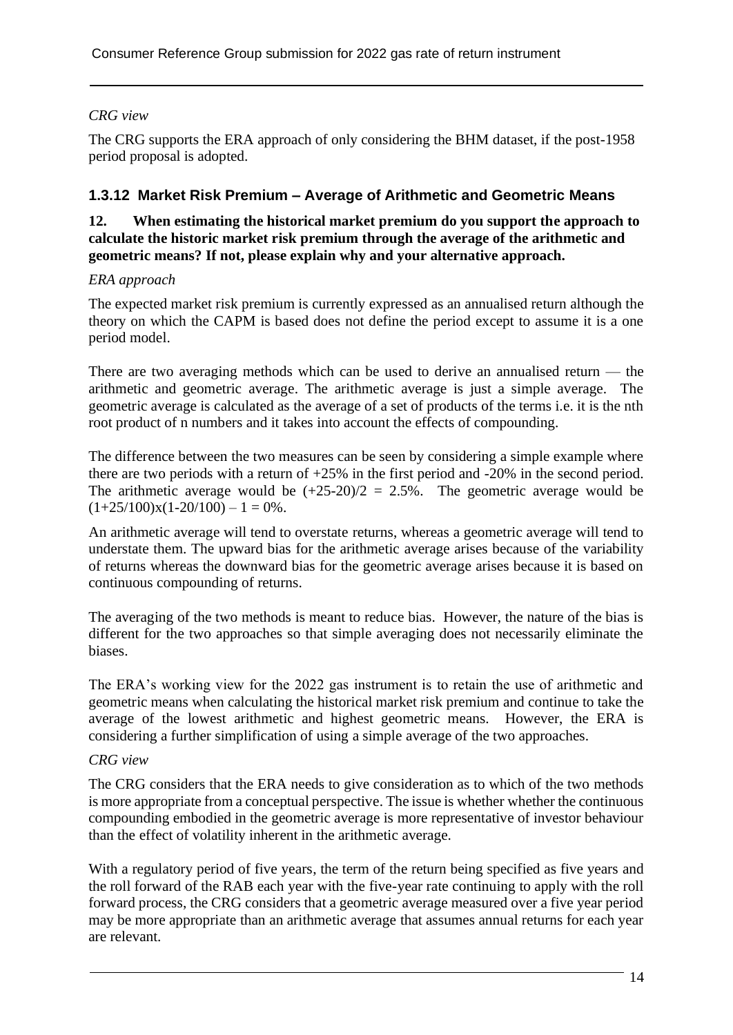*CRG view*

The CRG supports the ERA approach of only considering the BHM dataset, if the post-1958 period proposal is adopted.

### 1.3.12 Market Risk Premium – Average of Arithmetic and Geometric Means

**12. When estimating the historical market premium do you support the approach to calculate the historic market risk premium through the average of the arithmetic and geometric means? If not, please explain why and your alternative approach.**

*ERA approach*

The expected market risk premium is currently expressed as an annualised return although the theory on which the CAPM is based does not define the period except to assume it is a one period model.

There are two averaging methods which can be used to derive an annualised return — the arithmetic and geometric average. The arithmetic average is just a simple average. The geometric average is calculated as the average of a set of products of the terms i.e. it is the nth root product of n numbers and it takes into account the effects of compounding.

The difference between the two measures can be seen by considering a simple example where there are two periods with a return of +25% in the first period and -20% in the second period. The arithmetic average would be $(+25-20)/2 = 2.5\%$. The geometric average would be $(1+25/100)x(1-20/100) - 1 = 0\%$.

An arithmetic average will tend to overstate returns, whereas a geometric average will tend to understate them. The upward bias for the arithmetic average arises because of the variability of returns whereas the downward bias for the geometric average arises because it is based on continuous compounding of returns.

The averaging of the two methods is meant to reduce bias. However, the nature of the bias is different for the two approaches so that simple averaging does not necessarily eliminate the biases.

The ERA's working view for the 2022 gas instrument is to retain the use of arithmetic and geometric means when calculating the historical market risk premium and continue to take the average of the lowest arithmetic and highest geometric means. However, the ERA is considering a further simplification of using a simple average of the two approaches.

*CRG view*

The CRG considers that the ERA needs to give consideration as to which of the two methods is more appropriate from a conceptual perspective. The issue is whether whether the continuous compounding embodied in the geometric average is more representative of investor behaviour than the effect of volatility inherent in the arithmetic average.

With a regulatory period of five years, the term of the return being specified as five years and the roll forward of the RAB each year with the five-year rate continuing to apply with the roll forward process, the CRG considers that a geometric average measured over a five year period may be more appropriate than an arithmetic average that assumes annual returns for each year are relevant.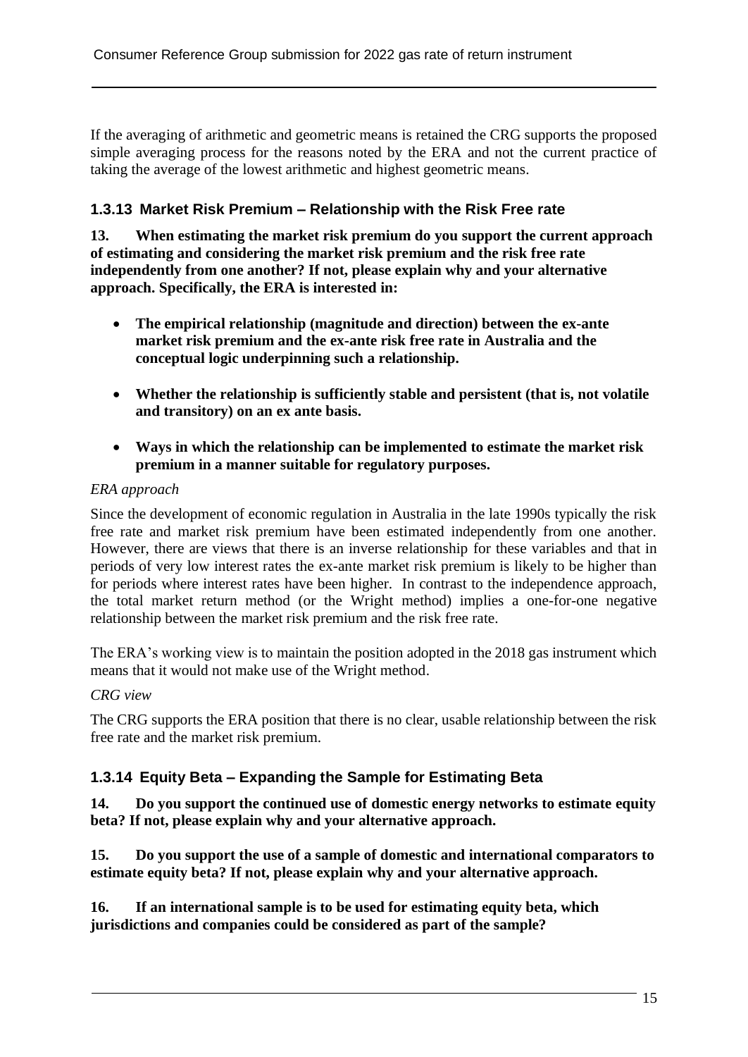If the averaging of arithmetic and geometric means is retained the CRG supports the proposed simple averaging process for the reasons noted by the ERA and not the current practice of taking the average of the lowest arithmetic and highest geometric means.

### 1.3.13 Market Risk Premium – Relationship with the Risk Free rate

**13. When estimating the market risk premium do you support the current approach of estimating and considering the market risk premium and the risk free rate independently from one another? If not, please explain why and your alternative approach. Specifically, the ERA is interested in:**

- **The empirical relationship (magnitude and direction) between the ex-ante market risk premium and the ex-ante risk free rate in Australia and the conceptual logic underpinning such a relationship.**
- **Whether the relationship is sufficiently stable and persistent (that is, not volatile and transitory) on an ex ante basis.**
- **Ways in which the relationship can be implemented to estimate the market risk premium in a manner suitable for regulatory purposes.**

*ERA approach*

Since the development of economic regulation in Australia in the late 1990s typically the risk free rate and market risk premium have been estimated independently from one another. However, there are views that there is an inverse relationship for these variables and that in periods of very low interest rates the ex-ante market risk premium is likely to be higher than for periods where interest rates have been higher. In contrast to the independence approach, the total market return method (or the Wright method) implies a one-for-one negative relationship between the market risk premium and the risk free rate.

The ERA's working view is to maintain the position adopted in the 2018 gas instrument which means that it would not make use of the Wright method.

*CRG view*

The CRG supports the ERA position that there is no clear, usable relationship between the risk free rate and the market risk premium.

### 1.3.14 Equity Beta – Expanding the Sample for Estimating Beta

**14. Do you support the continued use of domestic energy networks to estimate equity beta? If not, please explain why and your alternative approach.**

**15. Do you support the use of a sample of domestic and international comparators to estimate equity beta? If not, please explain why and your alternative approach.**

**16. If an international sample is to be used for estimating equity beta, which jurisdictions and companies could be considered as part of the sample?**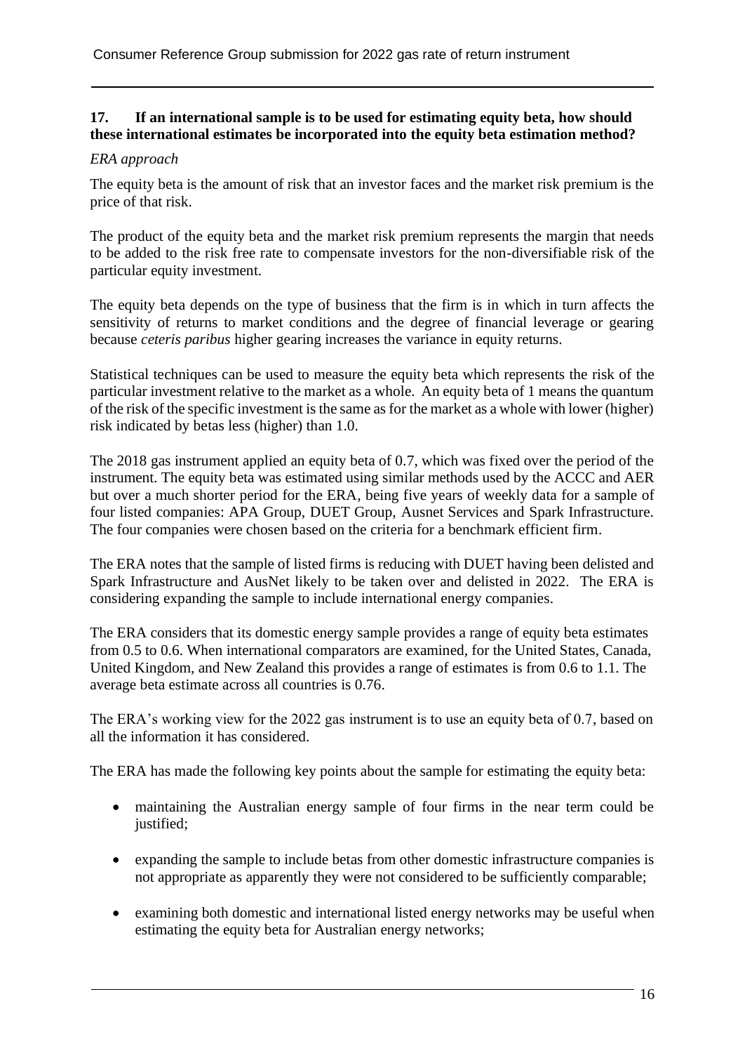### 17. If an international sample is to be used for estimating equity beta, how should these international estimates be incorporated into the equity beta estimation method?

*ERA approach*

The equity beta is the amount of risk that an investor faces and the market risk premium is the price of that risk.

The product of the equity beta and the market risk premium represents the margin that needs to be added to the risk free rate to compensate investors for the non-diversifiable risk of the particular equity investment.

The equity beta depends on the type of business that the firm is in which in turn affects the sensitivity of returns to market conditions and the degree of financial leverage or gearing because *ceteris paribus* higher gearing increases the variance in equity returns.

Statistical techniques can be used to measure the equity beta which represents the risk of the particular investment relative to the market as a whole. An equity beta of 1 means the quantum of the risk of the specific investment is the same as for the market as a whole with lower (higher) risk indicated by betas less (higher) than 1.0.

The 2018 gas instrument applied an equity beta of 0.7, which was fixed over the period of the instrument. The equity beta was estimated using similar methods used by the ACCC and AER but over a much shorter period for the ERA, being five years of weekly data for a sample of four listed companies: APA Group, DUET Group, Ausnet Services and Spark Infrastructure. The four companies were chosen based on the criteria for a benchmark efficient firm.

The ERA notes that the sample of listed firms is reducing with DUET having been delisted and Spark Infrastructure and AusNet likely to be taken over and delisted in 2022. The ERA is considering expanding the sample to include international energy companies.

The ERA considers that its domestic energy sample provides a range of equity beta estimates from 0.5 to 0.6. When international comparators are examined, for the United States, Canada, United Kingdom, and New Zealand this provides a range of estimates is from 0.6 to 1.1. The average beta estimate across all countries is 0.76.

The ERA's working view for the 2022 gas instrument is to use an equity beta of 0.7, based on all the information it has considered.

The ERA has made the following key points about the sample for estimating the equity beta:

- maintaining the Australian energy sample of four firms in the near term could be justified;
- expanding the sample to include betas from other domestic infrastructure companies is not appropriate as apparently they were not considered to be sufficiently comparable;
- examining both domestic and international listed energy networks may be useful when estimating the equity beta for Australian energy networks;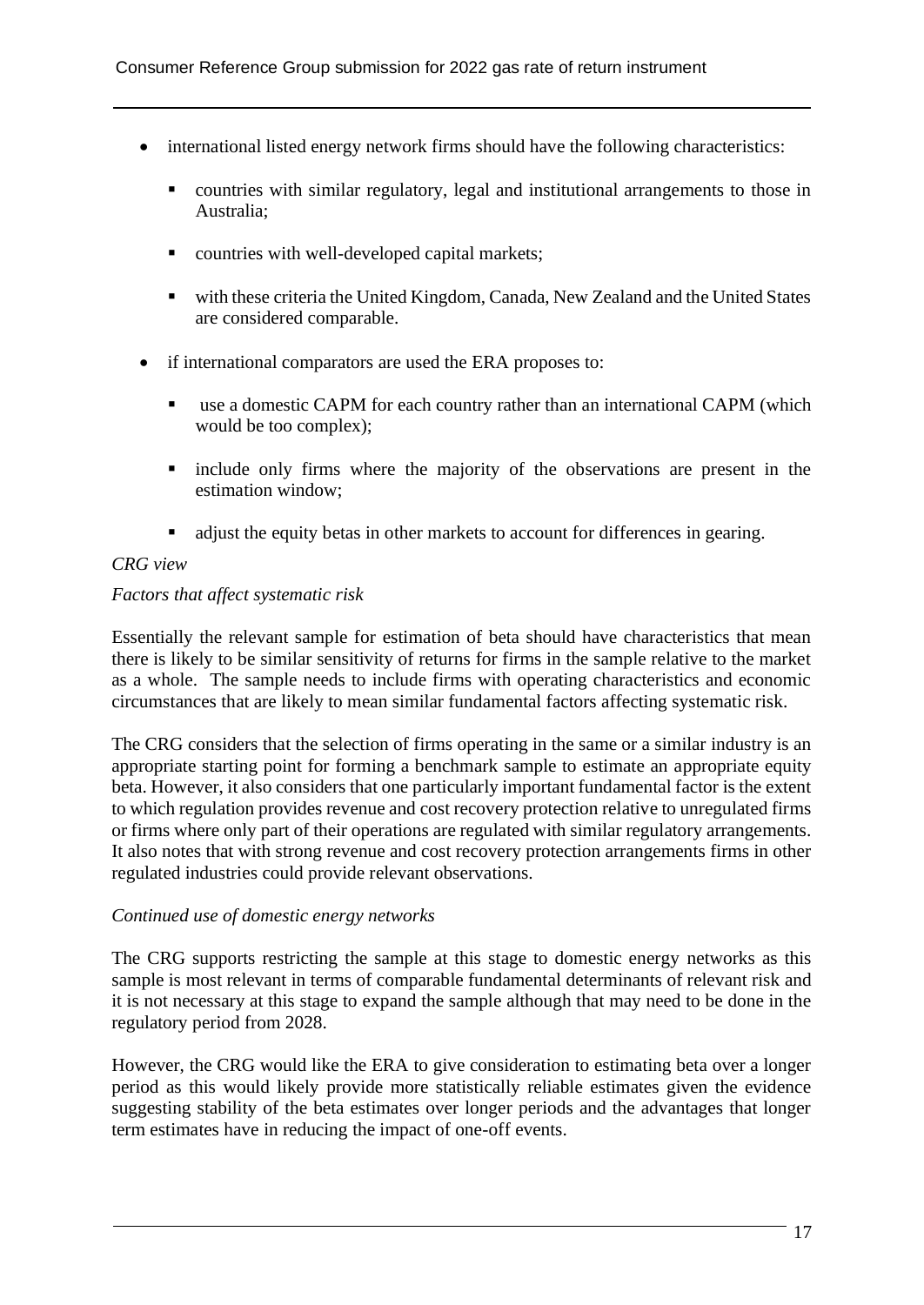- international listed energy network firms should have the following characteristics:
  - countries with similar regulatory, legal and institutional arrangements to those in Australia;
  - countries with well-developed capital markets;
  - with these criteria the United Kingdom, Canada, New Zealand and the United States are considered comparable.
- if international comparators are used the ERA proposes to:
  - use a domestic CAPM for each country rather than an international CAPM (which would be too complex);
  - include only firms where the majority of the observations are present in the estimation window;
  - adjust the equity betas in other markets to account for differences in gearing.

*CRG view*

*Factors that affect systematic risk*

Essentially the relevant sample for estimation of beta should have characteristics that mean there is likely to be similar sensitivity of returns for firms in the sample relative to the market as a whole. The sample needs to include firms with operating characteristics and economic circumstances that are likely to mean similar fundamental factors affecting systematic risk.

The CRG considers that the selection of firms operating in the same or a similar industry is an appropriate starting point for forming a benchmark sample to estimate an appropriate equity beta. However, it also considers that one particularly important fundamental factor is the extent to which regulation provides revenue and cost recovery protection relative to unregulated firms or firms where only part of their operations are regulated with similar regulatory arrangements. It also notes that with strong revenue and cost recovery protection arrangements firms in other regulated industries could provide relevant observations.

*Continued use of domestic energy networks*

The CRG supports restricting the sample at this stage to domestic energy networks as this sample is most relevant in terms of comparable fundamental determinants of relevant risk and it is not necessary at this stage to expand the sample although that may need to be done in the regulatory period from 2028.

However, the CRG would like the ERA to give consideration to estimating beta over a longer period as this would likely provide more statistically reliable estimates given the evidence suggesting stability of the beta estimates over longer periods and the advantages that longer term estimates have in reducing the impact of one-off events.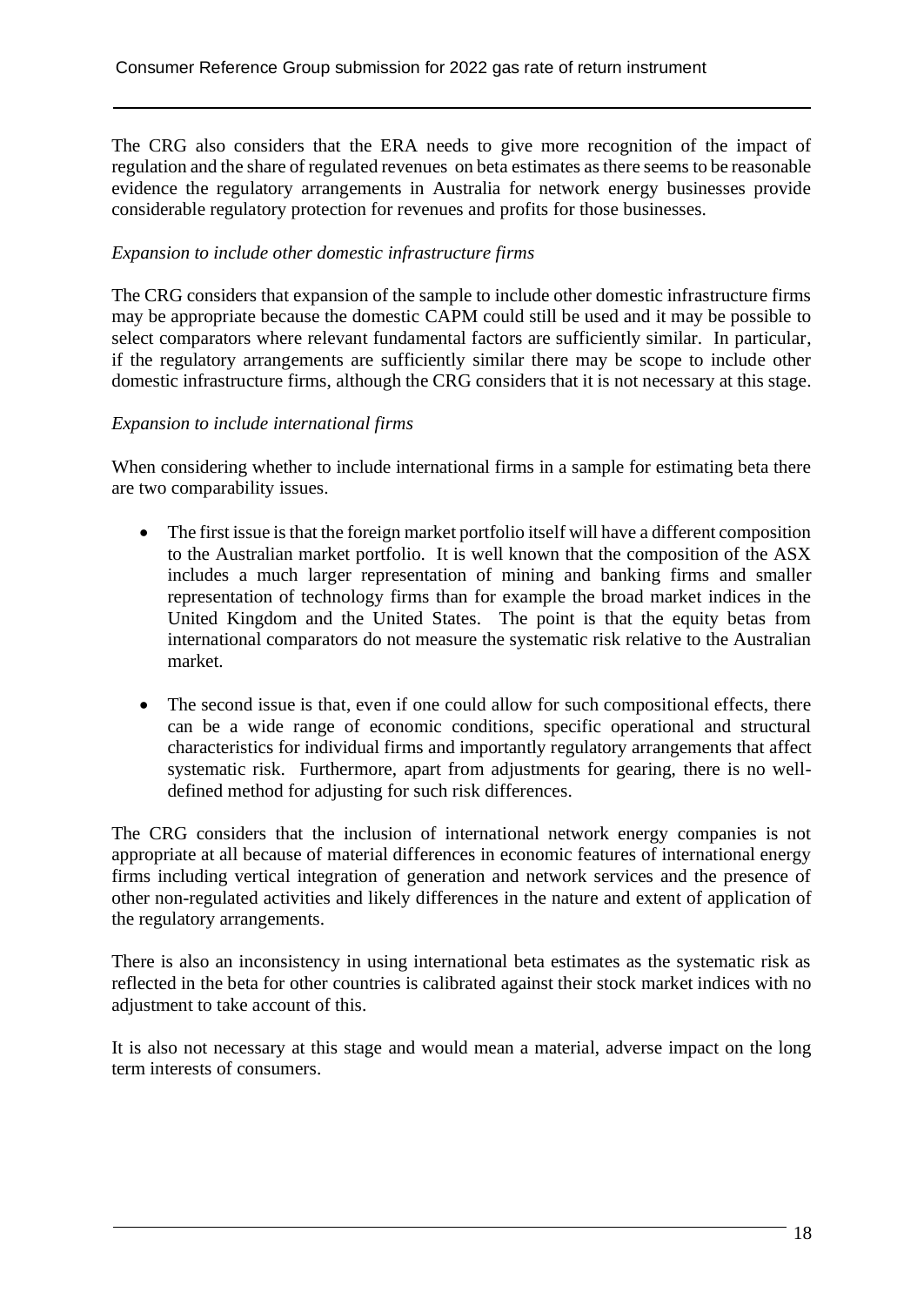The CRG also considers that the ERA needs to give more recognition of the impact of regulation and the share of regulated revenues on beta estimates as there seems to be reasonable evidence the regulatory arrangements in Australia for network energy businesses provide considerable regulatory protection for revenues and profits for those businesses.

*Expansion to include other domestic infrastructure firms*

The CRG considers that expansion of the sample to include other domestic infrastructure firms may be appropriate because the domestic CAPM could still be used and it may be possible to select comparators where relevant fundamental factors are sufficiently similar. In particular, if the regulatory arrangements are sufficiently similar there may be scope to include other domestic infrastructure firms, although the CRG considers that it is not necessary at this stage.

*Expansion to include international firms*

When considering whether to include international firms in a sample for estimating beta there are two comparability issues.

- The first issue is that the foreign market portfolio itself will have a different composition to the Australian market portfolio. It is well known that the composition of the ASX includes a much larger representation of mining and banking firms and smaller representation of technology firms than for example the broad market indices in the United Kingdom and the United States. The point is that the equity betas from international comparators do not measure the systematic risk relative to the Australian market.

- The second issue is that, even if one could allow for such compositional effects, there can be a wide range of economic conditions, specific operational and structural characteristics for individual firms and importantly regulatory arrangements that affect systematic risk. Furthermore, apart from adjustments for gearing, there is no well-defined method for adjusting for such risk differences.

The CRG considers that the inclusion of international network energy companies is not appropriate at all because of material differences in economic features of international energy firms including vertical integration of generation and network services and the presence of other non-regulated activities and likely differences in the nature and extent of application of the regulatory arrangements.

There is also an inconsistency in using international beta estimates as the systematic risk as reflected in the beta for other countries is calibrated against their stock market indices with no adjustment to take account of this.

It is also not necessary at this stage and would mean a material, adverse impact on the long term interests of consumers.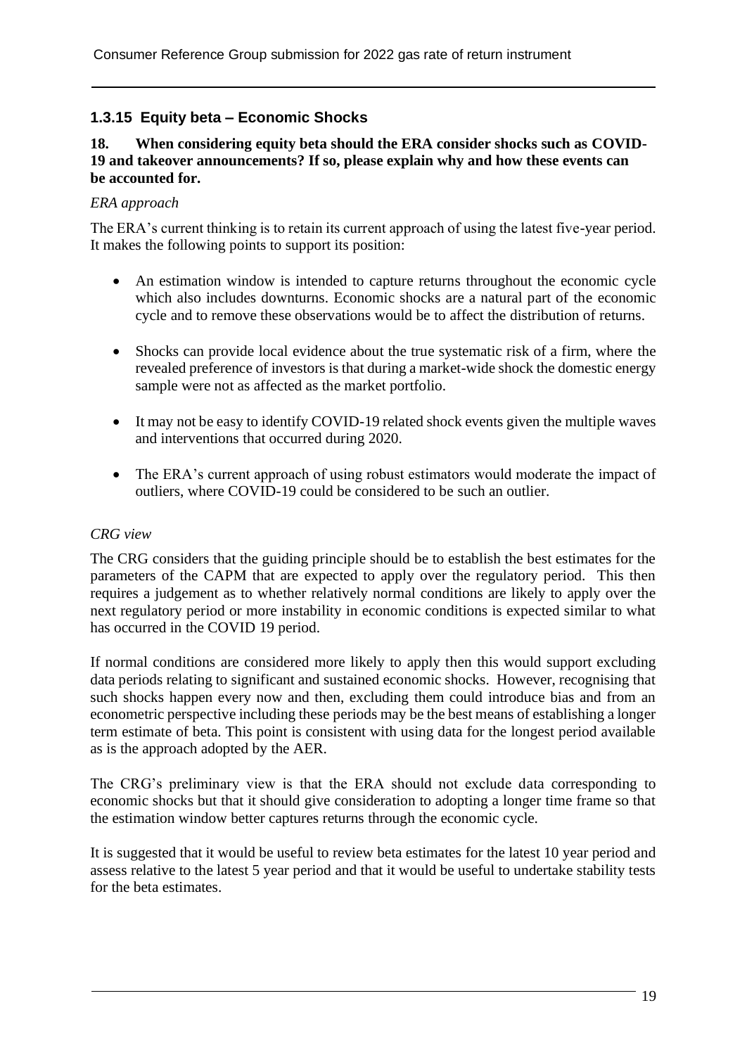### 1.3.15 Equity beta – Economic Shocks

**18. When considering equity beta should the ERA consider shocks such as COVID-19 and takeover announcements? If so, please explain why and how these events can be accounted for.**

*ERA approach*

The ERA's current thinking is to retain its current approach of using the latest five-year period. It makes the following points to support its position:

- An estimation window is intended to capture returns throughout the economic cycle which also includes downturns. Economic shocks are a natural part of the economic cycle and to remove these observations would be to affect the distribution of returns.
- Shocks can provide local evidence about the true systematic risk of a firm, where the revealed preference of investors is that during a market-wide shock the domestic energy sample were not as affected as the market portfolio.
- It may not be easy to identify COVID-19 related shock events given the multiple waves and interventions that occurred during 2020.
- The ERA's current approach of using robust estimators would moderate the impact of outliers, where COVID-19 could be considered to be such an outlier.

*CRG view*

The CRG considers that the guiding principle should be to establish the best estimates for the parameters of the CAPM that are expected to apply over the regulatory period. This then requires a judgement as to whether relatively normal conditions are likely to apply over the next regulatory period or more instability in economic conditions is expected similar to what has occurred in the COVID 19 period.

If normal conditions are considered more likely to apply then this would support excluding data periods relating to significant and sustained economic shocks. However, recognising that such shocks happen every now and then, excluding them could introduce bias and from an econometric perspective including these periods may be the best means of establishing a longer term estimate of beta. This point is consistent with using data for the longest period available as is the approach adopted by the AER.

The CRG's preliminary view is that the ERA should not exclude data corresponding to economic shocks but that it should give consideration to adopting a longer time frame so that the estimation window better captures returns through the economic cycle.

It is suggested that it would be useful to review beta estimates for the latest 10 year period and assess relative to the latest 5 year period and that it would be useful to undertake stability tests for the beta estimates.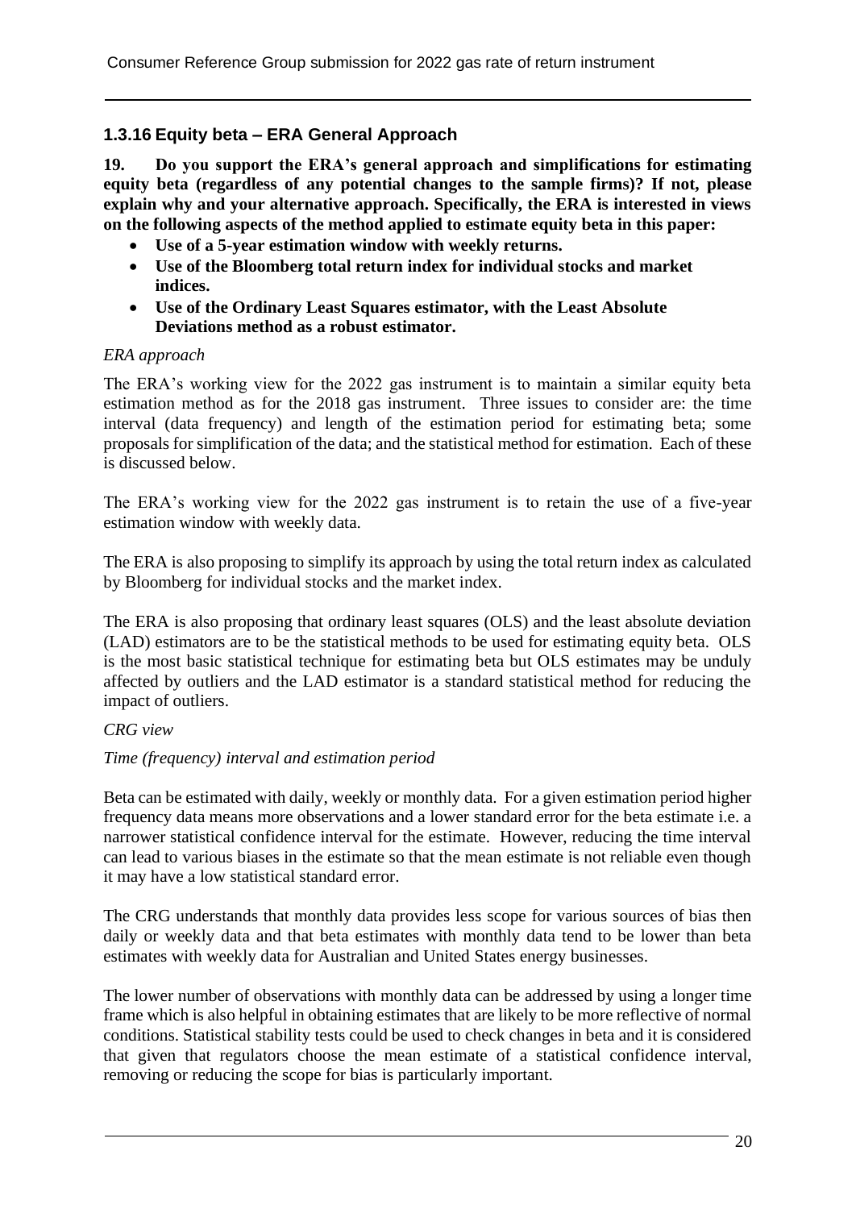### 1.3.16 Equity beta – ERA General Approach

**19. Do you support the ERA's general approach and simplifications for estimating equity beta (regardless of any potential changes to the sample firms)? If not, please explain why and your alternative approach. Specifically, the ERA is interested in views on the following aspects of the method applied to estimate equity beta in this paper:**

- **Use of a 5-year estimation window with weekly returns.**
- **Use of the Bloomberg total return index for individual stocks and market indices.**
- **Use of the Ordinary Least Squares estimator, with the Least Absolute Deviations method as a robust estimator.**

*ERA approach*

The ERA's working view for the 2022 gas instrument is to maintain a similar equity beta estimation method as for the 2018 gas instrument. Three issues to consider are: the time interval (data frequency) and length of the estimation period for estimating beta; some proposals for simplification of the data; and the statistical method for estimation. Each of these is discussed below.

The ERA's working view for the 2022 gas instrument is to retain the use of a five-year estimation window with weekly data.

The ERA is also proposing to simplify its approach by using the total return index as calculated by Bloomberg for individual stocks and the market index.

The ERA is also proposing that ordinary least squares (OLS) and the least absolute deviation (LAD) estimators are to be the statistical methods to be used for estimating equity beta. OLS is the most basic statistical technique for estimating beta but OLS estimates may be unduly affected by outliers and the LAD estimator is a standard statistical method for reducing the impact of outliers.

*CRG view*

*Time (frequency) interval and estimation period*

Beta can be estimated with daily, weekly or monthly data. For a given estimation period higher frequency data means more observations and a lower standard error for the beta estimate i.e. a narrower statistical confidence interval for the estimate. However, reducing the time interval can lead to various biases in the estimate so that the mean estimate is not reliable even though it may have a low statistical standard error.

The CRG understands that monthly data provides less scope for various sources of bias then daily or weekly data and that beta estimates with monthly data tend to be lower than beta estimates with weekly data for Australian and United States energy businesses.

The lower number of observations with monthly data can be addressed by using a longer time frame which is also helpful in obtaining estimates that are likely to be more reflective of normal conditions. Statistical stability tests could be used to check changes in beta and it is considered that given that regulators choose the mean estimate of a statistical confidence interval, removing or reducing the scope for bias is particularly important.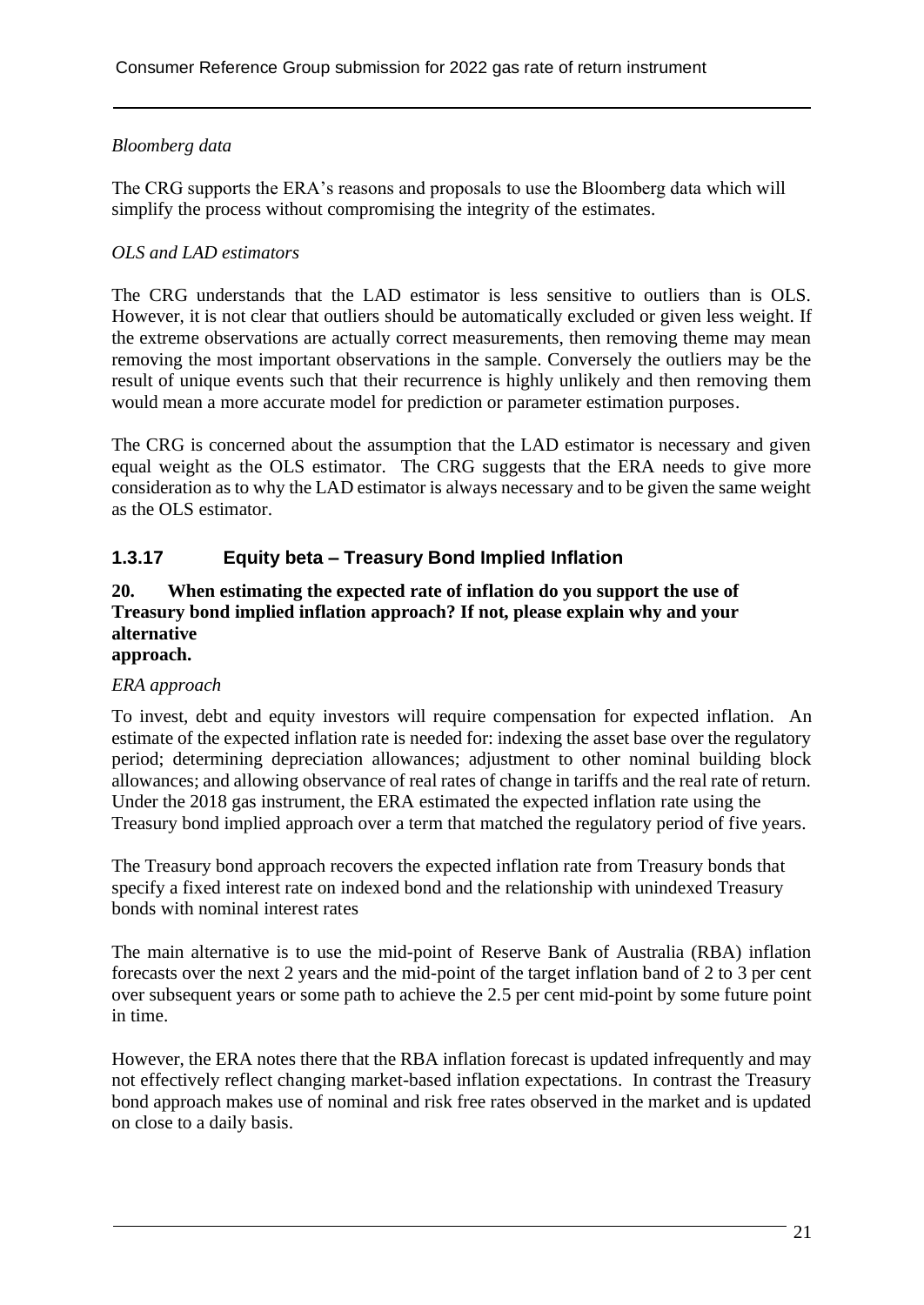*Bloomberg data*

The CRG supports the ERA's reasons and proposals to use the Bloomberg data which will simplify the process without compromising the integrity of the estimates.

*OLS and LAD estimators*

The CRG understands that the LAD estimator is less sensitive to outliers than is OLS. However, it is not clear that outliers should be automatically excluded or given less weight. If the extreme observations are actually correct measurements, then removing theme may mean removing the most important observations in the sample. Conversely the outliers may be the result of unique events such that their recurrence is highly unlikely and then removing them would mean a more accurate model for prediction or parameter estimation purposes.

The CRG is concerned about the assumption that the LAD estimator is necessary and given equal weight as the OLS estimator. The CRG suggests that the ERA needs to give more consideration as to why the LAD estimator is always necessary and to be given the same weight as the OLS estimator.

### 1.3.17 Equity beta – Treasury Bond Implied Inflation

**20. When estimating the expected rate of inflation do you support the use of Treasury bond implied inflation approach? If not, please explain why and your alternative approach.**

*ERA approach*

To invest, debt and equity investors will require compensation for expected inflation. An estimate of the expected inflation rate is needed for: indexing the asset base over the regulatory period; determining depreciation allowances; adjustment to other nominal building block allowances; and allowing observance of real rates of change in tariffs and the real rate of return. Under the 2018 gas instrument, the ERA estimated the expected inflation rate using the Treasury bond implied approach over a term that matched the regulatory period of five years.

The Treasury bond approach recovers the expected inflation rate from Treasury bonds that specify a fixed interest rate on indexed bond and the relationship with unindexed Treasury bonds with nominal interest rates

The main alternative is to use the mid-point of Reserve Bank of Australia (RBA) inflation forecasts over the next 2 years and the mid-point of the target inflation band of 2 to 3 per cent over subsequent years or some path to achieve the 2.5 per cent mid-point by some future point in time.

However, the ERA notes there that the RBA inflation forecast is updated infrequently and may not effectively reflect changing market-based inflation expectations. In contrast the Treasury bond approach makes use of nominal and risk free rates observed in the market and is updated on close to a daily basis.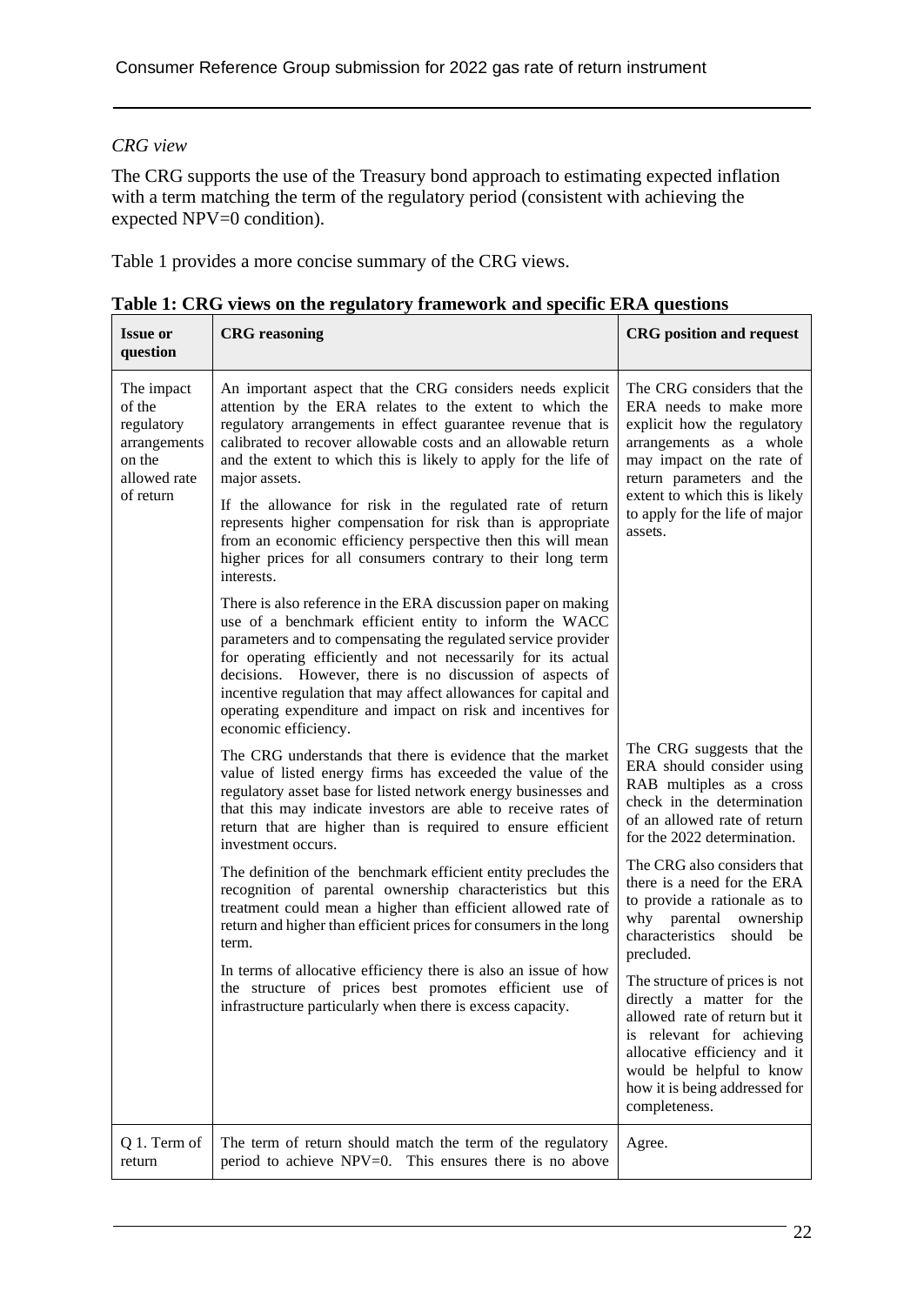*CRG view*

The CRG supports the use of the Treasury bond approach to estimating expected inflation with a term matching the term of the regulatory period (consistent with achieving the expected NPV=0 condition).

Table 1 provides a more concise summary of the CRG views.

**Table 1: CRG views on the regulatory framework and specific ERA questions**

| Issue or question | CRG reasoning | CRG position and request |
|---|---|---|
| The impact of the regulatory arrangements on the allowed rate of return | An important aspect that the CRG considers needs explicit attention by the ERA relates to the extent to which the regulatory arrangements in effect guarantee revenue that is calibrated to recover allowable costs and an allowable return and the extent to which this is likely to apply for the life of major assets.<br><br>If the allowance for risk in the regulated rate of return represents higher compensation for risk than is appropriate from an economic efficiency perspective then this will mean higher prices for all consumers contrary to their long term interests.<br><br>There is also reference in the ERA discussion paper on making use of a benchmark efficient entity to inform the WACC parameters and to compensating the regulated service provider for operating efficiently and not necessarily for its actual decisions. However, there is no discussion of aspects of incentive regulation that may affect allowances for capital and operating expenditure and impact on risk and incentives for economic efficiency. | The CRG considers that the ERA needs to make more explicit how the regulatory arrangements as a whole may impact on the rate of return parameters and the extent to which this is likely to apply for the life of major assets. |
| | The CRG understands that there is evidence that the market value of listed energy firms has exceeded the value of the regulatory asset base for listed network energy businesses and that this may indicate investors are able to receive rates of return that are higher than is required to ensure efficient investment occurs. | The CRG suggests that the ERA should consider using RAB multiples as a cross check in the determination of an allowed rate of return for the 2022 determination. |
| | The definition of the benchmark efficient entity precludes the recognition of parental ownership characteristics but this treatment could mean a higher than efficient allowed rate of return and higher than efficient prices for consumers in the long term. | The CRG also considers that there is a need for the ERA to provide a rationale as to why parental ownership characteristics should be precluded. |
| | In terms of allocative efficiency there is also an issue of how the structure of prices best promotes efficient use of infrastructure particularly when there is excess capacity. | The structure of prices is not directly a matter for the allowed rate of return but it is relevant for achieving allocative efficiency and it would be helpful to know how it is being addressed for completeness. |
| Q 1. Term of return | The term of return should match the term of the regulatory period to achieve NPV=0. This ensures there is no above | Agree. |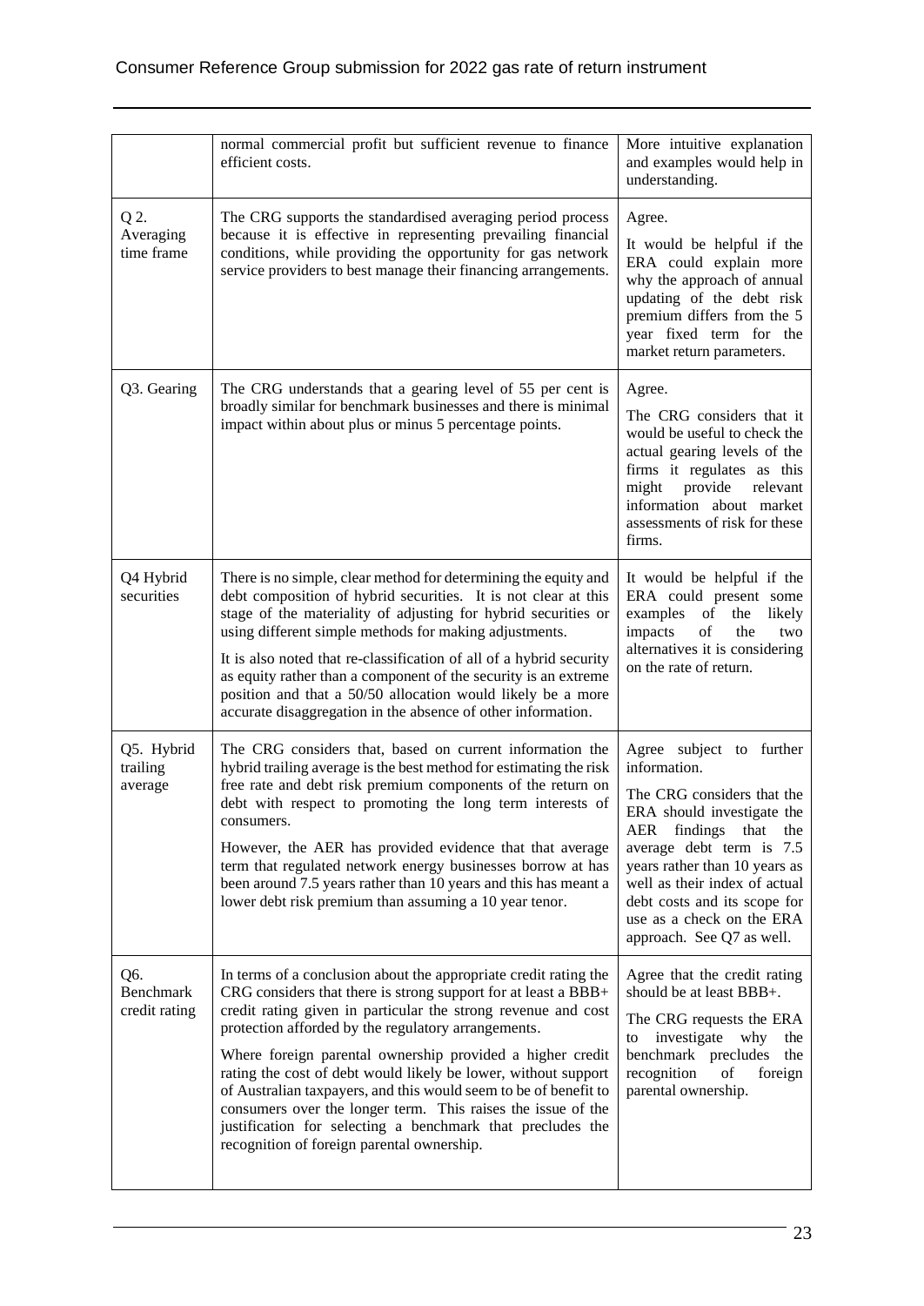| | | |
|---|---|---|
| | normal commercial profit but sufficient revenue to finance efficient costs. | More intuitive explanation and examples would help in understanding. |
| Q 2. Averaging time frame | The CRG supports the standardised averaging period process because it is effective in representing prevailing financial conditions, while providing the opportunity for gas network service providers to best manage their financing arrangements. | Agree.<br>It would be helpful if the ERA could explain more why the approach of annual updating of the debt risk premium differs from the 5 year fixed term for the market return parameters. |
| Q3. Gearing | The CRG understands that a gearing level of 55 per cent is broadly similar for benchmark businesses and there is minimal impact within about plus or minus 5 percentage points. | Agree.<br>The CRG considers that it would be useful to check the actual gearing levels of the firms it regulates as this might provide relevant information about market assessments of risk for these firms. |
| Q4 Hybrid securities | There is no simple, clear method for determining the equity and debt composition of hybrid securities. It is not clear at this stage of the materiality of adjusting for hybrid securities or using different simple methods for making adjustments.<br>It is also noted that re-classification of all of a hybrid security as equity rather than a component of the security is an extreme position and that a 50/50 allocation would likely be a more accurate disaggregation in the absence of other information. | It would be helpful if the ERA could present some examples of the likely impacts of the two alternatives it is considering on the rate of return. |
| Q5. Hybrid trailing average | The CRG considers that, based on current information the hybrid trailing average is the best method for estimating the risk free rate and debt risk premium components of the return on debt with respect to promoting the long term interests of consumers.<br>However, the AER has provided evidence that that average term that regulated network energy businesses borrow at has been around 7.5 years rather than 10 years and this has meant a lower debt risk premium than assuming a 10 year tenor. | Agree subject to further information.<br>The CRG considers that the ERA should investigate the AER findings that the average debt term is 7.5 years rather than 10 years as well as their index of actual debt costs and its scope for use as a check on the ERA approach. See Q7 as well. |
| Q6. Benchmark credit rating | In terms of a conclusion about the appropriate credit rating the CRG considers that there is strong support for at least a BBB+ credit rating given in particular the strong revenue and cost protection afforded by the regulatory arrangements.<br>Where foreign parental ownership provided a higher credit rating the cost of debt would likely be lower, without support of Australian taxpayers, and this would seem to be of benefit to consumers over the longer term. This raises the issue of the justification for selecting a benchmark that precludes the recognition of foreign parental ownership. | Agree that the credit rating should be at least BBB+.<br>The CRG requests the ERA to investigate why the benchmark precludes the recognition of foreign parental ownership. |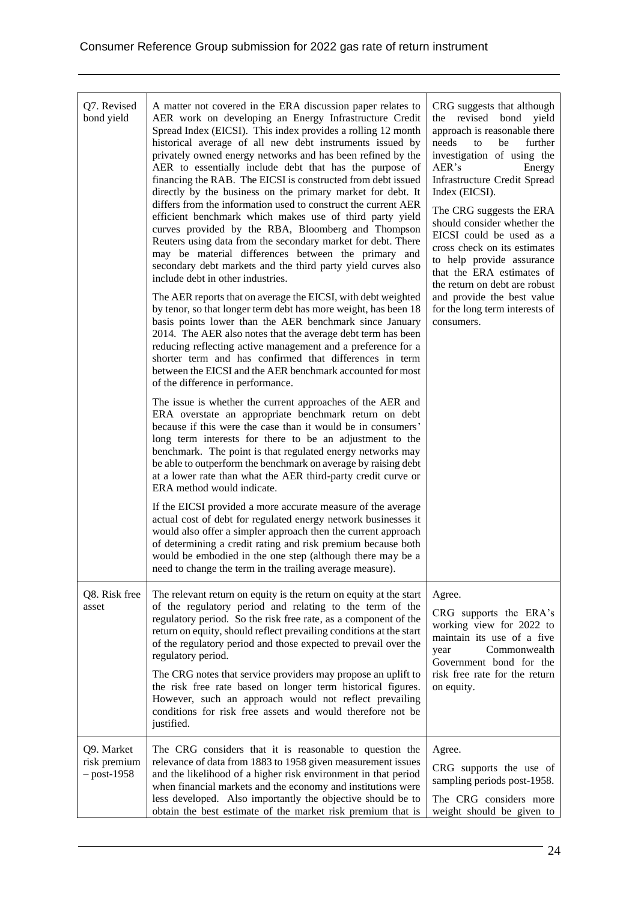| Q7. Revised bond yield | A matter not covered in the ERA discussion paper relates to AER work on developing an Energy Infrastructure Credit Spread Index (EICSI). This index provides a rolling 12 month historical average of all new debt instruments issued by privately owned energy networks and has been refined by the AER to essentially include debt that has the purpose of financing the RAB. The EICSI is constructed from debt issued directly by the business on the primary market for debt. It differs from the information used to construct the current AER efficient benchmark which makes use of third party yield curves provided by the RBA, Bloomberg and Thompson Reuters using data from the secondary market for debt. There may be material differences between the primary and secondary debt markets and the third party yield curves also include debt in other industries.<br><br>The AER reports that on average the EICSI, with debt weighted by tenor, so that longer term debt has more weight, has been 18 basis points lower than the AER benchmark since January 2014. The AER also notes that the average debt term has been reducing reflecting active management and a preference for a shorter term and has confirmed that differences in term between the EICSI and the AER benchmark accounted for most of the difference in performance.<br><br>The issue is whether the current approaches of the AER and ERA overstate an appropriate benchmark return on debt because if this were the case than it would be in consumers' long term interests for there to be an adjustment to the benchmark. The point is that regulated energy networks may be able to outperform the benchmark on average by raising debt at a lower rate than what the AER third-party credit curve or ERA method would indicate.<br><br>If the EICSI provided a more accurate measure of the average actual cost of debt for regulated energy network businesses it would also offer a simpler approach then the current approach of determining a credit rating and risk premium because both would be embodied in the one step (although there may be a need to change the term in the trailing average measure). | CRG suggests that although the revised bond yield approach is reasonable there needs to be further investigation of using the AER's Energy Infrastructure Credit Spread Index (EICSI).<br><br>The CRG suggests the ERA should consider whether the EICSI could be used as a cross check on its estimates to help provide assurance that the ERA estimates of the return on debt are robust and provide the best value for the long term interests of consumers. |
|---|---|---|
| Q8. Risk free asset | The relevant return on equity is the return on equity at the start of the regulatory period and relating to the term of the regulatory period. So the risk free rate, as a component of the return on equity, should reflect prevailing conditions at the start of the regulatory period and those expected to prevail over the regulatory period.<br><br>The CRG notes that service providers may propose an uplift to the risk free rate based on longer term historical figures. However, such an approach would not reflect prevailing conditions for risk free assets and would therefore not be justified. | Agree.<br><br>CRG supports the ERA's working view for 2022 to maintain its use of a five year Commonwealth Government bond for the risk free rate for the return on equity. |
| Q9. Market risk premium – post-1958 | The CRG considers that it is reasonable to question the relevance of data from 1883 to 1958 given measurement issues and the likelihood of a higher risk environment in that period when financial markets and the economy and institutions were less developed. Also importantly the objective should be to obtain the best estimate of the market risk premium that is | Agree.<br><br>CRG supports the use of sampling periods post-1958.<br><br>The CRG considers more weight should be given to |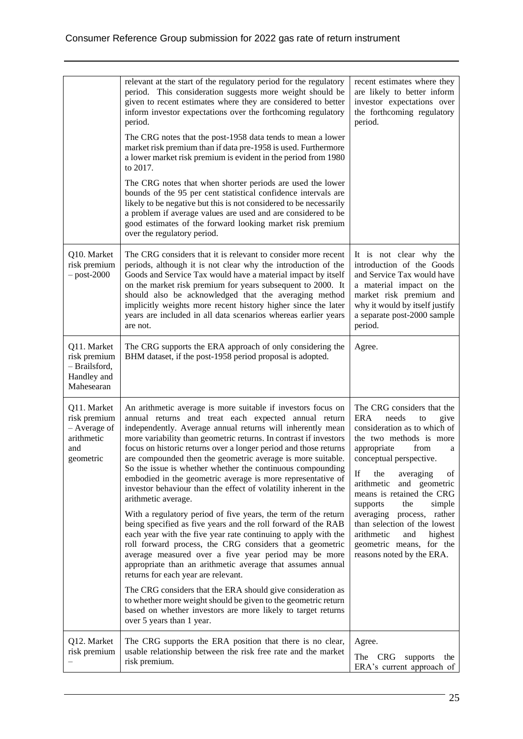| | | |
|---|---|---|
| | relevant at the start of the regulatory period for the regulatory period. This consideration suggests more weight should be given to recent estimates where they are considered to better inform investor expectations over the forthcoming regulatory period.<br><br>The CRG notes that the post-1958 data tends to mean a lower market risk premium than if data pre-1958 is used. Furthermore a lower market risk premium is evident in the period from 1980 to 2017.<br><br>The CRG notes that when shorter periods are used the lower bounds of the 95 per cent statistical confidence intervals are likely to be negative but this is not considered to be necessarily a problem if average values are used and are considered to be good estimates of the forward looking market risk premium over the regulatory period. | recent estimates where they are likely to better inform investor expectations over the forthcoming regulatory period. |
| Q10. Market risk premium – post-2000 | The CRG considers that it is relevant to consider more recent periods, although it is not clear why the introduction of the Goods and Service Tax would have a material impact by itself on the market risk premium for years subsequent to 2000. It should also be acknowledged that the averaging method implicitly weights more recent history higher since the later years are included in all data scenarios whereas earlier years are not. | It is not clear why the introduction of the Goods and Service Tax would have a material impact on the market risk premium and why it would by itself justify a separate post-2000 sample period. |
| Q11. Market risk premium – Brailsford, Handley and Mahesearan | The CRG supports the ERA approach of only considering the BHM dataset, if the post-1958 period proposal is adopted. | Agree. |
| Q11. Market risk premium – Average of arithmetic and geometric | An arithmetic average is more suitable if investors focus on annual returns and treat each expected annual return independently. Average annual returns will inherently mean more variability than geometric returns. In contrast if investors focus on historic returns over a longer period and those returns are compounded then the geometric average is more suitable. So the issue is whether whether the continuous compounding embodied in the geometric average is more representative of investor behaviour than the effect of volatility inherent in the arithmetic average.<br><br>With a regulatory period of five years, the term of the return being specified as five years and the roll forward of the RAB each year with the five year rate continuing to apply with the roll forward process, the CRG considers that a geometric average measured over a five year period may be more appropriate than an arithmetic average that assumes annual returns for each year are relevant.<br><br>The CRG considers that the ERA should give consideration as to whether more weight should be given to the geometric return based on whether investors are more likely to target returns over 5 years than 1 year. | The CRG considers that the ERA needs to give consideration as to which of the two methods is more appropriate from a conceptual perspective.<br><br>If the averaging of arithmetic and geometric means is retained the CRG supports the simple averaging process, rather than selection of the lowest arithmetic and highest geometric means, for the reasons noted by the ERA. |
| Q12. Market risk premium – | The CRG supports the ERA position that there is no clear, usable relationship between the risk free rate and the market risk premium. | Agree.<br><br>The CRG supports the ERA's current approach of |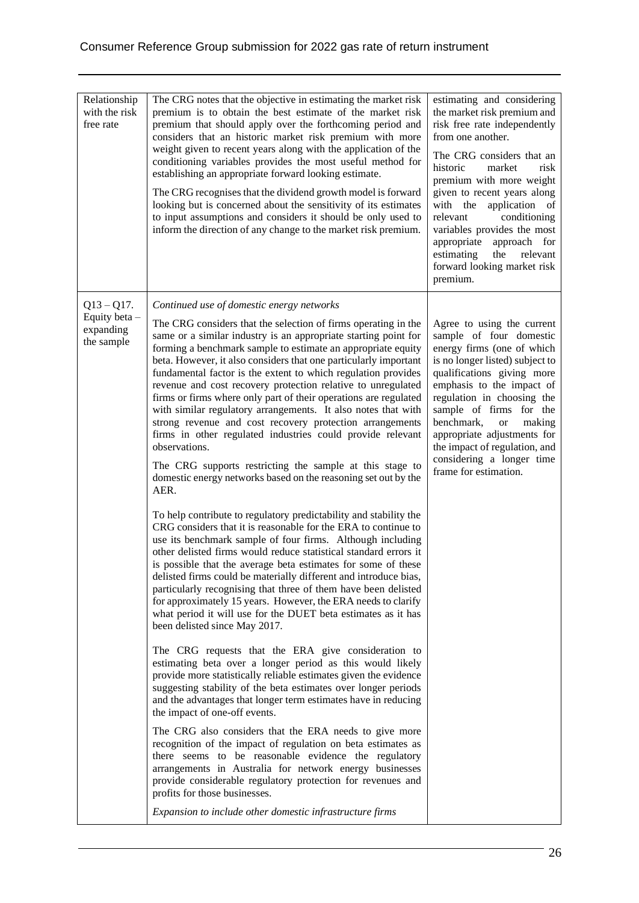| | | |
|---|---|---|
| Relationship with the risk free rate | The CRG notes that the objective in estimating the market risk premium is to obtain the best estimate of the market risk premium that should apply over the forthcoming period and considers that an historic market risk premium with more weight given to recent years along with the application of the conditioning variables provides the most useful method for establishing an appropriate forward looking estimate.<br><br>The CRG recognises that the dividend growth model is forward looking but is concerned about the sensitivity of its estimates to input assumptions and considers it should be only used to inform the direction of any change to the market risk premium. | estimating and considering the market risk premium and risk free rate independently from one another.<br><br>The CRG considers that an historic market risk premium with more weight given to recent years along with the application of relevant conditioning variables provides the most appropriate approach for estimating the relevant forward looking market risk premium. |
| Q13 – Q17. Equity beta – expanding the sample | *Continued use of domestic energy networks*<br><br>The CRG considers that the selection of firms operating in the same or a similar industry is an appropriate starting point for forming a benchmark sample to estimate an appropriate equity beta. However, it also considers that one particularly important fundamental factor is the extent to which regulation provides revenue and cost recovery protection relative to unregulated firms or firms where only part of their operations are regulated with similar regulatory arrangements. It also notes that with strong revenue and cost recovery protection arrangements firms in other regulated industries could provide relevant observations.<br><br>The CRG supports restricting the sample at this stage to domestic energy networks based on the reasoning set out by the AER.<br><br>To help contribute to regulatory predictability and stability the CRG considers that it is reasonable for the ERA to continue to use its benchmark sample of four firms. Although including other delisted firms would reduce statistical standard errors it is possible that the average beta estimates for some of these delisted firms could be materially different and introduce bias, particularly recognising that three of them have been delisted for approximately 15 years. However, the ERA needs to clarify what period it will use for the DUET beta estimates as it has been delisted since May 2017.<br><br>The CRG requests that the ERA give consideration to estimating beta over a longer period as this would likely provide more statistically reliable estimates given the evidence suggesting stability of the beta estimates over longer periods and the advantages that longer term estimates have in reducing the impact of one-off events.<br><br>The CRG also considers that the ERA needs to give more recognition of the impact of regulation on beta estimates as there seems to be reasonable evidence the regulatory arrangements in Australia for network energy businesses provide considerable regulatory protection for revenues and profits for those businesses.<br><br>*Expansion to include other domestic infrastructure firms* | Agree to using the current sample of four domestic energy firms (one of which is no longer listed) subject to qualifications giving more emphasis to the impact of regulation in choosing the sample of firms for the benchmark, or making appropriate adjustments for the impact of regulation, and considering a longer time frame for estimation. |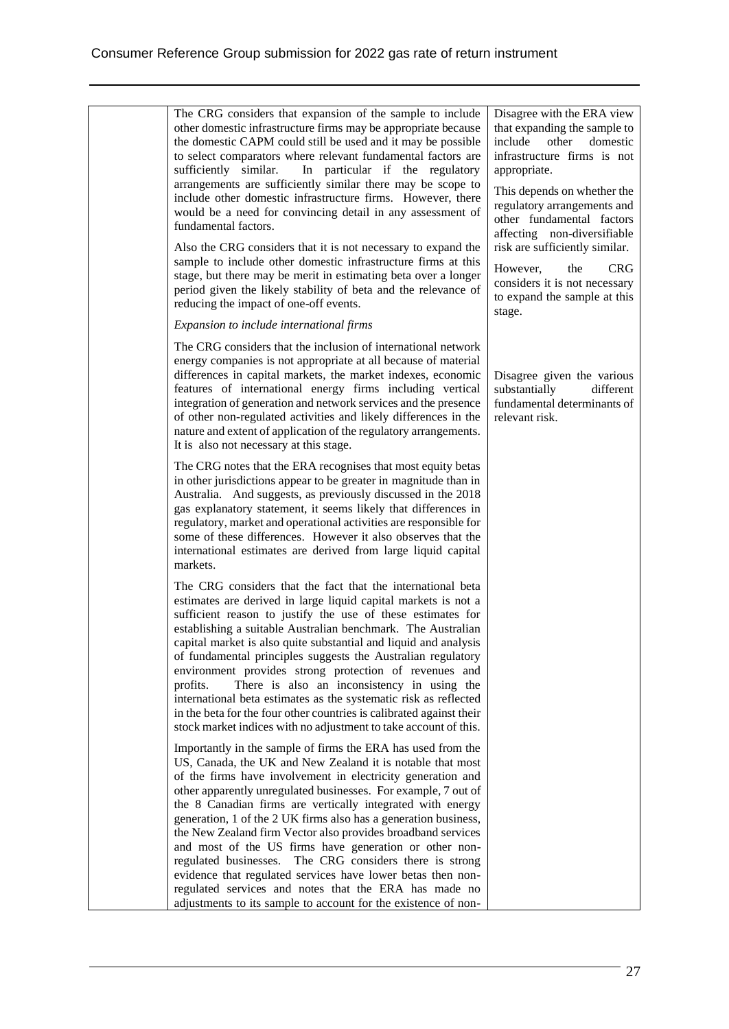| | | |
|---|---|---|
| | The CRG considers that expansion of the sample to include other domestic infrastructure firms may be appropriate because the domestic CAPM could still be used and it may be possible to select comparators where relevant fundamental factors are sufficiently similar. In particular if the regulatory arrangements are sufficiently similar there may be scope to include other domestic infrastructure firms. However, there would be a need for convincing detail in any assessment of fundamental factors.<br><br>Also the CRG considers that it is not necessary to expand the sample to include other domestic infrastructure firms at this stage, but there may be merit in estimating beta over a longer period given the likely stability of beta and the relevance of reducing the impact of one-off events.<br><br>*Expansion to include international firms*<br><br>The CRG considers that the inclusion of international network energy companies is not appropriate at all because of material differences in capital markets, the market indexes, economic features of international energy firms including vertical integration of generation and network services and the presence of other non-regulated activities and likely differences in the nature and extent of application of the regulatory arrangements. It is also not necessary at this stage.<br><br>The CRG notes that the ERA recognises that most equity betas in other jurisdictions appear to be greater in magnitude than in Australia. And suggests, as previously discussed in the 2018 gas explanatory statement, it seems likely that differences in regulatory, market and operational activities are responsible for some of these differences. However it also observes that the international estimates are derived from large liquid capital markets.<br><br>The CRG considers that the fact that the international beta estimates are derived in large liquid capital markets is not a sufficient reason to justify the use of these estimates for establishing a suitable Australian benchmark. The Australian capital market is also quite substantial and liquid and analysis of fundamental principles suggests the Australian regulatory environment provides strong protection of revenues and profits. There is also an inconsistency in using the international beta estimates as the systematic risk as reflected in the beta for the four other countries is calibrated against their stock market indices with no adjustment to take account of this.<br><br>Importantly in the sample of firms the ERA has used from the US, Canada, the UK and New Zealand it is notable that most of the firms have involvement in electricity generation and other apparently unregulated businesses. For example, 7 out of the 8 Canadian firms are vertically integrated with energy generation, 1 of the 2 UK firms also has a generation business, the New Zealand firm Vector also provides broadband services and most of the US firms have generation or other non-regulated businesses. The CRG considers there is strong evidence that regulated services have lower betas then non-regulated services and notes that the ERA has made no adjustments to its sample to account for the existence of non- | Disagree with the ERA view that expanding the sample to include other domestic infrastructure firms is not appropriate.<br><br>This depends on whether the regulatory arrangements and other fundamental factors affecting non-diversifiable risk are sufficiently similar.<br><br>However, the CRG considers it is not necessary to expand the sample at this stage.<br><br>Disagree given the various substantially different fundamental determinants of relevant risk. |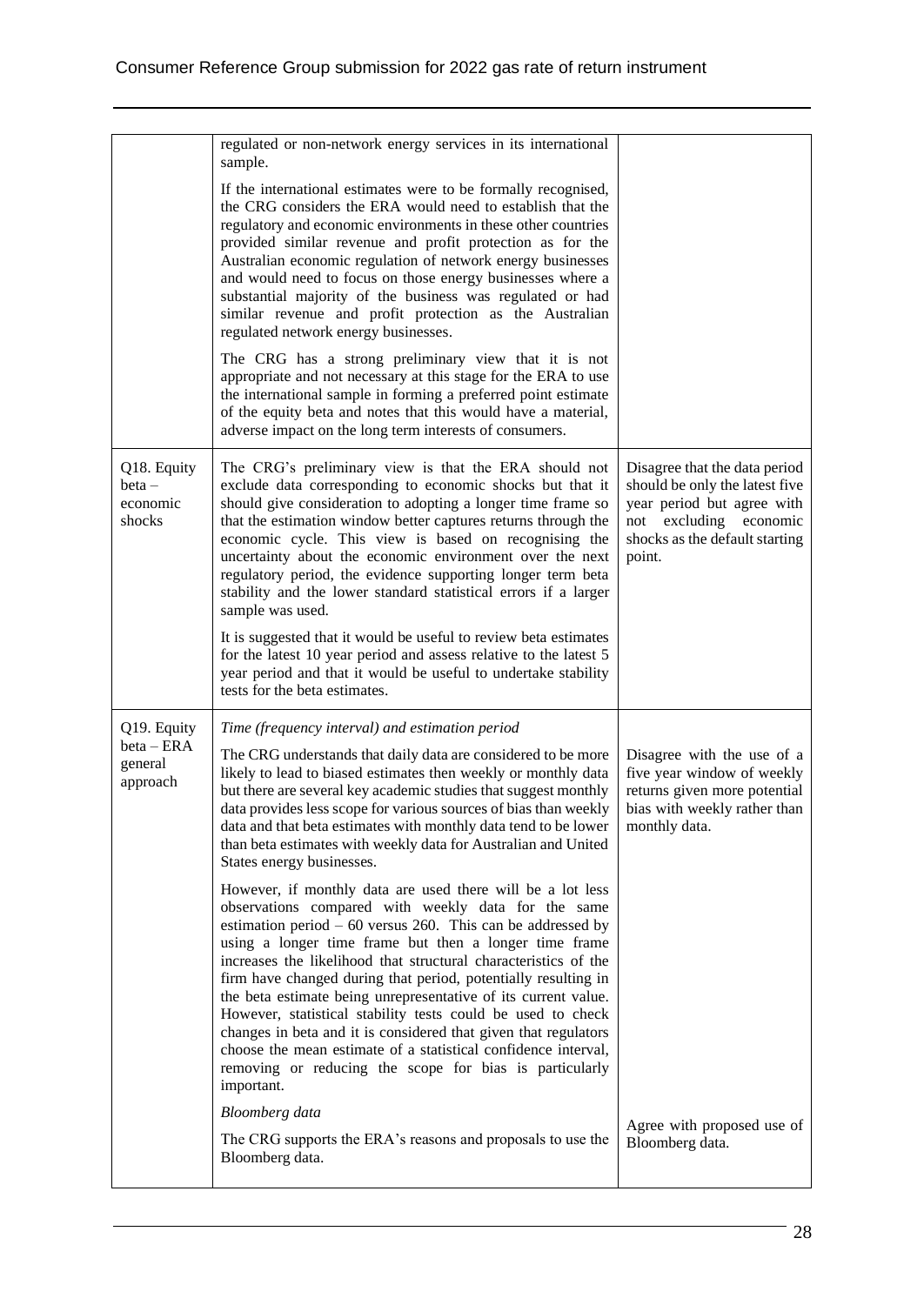| | | |
|---|---|---|
| | regulated or non-network energy services in its international sample.<br><br>If the international estimates were to be formally recognised, the CRG considers the ERA would need to establish that the regulatory and economic environments in these other countries provided similar revenue and profit protection as for the Australian economic regulation of network energy businesses and would need to focus on those energy businesses where a substantial majority of the business was regulated or had similar revenue and profit protection as the Australian regulated network energy businesses.<br><br>The CRG has a strong preliminary view that it is not appropriate and not necessary at this stage for the ERA to use the international sample in forming a preferred point estimate of the equity beta and notes that this would have a material, adverse impact on the long term interests of consumers. | |
| Q18. Equity beta – economic shocks | The CRG's preliminary view is that the ERA should not exclude data corresponding to economic shocks but that it should give consideration to adopting a longer time frame so that the estimation window better captures returns through the economic cycle. This view is based on recognising the uncertainty about the economic environment over the next regulatory period, the evidence supporting longer term beta stability and the lower standard statistical errors if a larger sample was used.<br><br>It is suggested that it would be useful to review beta estimates for the latest 10 year period and assess relative to the latest 5 year period and that it would be useful to undertake stability tests for the beta estimates. | Disagree that the data period should be only the latest five year period but agree with not excluding economic shocks as the default starting point. |
| Q19. Equity beta – ERA general approach | *Time (frequency interval) and estimation period*<br><br>The CRG understands that daily data are considered to be more likely to lead to biased estimates then weekly or monthly data but there are several key academic studies that suggest monthly data provides less scope for various sources of bias than weekly data and that beta estimates with monthly data tend to be lower than beta estimates with weekly data for Australian and United States energy businesses.<br><br>However, if monthly data are used there will be a lot less observations compared with weekly data for the same estimation period – 60 versus 260. This can be addressed by using a longer time frame but then a longer time frame increases the likelihood that structural characteristics of the firm have changed during that period, potentially resulting in the beta estimate being unrepresentative of its current value. However, statistical stability tests could be used to check changes in beta and it is considered that given that regulators choose the mean estimate of a statistical confidence interval, removing or reducing the scope for bias is particularly important.<br><br>*Bloomberg data*<br><br>The CRG supports the ERA's reasons and proposals to use the Bloomberg data. | Disagree with the use of a five year window of weekly returns given more potential bias with weekly rather than monthly data.<br><br>Agree with proposed use of Bloomberg data. |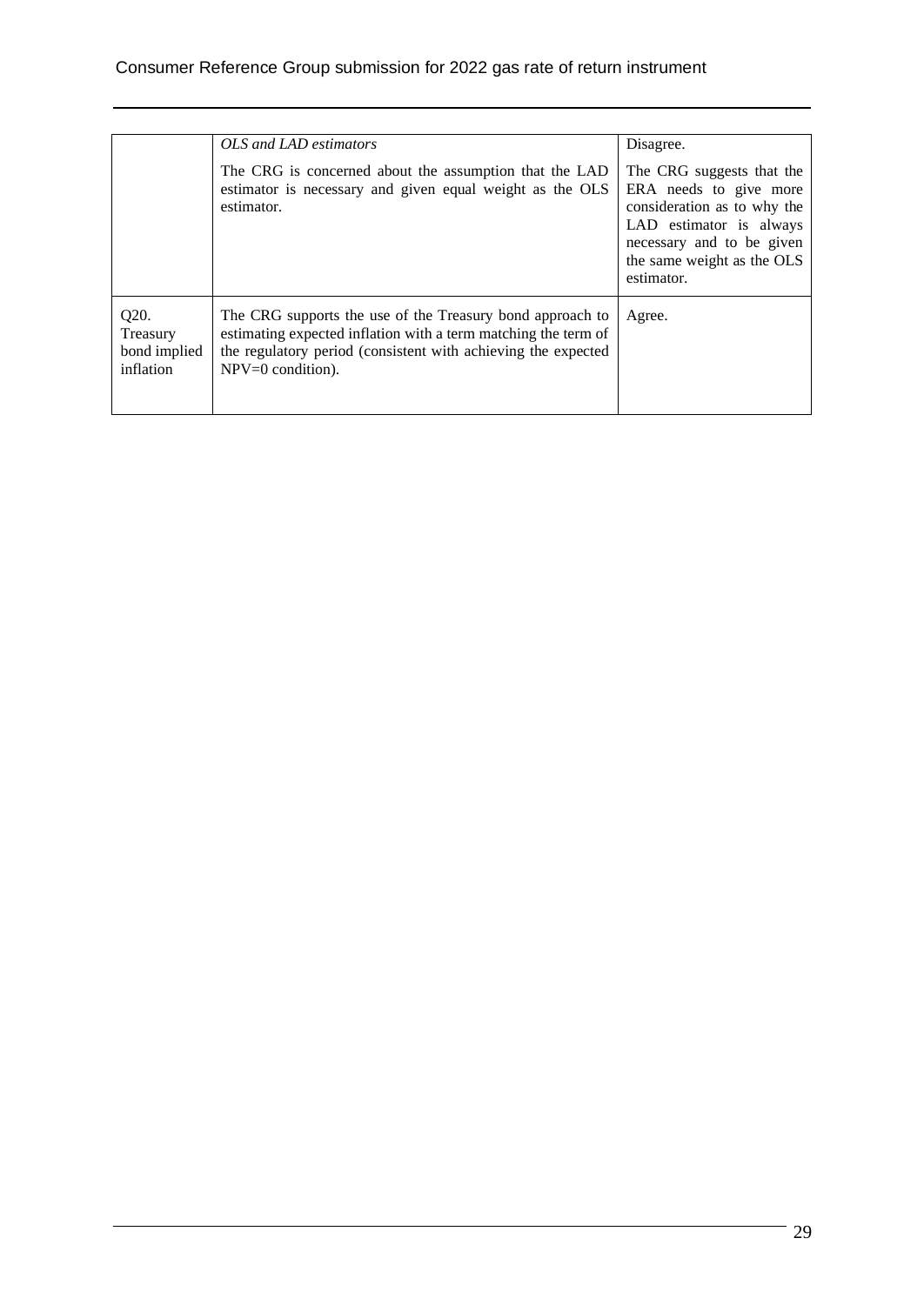| | | |
|---|---|---|
| | *OLS and LAD estimators*<br><br>The CRG is concerned about the assumption that the LAD estimator is necessary and given equal weight as the OLS estimator. | Disagree.<br><br>The CRG suggests that the ERA needs to give more consideration as to why the LAD estimator is always necessary and to be given the same weight as the OLS estimator. |
| Q20. Treasury bond implied inflation | The CRG supports the use of the Treasury bond approach to estimating expected inflation with a term matching the term of the regulatory period (consistent with achieving the expected NPV=0 condition). | Agree. |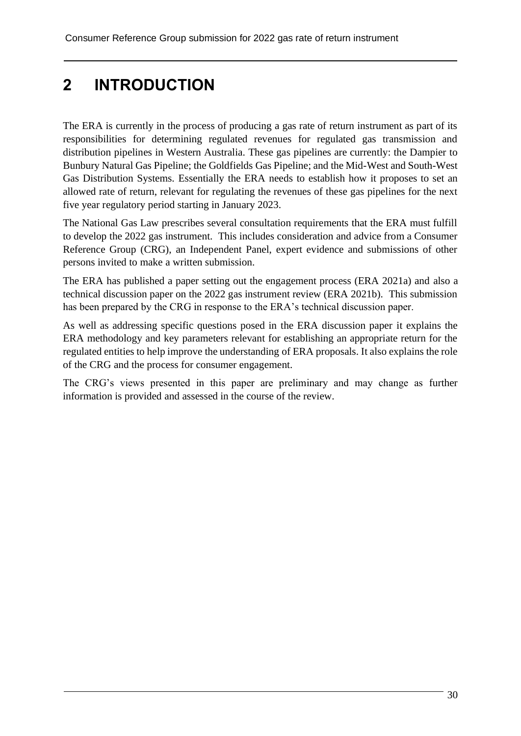# 2 INTRODUCTION

The ERA is currently in the process of producing a gas rate of return instrument as part of its responsibilities for determining regulated revenues for regulated gas transmission and distribution pipelines in Western Australia. These gas pipelines are currently: the Dampier to Bunbury Natural Gas Pipeline; the Goldfields Gas Pipeline; and the Mid-West and South-West Gas Distribution Systems. Essentially the ERA needs to establish how it proposes to set an allowed rate of return, relevant for regulating the revenues of these gas pipelines for the next five year regulatory period starting in January 2023.

The National Gas Law prescribes several consultation requirements that the ERA must fulfill to develop the 2022 gas instrument. This includes consideration and advice from a Consumer Reference Group (CRG), an Independent Panel, expert evidence and submissions of other persons invited to make a written submission.

The ERA has published a paper setting out the engagement process (ERA 2021a) and also a technical discussion paper on the 2022 gas instrument review (ERA 2021b). This submission has been prepared by the CRG in response to the ERA's technical discussion paper.

As well as addressing specific questions posed in the ERA discussion paper it explains the ERA methodology and key parameters relevant for establishing an appropriate return for the regulated entities to help improve the understanding of ERA proposals. It also explains the role of the CRG and the process for consumer engagement.

The CRG's views presented in this paper are preliminary and may change as further information is provided and assessed in the course of the review.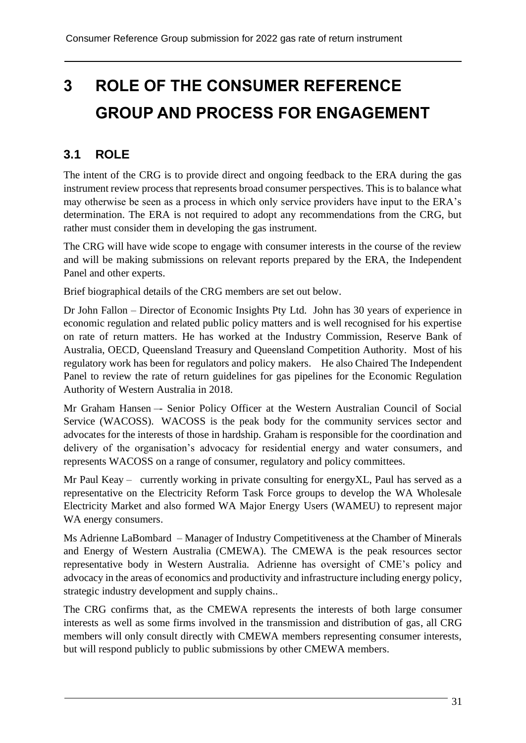# 3 ROLE OF THE CONSUMER REFERENCE GROUP AND PROCESS FOR ENGAGEMENT

## 3.1 ROLE

The intent of the CRG is to provide direct and ongoing feedback to the ERA during the gas instrument review process that represents broad consumer perspectives. This is to balance what may otherwise be seen as a process in which only service providers have input to the ERA's determination. The ERA is not required to adopt any recommendations from the CRG, but rather must consider them in developing the gas instrument.

The CRG will have wide scope to engage with consumer interests in the course of the review and will be making submissions on relevant reports prepared by the ERA, the Independent Panel and other experts.

Brief biographical details of the CRG members are set out below.

Dr John Fallon – Director of Economic Insights Pty Ltd. John has 30 years of experience in economic regulation and related public policy matters and is well recognised for his expertise on rate of return matters. He has worked at the Industry Commission, Reserve Bank of Australia, OECD, Queensland Treasury and Queensland Competition Authority. Most of his regulatory work has been for regulators and policy makers. He also Chaired The Independent Panel to review the rate of return guidelines for gas pipelines for the Economic Regulation Authority of Western Australia in 2018.

Mr Graham Hansen –- Senior Policy Officer at the Western Australian Council of Social Service (WACOSS). WACOSS is the peak body for the community services sector and advocates for the interests of those in hardship. Graham is responsible for the coordination and delivery of the organisation's advocacy for residential energy and water consumers, and represents WACOSS on a range of consumer, regulatory and policy committees.

Mr Paul Keay – currently working in private consulting for energyXL, Paul has served as a representative on the Electricity Reform Task Force groups to develop the WA Wholesale Electricity Market and also formed WA Major Energy Users (WAMEU) to represent major WA energy consumers.

Ms Adrienne LaBombard – Manager of Industry Competitiveness at the Chamber of Minerals and Energy of Western Australia (CMEWA). The CMEWA is the peak resources sector representative body in Western Australia. Adrienne has oversight of CME's policy and advocacy in the areas of economics and productivity and infrastructure including energy policy, strategic industry development and supply chains..

The CRG confirms that, as the CMEWA represents the interests of both large consumer interests as well as some firms involved in the transmission and distribution of gas, all CRG members will only consult directly with CMEWA members representing consumer interests, but will respond publicly to public submissions by other CMEWA members.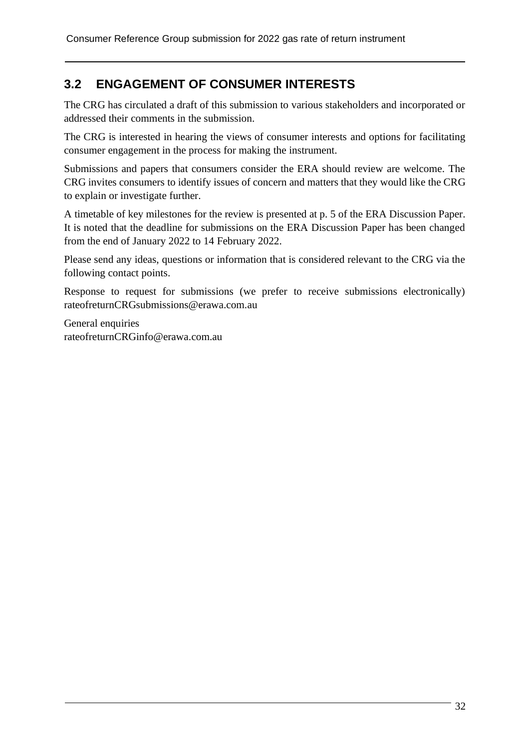## 3.2 ENGAGEMENT OF CONSUMER INTERESTS

The CRG has circulated a draft of this submission to various stakeholders and incorporated or addressed their comments in the submission.

The CRG is interested in hearing the views of consumer interests and options for facilitating consumer engagement in the process for making the instrument.

Submissions and papers that consumers consider the ERA should review are welcome. The CRG invites consumers to identify issues of concern and matters that they would like the CRG to explain or investigate further.

A timetable of key milestones for the review is presented at p. 5 of the ERA Discussion Paper. It is noted that the deadline for submissions on the ERA Discussion Paper has been changed from the end of January 2022 to 14 February 2022.

Please send any ideas, questions or information that is considered relevant to the CRG via the following contact points.

Response to request for submissions (we prefer to receive submissions electronically)
rateofreturnCRGsubmissions@erawa.com.au

General enquiries
rateofreturnCRGinfo@erawa.com.au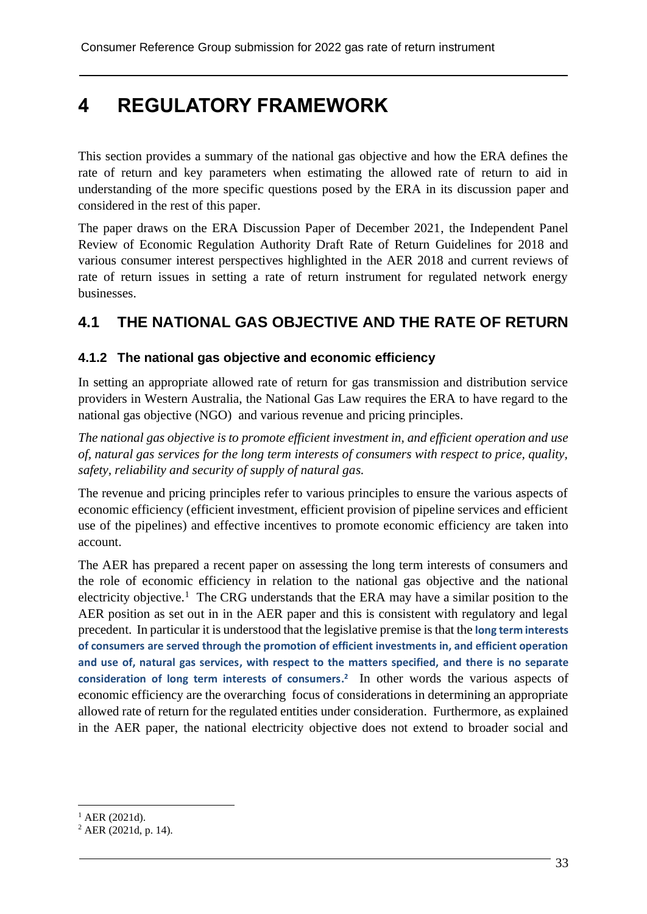# 4 REGULATORY FRAMEWORK

This section provides a summary of the national gas objective and how the ERA defines the rate of return and key parameters when estimating the allowed rate of return to aid in understanding of the more specific questions posed by the ERA in its discussion paper and considered in the rest of this paper.

The paper draws on the ERA Discussion Paper of December 2021, the Independent Panel Review of Economic Regulation Authority Draft Rate of Return Guidelines for 2018 and various consumer interest perspectives highlighted in the AER 2018 and current reviews of rate of return issues in setting a rate of return instrument for regulated network energy businesses.

## 4.1 THE NATIONAL GAS OBJECTIVE AND THE RATE OF RETURN

### 4.1.2 The national gas objective and economic efficiency

In setting an appropriate allowed rate of return for gas transmission and distribution service providers in Western Australia, the National Gas Law requires the ERA to have regard to the national gas objective (NGO) and various revenue and pricing principles.

*The national gas objective is to promote efficient investment in, and efficient operation and use of, natural gas services for the long term interests of consumers with respect to price, quality, safety, reliability and security of supply of natural gas.*

The revenue and pricing principles refer to various principles to ensure the various aspects of economic efficiency (efficient investment, efficient provision of pipeline services and efficient use of the pipelines) and effective incentives to promote economic efficiency are taken into account.

The AER has prepared a recent paper on assessing the long term interests of consumers and the role of economic efficiency in relation to the national gas objective and the national electricity objective.[1] The CRG understands that the ERA may have a similar position to the AER position as set out in in the AER paper and this is consistent with regulatory and legal precedent. In particular it is understood that the legislative premise is that the **long term interests of consumers are served through the promotion of efficient investments in, and efficient operation and use of, natural gas services, with respect to the matters specified, and there is no separate consideration of long term interests of consumers.[2]** In other words the various aspects of economic efficiency are the overarching focus of considerations in determining an appropriate allowed rate of return for the regulated entities under consideration. Furthermore, as explained in the AER paper, the national electricity objective does not extend to broader social and

[1] AER (2021d).

[2] AER (2021d, p. 14).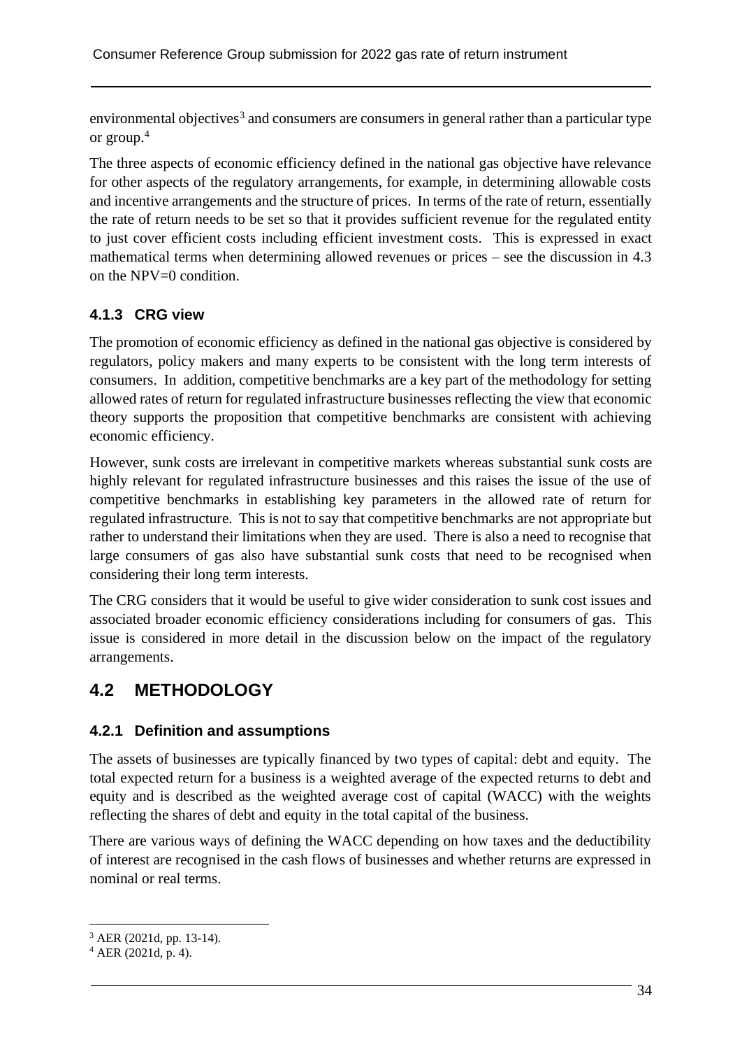environmental objectives[3] and consumers are consumers in general rather than a particular type or group.[4]

The three aspects of economic efficiency defined in the national gas objective have relevance for other aspects of the regulatory arrangements, for example, in determining allowable costs and incentive arrangements and the structure of prices. In terms of the rate of return, essentially the rate of return needs to be set so that it provides sufficient revenue for the regulated entity to just cover efficient costs including efficient investment costs. This is expressed in exact mathematical terms when determining allowed revenues or prices – see the discussion in 4.3 on the NPV=0 condition.

### 4.1.3 CRG view

The promotion of economic efficiency as defined in the national gas objective is considered by regulators, policy makers and many experts to be consistent with the long term interests of consumers. In addition, competitive benchmarks are a key part of the methodology for setting allowed rates of return for regulated infrastructure businesses reflecting the view that economic theory supports the proposition that competitive benchmarks are consistent with achieving economic efficiency.

However, sunk costs are irrelevant in competitive markets whereas substantial sunk costs are highly relevant for regulated infrastructure businesses and this raises the issue of the use of competitive benchmarks in establishing key parameters in the allowed rate of return for regulated infrastructure. This is not to say that competitive benchmarks are not appropriate but rather to understand their limitations when they are used. There is also a need to recognise that large consumers of gas also have substantial sunk costs that need to be recognised when considering their long term interests.

The CRG considers that it would be useful to give wider consideration to sunk cost issues and associated broader economic efficiency considerations including for consumers of gas. This issue is considered in more detail in the discussion below on the impact of the regulatory arrangements.

## 4.2 METHODOLOGY

### 4.2.1 Definition and assumptions

The assets of businesses are typically financed by two types of capital: debt and equity. The total expected return for a business is a weighted average of the expected returns to debt and equity and is described as the weighted average cost of capital (WACC) with the weights reflecting the shares of debt and equity in the total capital of the business.

There are various ways of defining the WACC depending on how taxes and the deductibility of interest are recognised in the cash flows of businesses and whether returns are expressed in nominal or real terms.

---

[3] AER (2021d, pp. 13-14).

[4] AER (2021d, p. 4).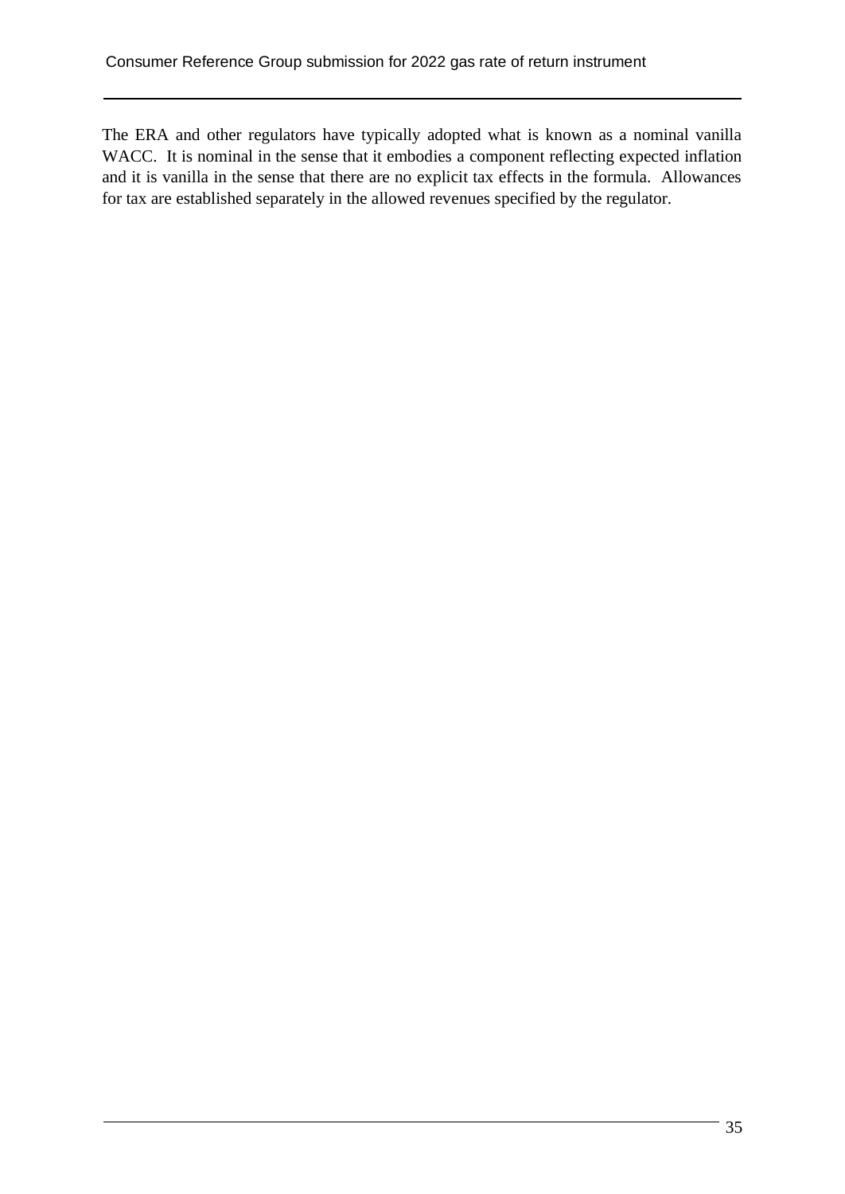The ERA and other regulators have typically adopted what is known as a nominal vanilla WACC. It is nominal in the sense that it embodies a component reflecting expected inflation and it is vanilla in the sense that there are no explicit tax effects in the formula. Allowances for tax are established separately in the allowed revenues specified by the regulator.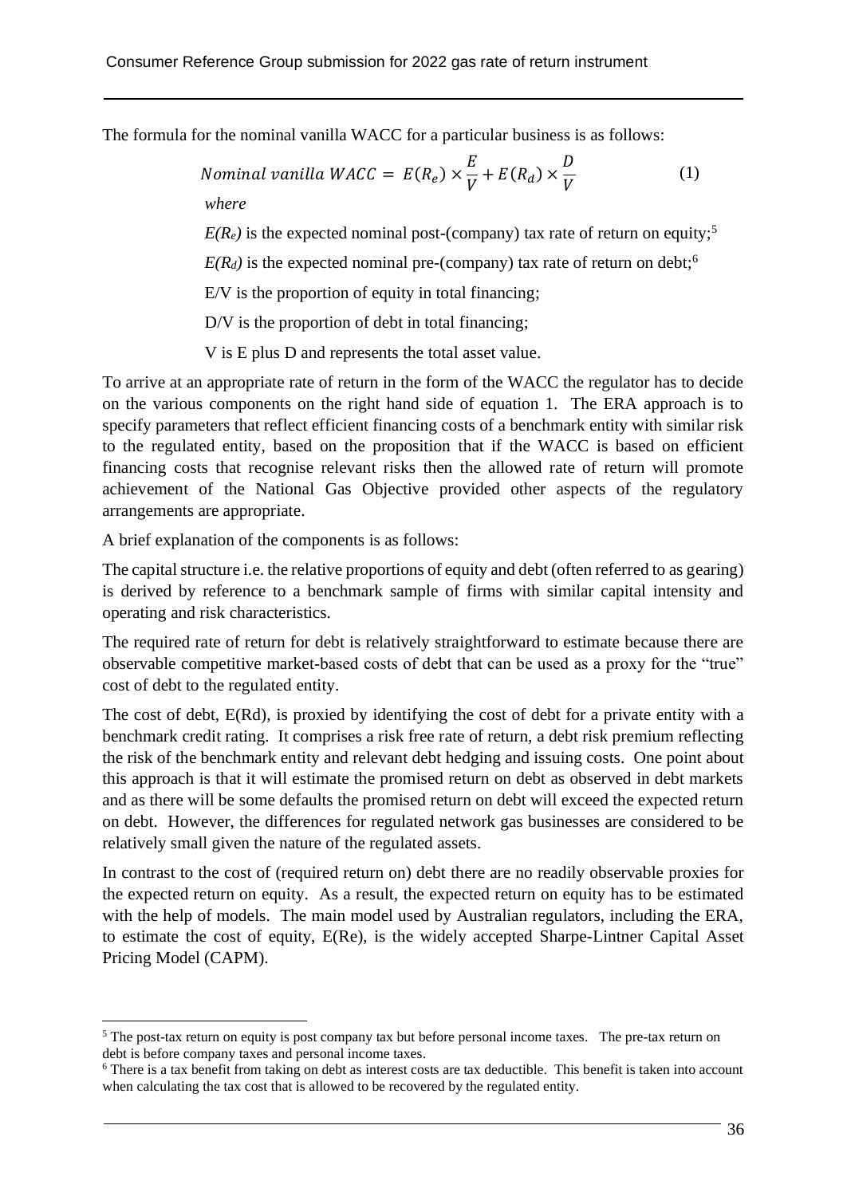The formula for the nominal vanilla WACC for a particular business is as follows:

$$Nominal\ vanilla\ WACC = E(R_e) \times \frac{E}{V} + E(R_d) \times \frac{D}{V} \qquad (1)$$

*where*

$E(R_e)$ is the expected nominal post-(company) tax rate of return on equity;[5]

$E(R_d)$ is the expected nominal pre-(company) tax rate of return on debt;[6]

E/V is the proportion of equity in total financing;

D/V is the proportion of debt in total financing;

V is E plus D and represents the total asset value.

To arrive at an appropriate rate of return in the form of the WACC the regulator has to decide on the various components on the right hand side of equation 1. The ERA approach is to specify parameters that reflect efficient financing costs of a benchmark entity with similar risk to the regulated entity, based on the proposition that if the WACC is based on efficient financing costs that recognise relevant risks then the allowed rate of return will promote achievement of the National Gas Objective provided other aspects of the regulatory arrangements are appropriate.

A brief explanation of the components is as follows:

The capital structure i.e. the relative proportions of equity and debt (often referred to as gearing) is derived by reference to a benchmark sample of firms with similar capital intensity and operating and risk characteristics.

The required rate of return for debt is relatively straightforward to estimate because there are observable competitive market-based costs of debt that can be used as a proxy for the "true" cost of debt to the regulated entity.

The cost of debt, $E(Rd)$, is proxied by identifying the cost of debt for a private entity with a benchmark credit rating. It comprises a risk free rate of return, a debt risk premium reflecting the risk of the benchmark entity and relevant debt hedging and issuing costs. One point about this approach is that it will estimate the promised return on debt as observed in debt markets and as there will be some defaults the promised return on debt will exceed the expected return on debt. However, the differences for regulated network gas businesses are considered to be relatively small given the nature of the regulated assets.

In contrast to the cost of (required return on) debt there are no readily observable proxies for the expected return on equity. As a result, the expected return on equity has to be estimated with the help of models. The main model used by Australian regulators, including the ERA, to estimate the cost of equity, $E(Re)$, is the widely accepted Sharpe-Lintner Capital Asset Pricing Model (CAPM).

[5] The post-tax return on equity is post company tax but before personal income taxes. The pre-tax return on debt is before company taxes and personal income taxes.

[6] There is a tax benefit from taking on debt as interest costs are tax deductible. This benefit is taken into account when calculating the tax cost that is allowed to be recovered by the regulated entity.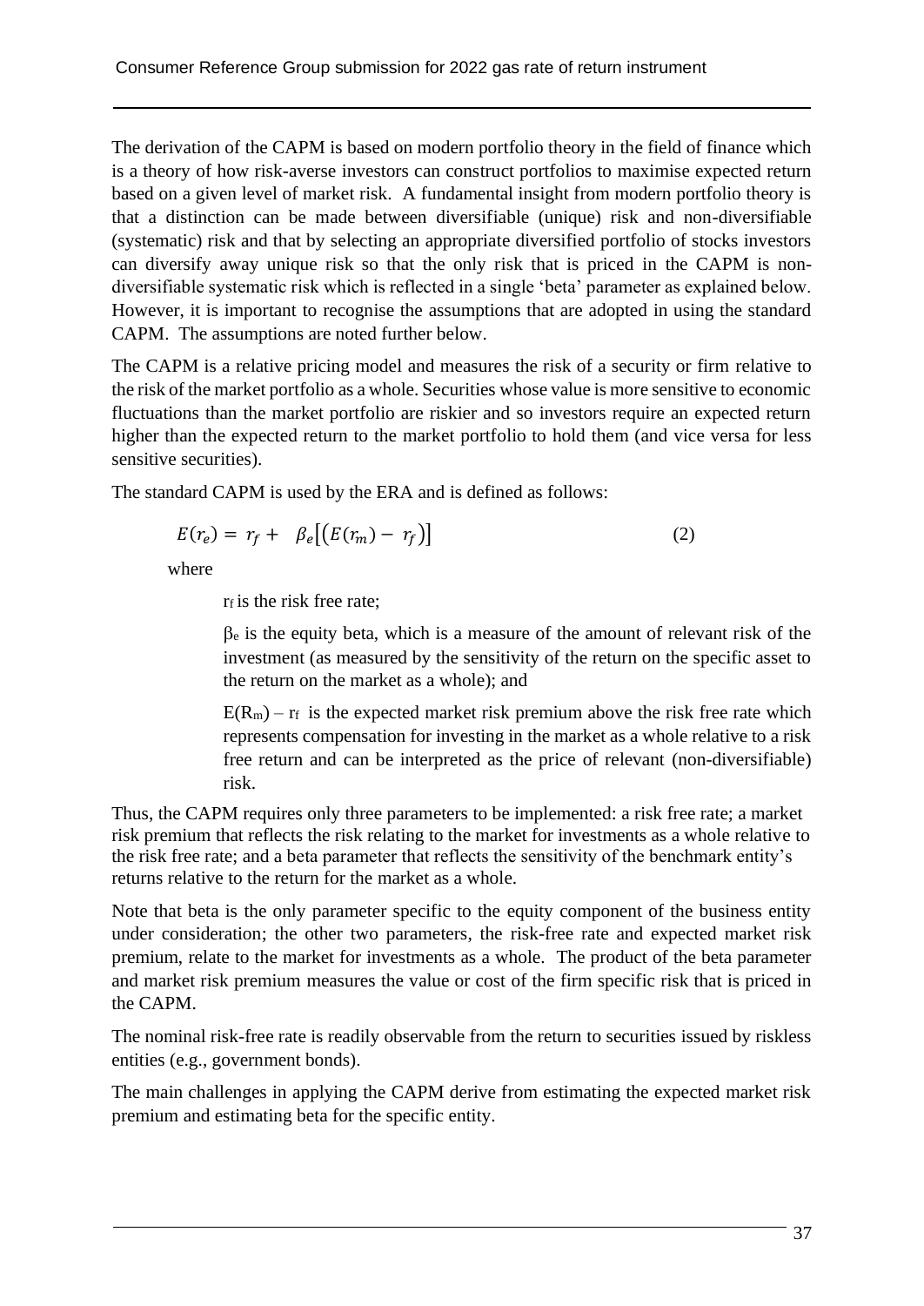The derivation of the CAPM is based on modern portfolio theory in the field of finance which is a theory of how risk-averse investors can construct portfolios to maximise expected return based on a given level of market risk. A fundamental insight from modern portfolio theory is that a distinction can be made between diversifiable (unique) risk and non-diversifiable (systematic) risk and that by selecting an appropriate diversified portfolio of stocks investors can diversify away unique risk so that the only risk that is priced in the CAPM is non-diversifiable systematic risk which is reflected in a single 'beta' parameter as explained below. However, it is important to recognise the assumptions that are adopted in using the standard CAPM. The assumptions are noted further below.

The CAPM is a relative pricing model and measures the risk of a security or firm relative to the risk of the market portfolio as a whole. Securities whose value is more sensitive to economic fluctuations than the market portfolio are riskier and so investors require an expected return higher than the expected return to the market portfolio to hold them (and vice versa for less sensitive securities).

The standard CAPM is used by the ERA and is defined as follows:

$$E(r_e) = r_f + \beta_e\left[\left(E(r_m) - r_f\right)\right] \tag{2}$$

where

$r_f$ is the risk free rate;

$\beta_e$ is the equity beta, which is a measure of the amount of relevant risk of the investment (as measured by the sensitivity of the return on the specific asset to the return on the market as a whole); and

$E(R_m) - r_f$ is the expected market risk premium above the risk free rate which represents compensation for investing in the market as a whole relative to a risk free return and can be interpreted as the price of relevant (non-diversifiable) risk.

Thus, the CAPM requires only three parameters to be implemented: a risk free rate; a market risk premium that reflects the risk relating to the market for investments as a whole relative to the risk free rate; and a beta parameter that reflects the sensitivity of the benchmark entity's returns relative to the return for the market as a whole.

Note that beta is the only parameter specific to the equity component of the business entity under consideration; the other two parameters, the risk-free rate and expected market risk premium, relate to the market for investments as a whole. The product of the beta parameter and market risk premium measures the value or cost of the firm specific risk that is priced in the CAPM.

The nominal risk-free rate is readily observable from the return to securities issued by riskless entities (e.g., government bonds).

The main challenges in applying the CAPM derive from estimating the expected market risk premium and estimating beta for the specific entity.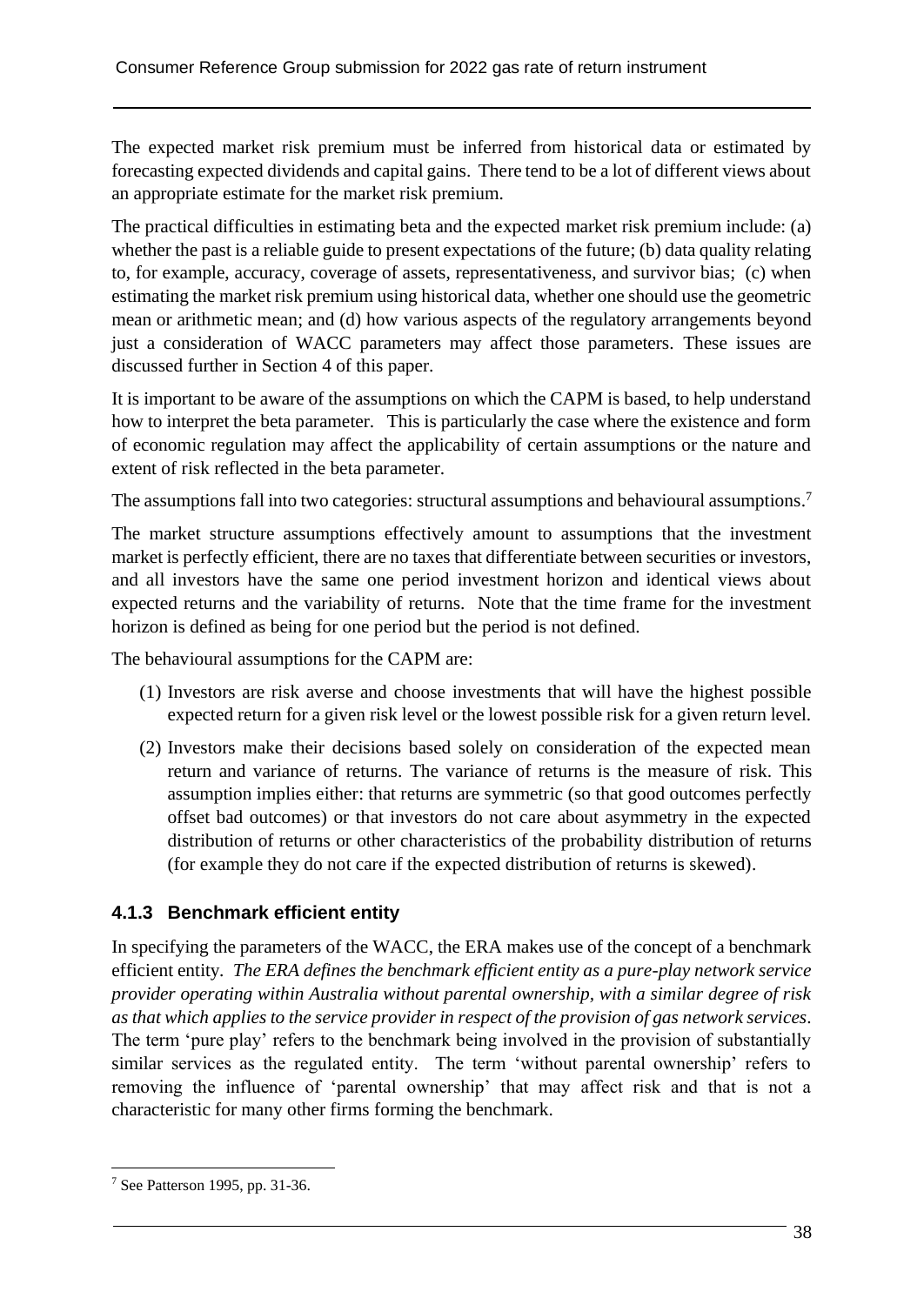The expected market risk premium must be inferred from historical data or estimated by forecasting expected dividends and capital gains. There tend to be a lot of different views about an appropriate estimate for the market risk premium.

The practical difficulties in estimating beta and the expected market risk premium include: (a) whether the past is a reliable guide to present expectations of the future; (b) data quality relating to, for example, accuracy, coverage of assets, representativeness, and survivor bias; (c) when estimating the market risk premium using historical data, whether one should use the geometric mean or arithmetic mean; and (d) how various aspects of the regulatory arrangements beyond just a consideration of WACC parameters may affect those parameters. These issues are discussed further in Section 4 of this paper.

It is important to be aware of the assumptions on which the CAPM is based, to help understand how to interpret the beta parameter. This is particularly the case where the existence and form of economic regulation may affect the applicability of certain assumptions or the nature and extent of risk reflected in the beta parameter.

The assumptions fall into two categories: structural assumptions and behavioural assumptions.[7]

The market structure assumptions effectively amount to assumptions that the investment market is perfectly efficient, there are no taxes that differentiate between securities or investors, and all investors have the same one period investment horizon and identical views about expected returns and the variability of returns. Note that the time frame for the investment horizon is defined as being for one period but the period is not defined.

The behavioural assumptions for the CAPM are:

(1) Investors are risk averse and choose investments that will have the highest possible expected return for a given risk level or the lowest possible risk for a given return level.

(2) Investors make their decisions based solely on consideration of the expected mean return and variance of returns. The variance of returns is the measure of risk. This assumption implies either: that returns are symmetric (so that good outcomes perfectly offset bad outcomes) or that investors do not care about asymmetry in the expected distribution of returns or other characteristics of the probability distribution of returns (for example they do not care if the expected distribution of returns is skewed).

### 4.1.3 Benchmark efficient entity

In specifying the parameters of the WACC, the ERA makes use of the concept of a benchmark efficient entity. *The ERA defines the benchmark efficient entity as a pure-play network service provider operating within Australia without parental ownership, with a similar degree of risk as that which applies to the service provider in respect of the provision of gas network services*. The term 'pure play' refers to the benchmark being involved in the provision of substantially similar services as the regulated entity. The term 'without parental ownership' refers to removing the influence of 'parental ownership' that may affect risk and that is not a characteristic for many other firms forming the benchmark.

[7] See Patterson 1995, pp. 31-36.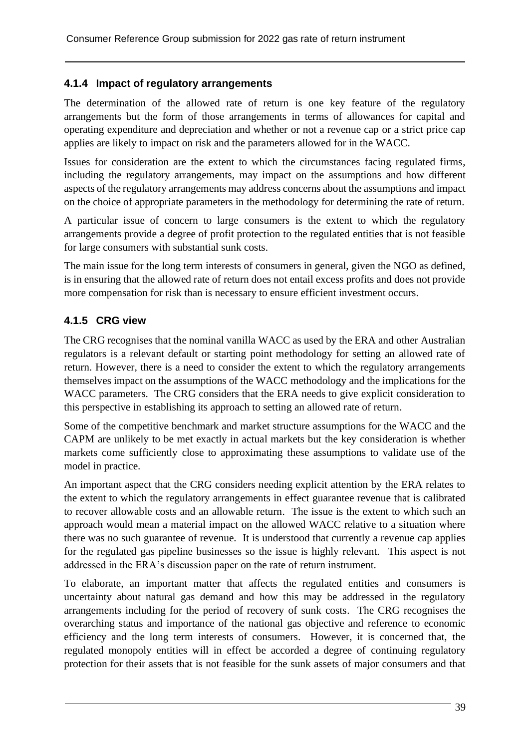### 4.1.4 Impact of regulatory arrangements

The determination of the allowed rate of return is one key feature of the regulatory arrangements but the form of those arrangements in terms of allowances for capital and operating expenditure and depreciation and whether or not a revenue cap or a strict price cap applies are likely to impact on risk and the parameters allowed for in the WACC.

Issues for consideration are the extent to which the circumstances facing regulated firms, including the regulatory arrangements, may impact on the assumptions and how different aspects of the regulatory arrangements may address concerns about the assumptions and impact on the choice of appropriate parameters in the methodology for determining the rate of return.

A particular issue of concern to large consumers is the extent to which the regulatory arrangements provide a degree of profit protection to the regulated entities that is not feasible for large consumers with substantial sunk costs.

The main issue for the long term interests of consumers in general, given the NGO as defined, is in ensuring that the allowed rate of return does not entail excess profits and does not provide more compensation for risk than is necessary to ensure efficient investment occurs.

### 4.1.5 CRG view

The CRG recognises that the nominal vanilla WACC as used by the ERA and other Australian regulators is a relevant default or starting point methodology for setting an allowed rate of return. However, there is a need to consider the extent to which the regulatory arrangements themselves impact on the assumptions of the WACC methodology and the implications for the WACC parameters. The CRG considers that the ERA needs to give explicit consideration to this perspective in establishing its approach to setting an allowed rate of return.

Some of the competitive benchmark and market structure assumptions for the WACC and the CAPM are unlikely to be met exactly in actual markets but the key consideration is whether markets come sufficiently close to approximating these assumptions to validate use of the model in practice.

An important aspect that the CRG considers needing explicit attention by the ERA relates to the extent to which the regulatory arrangements in effect guarantee revenue that is calibrated to recover allowable costs and an allowable return. The issue is the extent to which such an approach would mean a material impact on the allowed WACC relative to a situation where there was no such guarantee of revenue. It is understood that currently a revenue cap applies for the regulated gas pipeline businesses so the issue is highly relevant. This aspect is not addressed in the ERA's discussion paper on the rate of return instrument.

To elaborate, an important matter that affects the regulated entities and consumers is uncertainty about natural gas demand and how this may be addressed in the regulatory arrangements including for the period of recovery of sunk costs. The CRG recognises the overarching status and importance of the national gas objective and reference to economic efficiency and the long term interests of consumers. However, it is concerned that, the regulated monopoly entities will in effect be accorded a degree of continuing regulatory protection for their assets that is not feasible for the sunk assets of major consumers and that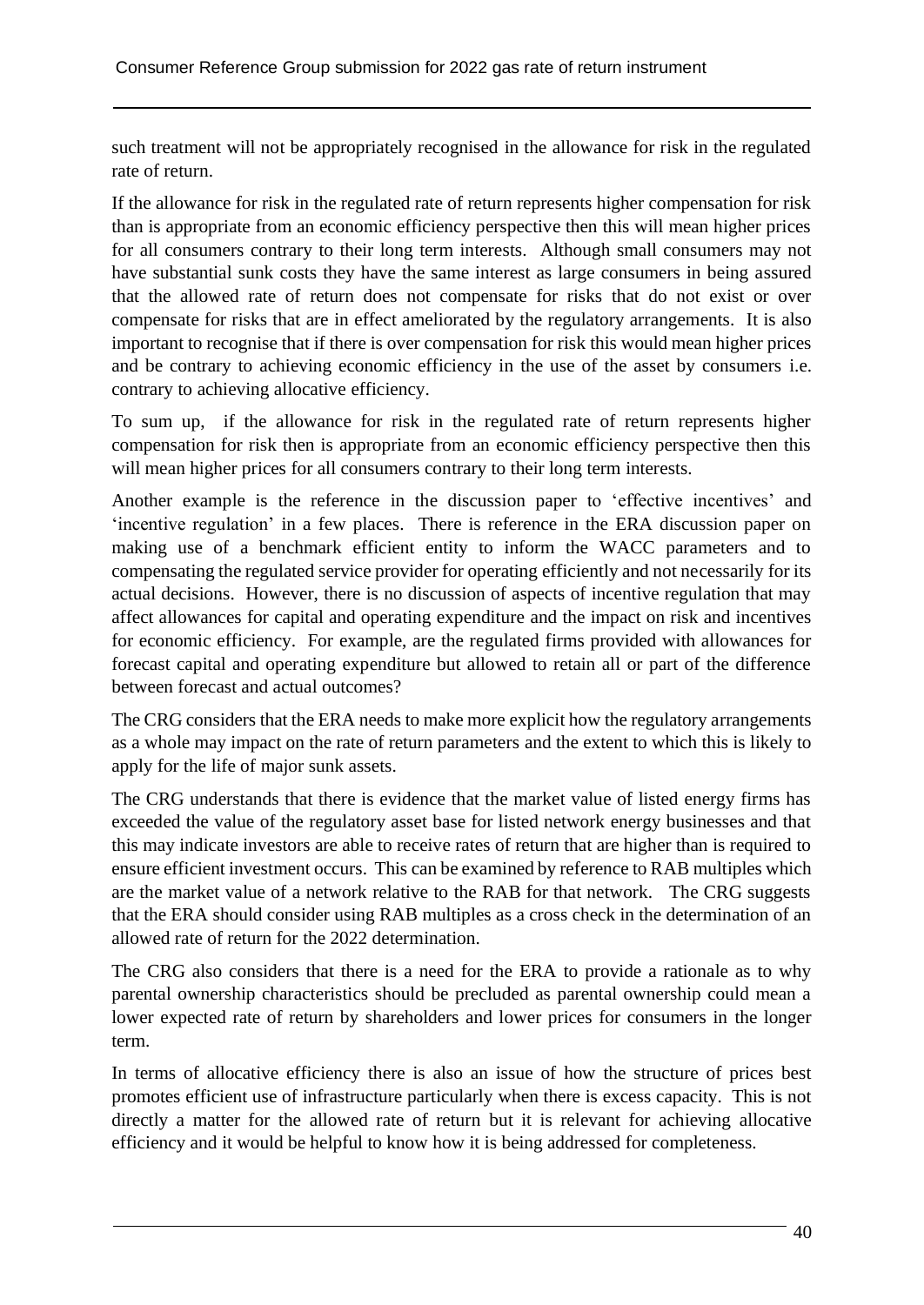such treatment will not be appropriately recognised in the allowance for risk in the regulated rate of return.

If the allowance for risk in the regulated rate of return represents higher compensation for risk than is appropriate from an economic efficiency perspective then this will mean higher prices for all consumers contrary to their long term interests. Although small consumers may not have substantial sunk costs they have the same interest as large consumers in being assured that the allowed rate of return does not compensate for risks that do not exist or over compensate for risks that are in effect ameliorated by the regulatory arrangements. It is also important to recognise that if there is over compensation for risk this would mean higher prices and be contrary to achieving economic efficiency in the use of the asset by consumers i.e. contrary to achieving allocative efficiency.

To sum up, if the allowance for risk in the regulated rate of return represents higher compensation for risk then is appropriate from an economic efficiency perspective then this will mean higher prices for all consumers contrary to their long term interests.

Another example is the reference in the discussion paper to 'effective incentives' and 'incentive regulation' in a few places. There is reference in the ERA discussion paper on making use of a benchmark efficient entity to inform the WACC parameters and to compensating the regulated service provider for operating efficiently and not necessarily for its actual decisions. However, there is no discussion of aspects of incentive regulation that may affect allowances for capital and operating expenditure and the impact on risk and incentives for economic efficiency. For example, are the regulated firms provided with allowances for forecast capital and operating expenditure but allowed to retain all or part of the difference between forecast and actual outcomes?

The CRG considers that the ERA needs to make more explicit how the regulatory arrangements as a whole may impact on the rate of return parameters and the extent to which this is likely to apply for the life of major sunk assets.

The CRG understands that there is evidence that the market value of listed energy firms has exceeded the value of the regulatory asset base for listed network energy businesses and that this may indicate investors are able to receive rates of return that are higher than is required to ensure efficient investment occurs. This can be examined by reference to RAB multiples which are the market value of a network relative to the RAB for that network. The CRG suggests that the ERA should consider using RAB multiples as a cross check in the determination of an allowed rate of return for the 2022 determination.

The CRG also considers that there is a need for the ERA to provide a rationale as to why parental ownership characteristics should be precluded as parental ownership could mean a lower expected rate of return by shareholders and lower prices for consumers in the longer term.

In terms of allocative efficiency there is also an issue of how the structure of prices best promotes efficient use of infrastructure particularly when there is excess capacity. This is not directly a matter for the allowed rate of return but it is relevant for achieving allocative efficiency and it would be helpful to know how it is being addressed for completeness.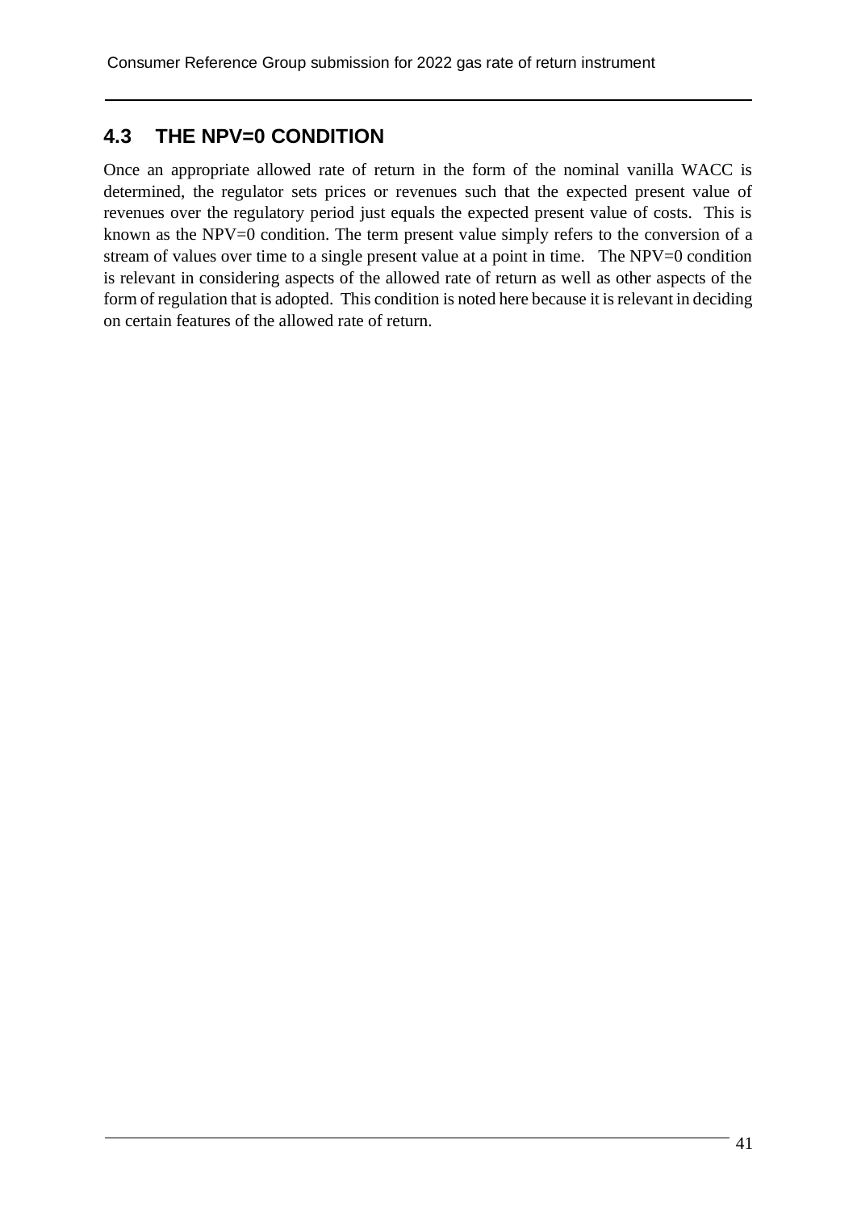## 4.3 THE NPV=0 CONDITION

Once an appropriate allowed rate of return in the form of the nominal vanilla WACC is determined, the regulator sets prices or revenues such that the expected present value of revenues over the regulatory period just equals the expected present value of costs. This is known as the NPV=0 condition. The term present value simply refers to the conversion of a stream of values over time to a single present value at a point in time. The NPV=0 condition is relevant in considering aspects of the allowed rate of return as well as other aspects of the form of regulation that is adopted. This condition is noted here because it is relevant in deciding on certain features of the allowed rate of return.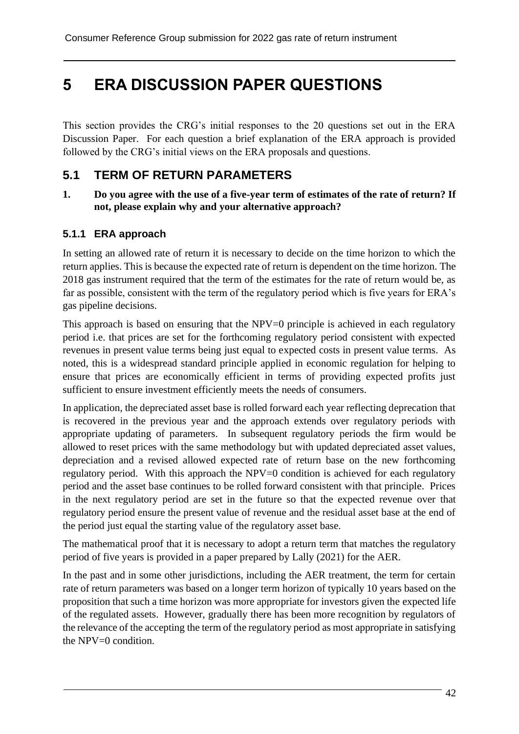# 5 ERA DISCUSSION PAPER QUESTIONS

This section provides the CRG's initial responses to the 20 questions set out in the ERA Discussion Paper. For each question a brief explanation of the ERA approach is provided followed by the CRG's initial views on the ERA proposals and questions.

## 5.1 TERM OF RETURN PARAMETERS

**1. Do you agree with the use of a five-year term of estimates of the rate of return? If not, please explain why and your alternative approach?**

### 5.1.1 ERA approach

In setting an allowed rate of return it is necessary to decide on the time horizon to which the return applies. This is because the expected rate of return is dependent on the time horizon. The 2018 gas instrument required that the term of the estimates for the rate of return would be, as far as possible, consistent with the term of the regulatory period which is five years for ERA's gas pipeline decisions.

This approach is based on ensuring that the NPV=0 principle is achieved in each regulatory period i.e. that prices are set for the forthcoming regulatory period consistent with expected revenues in present value terms being just equal to expected costs in present value terms. As noted, this is a widespread standard principle applied in economic regulation for helping to ensure that prices are economically efficient in terms of providing expected profits just sufficient to ensure investment efficiently meets the needs of consumers.

In application, the depreciated asset base is rolled forward each year reflecting deprecation that is recovered in the previous year and the approach extends over regulatory periods with appropriate updating of parameters. In subsequent regulatory periods the firm would be allowed to reset prices with the same methodology but with updated depreciated asset values, depreciation and a revised allowed expected rate of return base on the new forthcoming regulatory period. With this approach the NPV=0 condition is achieved for each regulatory period and the asset base continues to be rolled forward consistent with that principle. Prices in the next regulatory period are set in the future so that the expected revenue over that regulatory period ensure the present value of revenue and the residual asset base at the end of the period just equal the starting value of the regulatory asset base.

The mathematical proof that it is necessary to adopt a return term that matches the regulatory period of five years is provided in a paper prepared by Lally (2021) for the AER.

In the past and in some other jurisdictions, including the AER treatment, the term for certain rate of return parameters was based on a longer term horizon of typically 10 years based on the proposition that such a time horizon was more appropriate for investors given the expected life of the regulated assets. However, gradually there has been more recognition by regulators of the relevance of the accepting the term of the regulatory period as most appropriate in satisfying the NPV=0 condition.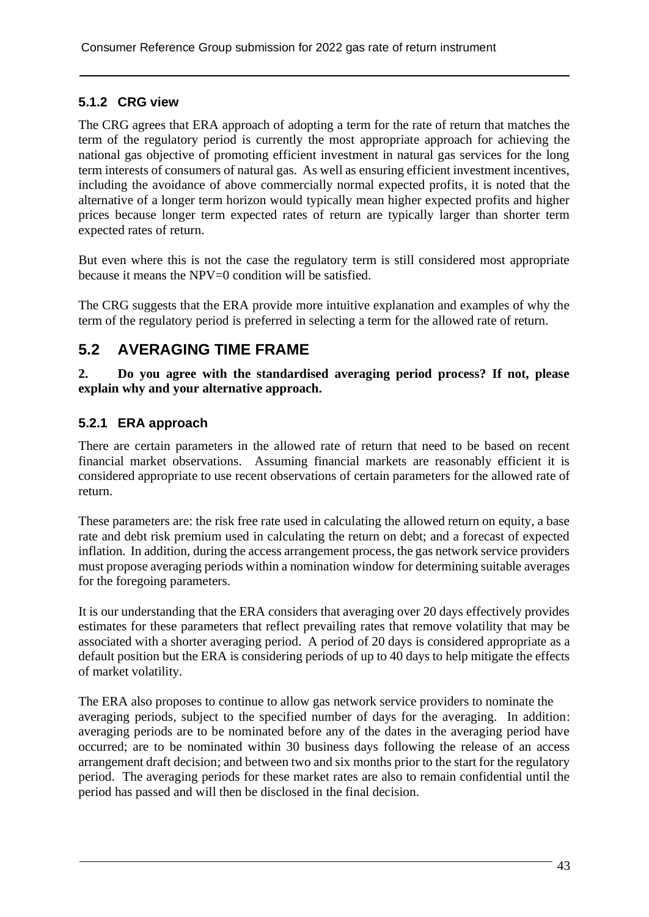### 5.1.2 CRG view

The CRG agrees that ERA approach of adopting a term for the rate of return that matches the term of the regulatory period is currently the most appropriate approach for achieving the national gas objective of promoting efficient investment in natural gas services for the long term interests of consumers of natural gas. As well as ensuring efficient investment incentives, including the avoidance of above commercially normal expected profits, it is noted that the alternative of a longer term horizon would typically mean higher expected profits and higher prices because longer term expected rates of return are typically larger than shorter term expected rates of return.

But even where this is not the case the regulatory term is still considered most appropriate because it means the NPV=0 condition will be satisfied.

The CRG suggests that the ERA provide more intuitive explanation and examples of why the term of the regulatory period is preferred in selecting a term for the allowed rate of return.

## 5.2 AVERAGING TIME FRAME

**2. Do you agree with the standardised averaging period process? If not, please explain why and your alternative approach.**

### 5.2.1 ERA approach

There are certain parameters in the allowed rate of return that need to be based on recent financial market observations. Assuming financial markets are reasonably efficient it is considered appropriate to use recent observations of certain parameters for the allowed rate of return.

These parameters are: the risk free rate used in calculating the allowed return on equity, a base rate and debt risk premium used in calculating the return on debt; and a forecast of expected inflation. In addition, during the access arrangement process, the gas network service providers must propose averaging periods within a nomination window for determining suitable averages for the foregoing parameters.

It is our understanding that the ERA considers that averaging over 20 days effectively provides estimates for these parameters that reflect prevailing rates that remove volatility that may be associated with a shorter averaging period. A period of 20 days is considered appropriate as a default position but the ERA is considering periods of up to 40 days to help mitigate the effects of market volatility.

The ERA also proposes to continue to allow gas network service providers to nominate the averaging periods, subject to the specified number of days for the averaging. In addition: averaging periods are to be nominated before any of the dates in the averaging period have occurred; are to be nominated within 30 business days following the release of an access arrangement draft decision; and between two and six months prior to the start for the regulatory period. The averaging periods for these market rates are also to remain confidential until the period has passed and will then be disclosed in the final decision.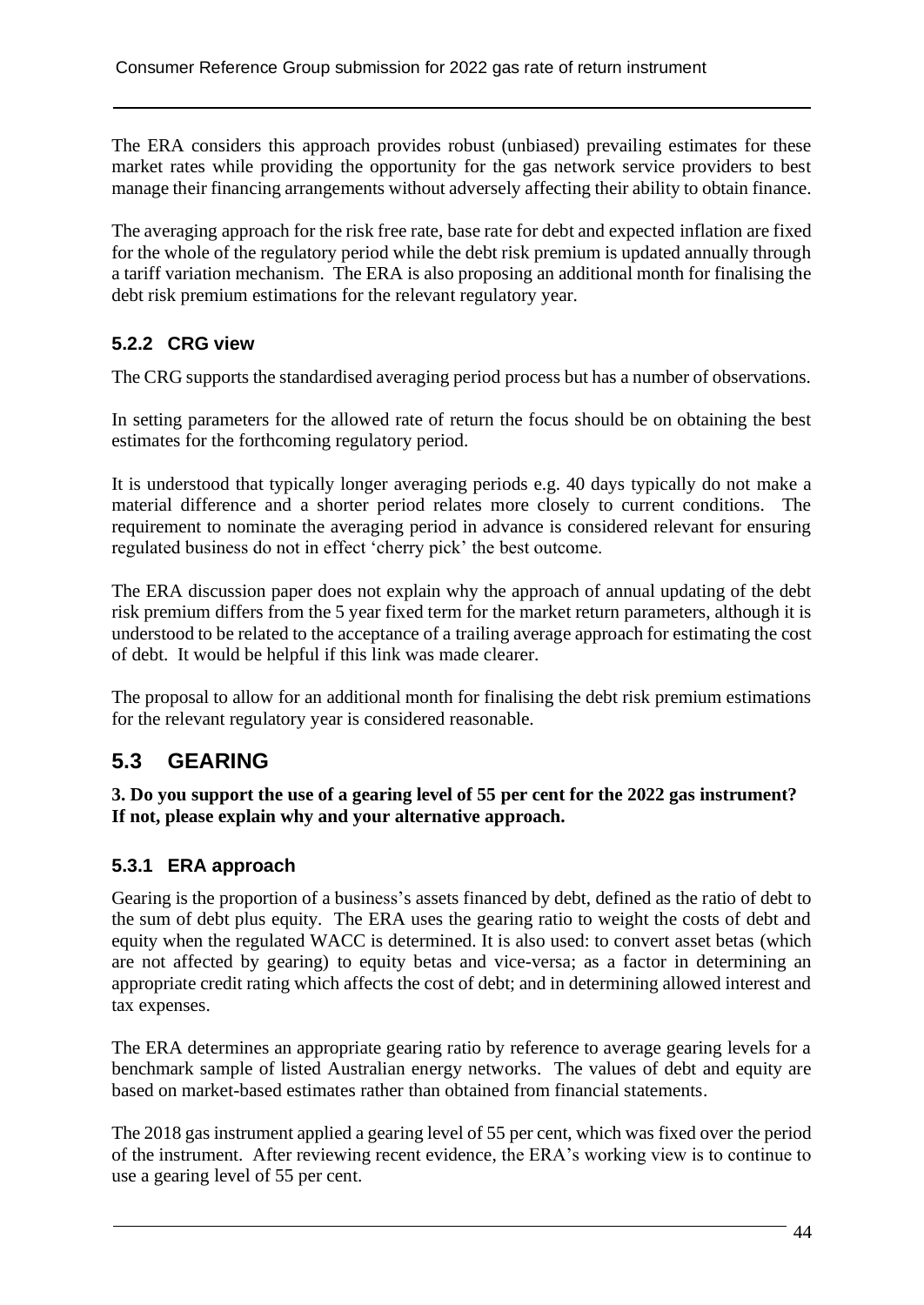The ERA considers this approach provides robust (unbiased) prevailing estimates for these market rates while providing the opportunity for the gas network service providers to best manage their financing arrangements without adversely affecting their ability to obtain finance.

The averaging approach for the risk free rate, base rate for debt and expected inflation are fixed for the whole of the regulatory period while the debt risk premium is updated annually through a tariff variation mechanism. The ERA is also proposing an additional month for finalising the debt risk premium estimations for the relevant regulatory year.

### 5.2.2 CRG view

The CRG supports the standardised averaging period process but has a number of observations.

In setting parameters for the allowed rate of return the focus should be on obtaining the best estimates for the forthcoming regulatory period.

It is understood that typically longer averaging periods e.g. 40 days typically do not make a material difference and a shorter period relates more closely to current conditions. The requirement to nominate the averaging period in advance is considered relevant for ensuring regulated business do not in effect 'cherry pick' the best outcome.

The ERA discussion paper does not explain why the approach of annual updating of the debt risk premium differs from the 5 year fixed term for the market return parameters, although it is understood to be related to the acceptance of a trailing average approach for estimating the cost of debt. It would be helpful if this link was made clearer.

The proposal to allow for an additional month for finalising the debt risk premium estimations for the relevant regulatory year is considered reasonable.

## 5.3 GEARING

**3. Do you support the use of a gearing level of 55 per cent for the 2022 gas instrument? If not, please explain why and your alternative approach.**

### 5.3.1 ERA approach

Gearing is the proportion of a business's assets financed by debt, defined as the ratio of debt to the sum of debt plus equity. The ERA uses the gearing ratio to weight the costs of debt and equity when the regulated WACC is determined. It is also used: to convert asset betas (which are not affected by gearing) to equity betas and vice-versa; as a factor in determining an appropriate credit rating which affects the cost of debt; and in determining allowed interest and tax expenses.

The ERA determines an appropriate gearing ratio by reference to average gearing levels for a benchmark sample of listed Australian energy networks. The values of debt and equity are based on market-based estimates rather than obtained from financial statements.

The 2018 gas instrument applied a gearing level of 55 per cent, which was fixed over the period of the instrument. After reviewing recent evidence, the ERA's working view is to continue to use a gearing level of 55 per cent.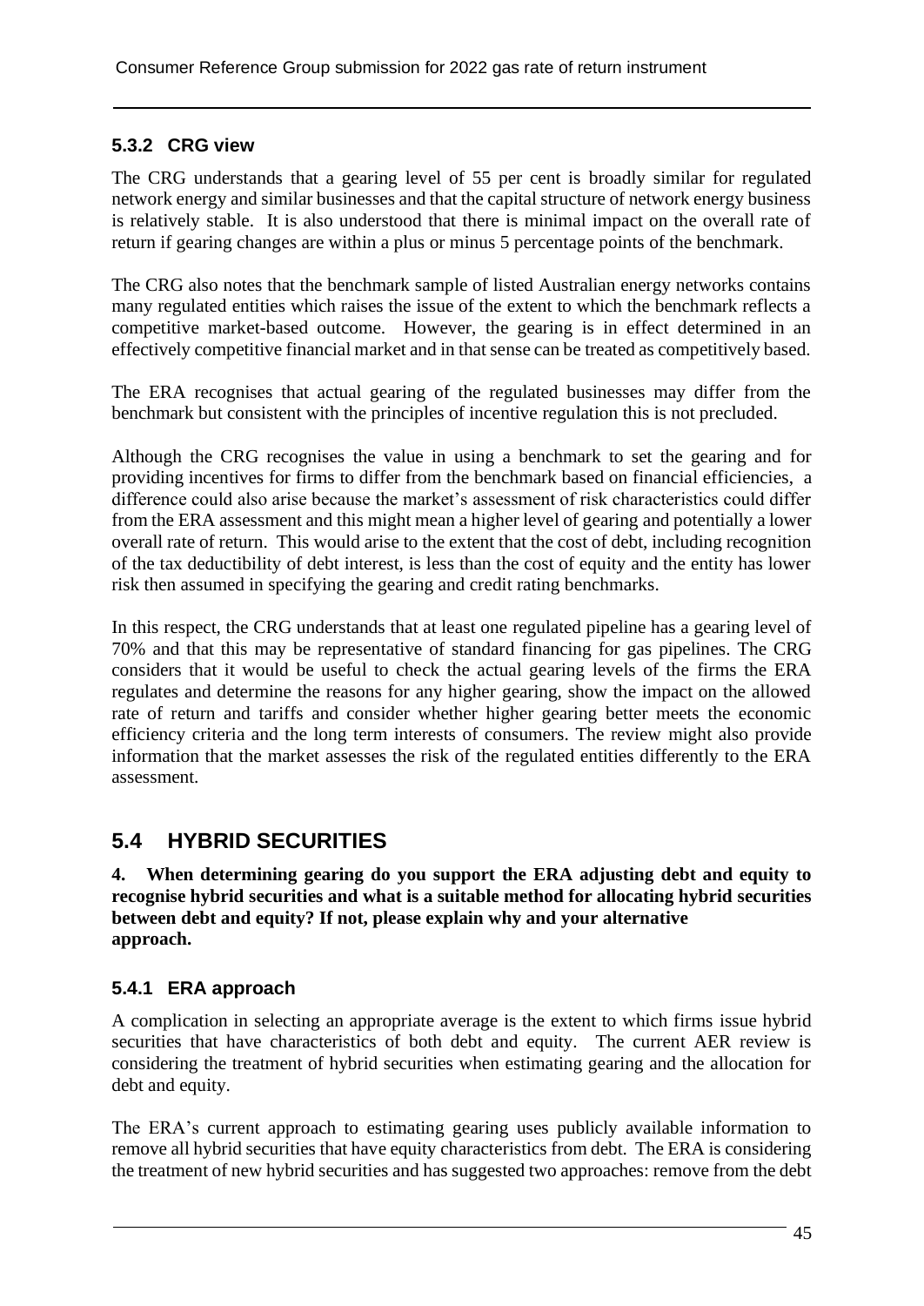### 5.3.2 CRG view

The CRG understands that a gearing level of 55 per cent is broadly similar for regulated network energy and similar businesses and that the capital structure of network energy business is relatively stable. It is also understood that there is minimal impact on the overall rate of return if gearing changes are within a plus or minus 5 percentage points of the benchmark.

The CRG also notes that the benchmark sample of listed Australian energy networks contains many regulated entities which raises the issue of the extent to which the benchmark reflects a competitive market-based outcome. However, the gearing is in effect determined in an effectively competitive financial market and in that sense can be treated as competitively based.

The ERA recognises that actual gearing of the regulated businesses may differ from the benchmark but consistent with the principles of incentive regulation this is not precluded.

Although the CRG recognises the value in using a benchmark to set the gearing and for providing incentives for firms to differ from the benchmark based on financial efficiencies, a difference could also arise because the market's assessment of risk characteristics could differ from the ERA assessment and this might mean a higher level of gearing and potentially a lower overall rate of return. This would arise to the extent that the cost of debt, including recognition of the tax deductibility of debt interest, is less than the cost of equity and the entity has lower risk then assumed in specifying the gearing and credit rating benchmarks.

In this respect, the CRG understands that at least one regulated pipeline has a gearing level of 70% and that this may be representative of standard financing for gas pipelines. The CRG considers that it would be useful to check the actual gearing levels of the firms the ERA regulates and determine the reasons for any higher gearing, show the impact on the allowed rate of return and tariffs and consider whether higher gearing better meets the economic efficiency criteria and the long term interests of consumers. The review might also provide information that the market assesses the risk of the regulated entities differently to the ERA assessment.

## 5.4 HYBRID SECURITIES

**4. When determining gearing do you support the ERA adjusting debt and equity to recognise hybrid securities and what is a suitable method for allocating hybrid securities between debt and equity? If not, please explain why and your alternative approach.**

### 5.4.1 ERA approach

A complication in selecting an appropriate average is the extent to which firms issue hybrid securities that have characteristics of both debt and equity. The current AER review is considering the treatment of hybrid securities when estimating gearing and the allocation for debt and equity.

The ERA's current approach to estimating gearing uses publicly available information to remove all hybrid securities that have equity characteristics from debt. The ERA is considering the treatment of new hybrid securities and has suggested two approaches: remove from the debt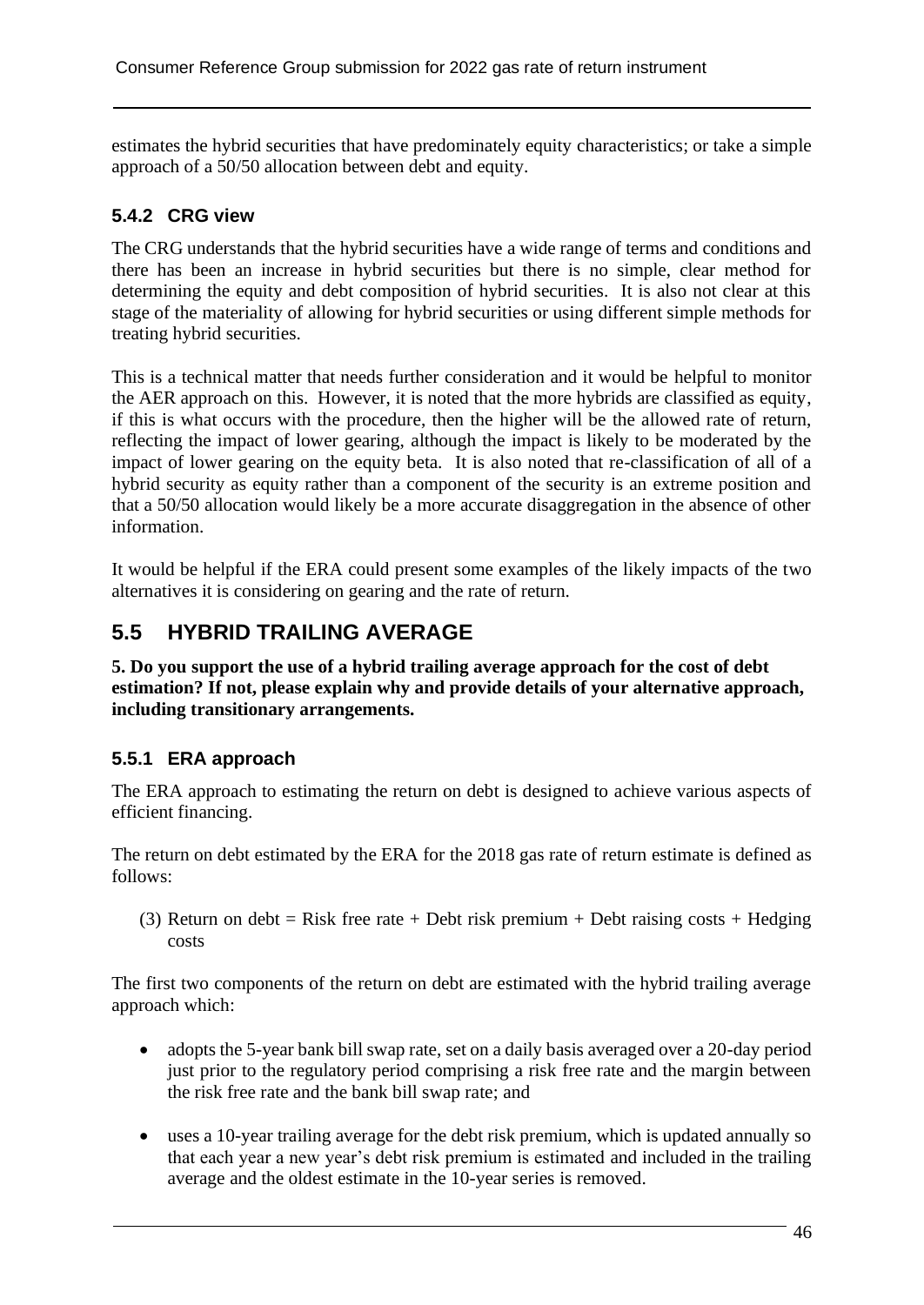estimates the hybrid securities that have predominately equity characteristics; or take a simple approach of a 50/50 allocation between debt and equity.

### 5.4.2 CRG view

The CRG understands that the hybrid securities have a wide range of terms and conditions and there has been an increase in hybrid securities but there is no simple, clear method for determining the equity and debt composition of hybrid securities. It is also not clear at this stage of the materiality of allowing for hybrid securities or using different simple methods for treating hybrid securities.

This is a technical matter that needs further consideration and it would be helpful to monitor the AER approach on this. However, it is noted that the more hybrids are classified as equity, if this is what occurs with the procedure, then the higher will be the allowed rate of return, reflecting the impact of lower gearing, although the impact is likely to be moderated by the impact of lower gearing on the equity beta. It is also noted that re-classification of all of a hybrid security as equity rather than a component of the security is an extreme position and that a 50/50 allocation would likely be a more accurate disaggregation in the absence of other information.

It would be helpful if the ERA could present some examples of the likely impacts of the two alternatives it is considering on gearing and the rate of return.

## 5.5 HYBRID TRAILING AVERAGE

**5. Do you support the use of a hybrid trailing average approach for the cost of debt estimation? If not, please explain why and provide details of your alternative approach, including transitionary arrangements.**

### 5.5.1 ERA approach

The ERA approach to estimating the return on debt is designed to achieve various aspects of efficient financing.

The return on debt estimated by the ERA for the 2018 gas rate of return estimate is defined as follows:

(3) Return on debt = Risk free rate + Debt risk premium + Debt raising costs + Hedging costs

The first two components of the return on debt are estimated with the hybrid trailing average approach which:

- adopts the 5-year bank bill swap rate, set on a daily basis averaged over a 20-day period just prior to the regulatory period comprising a risk free rate and the margin between the risk free rate and the bank bill swap rate; and
- uses a 10-year trailing average for the debt risk premium, which is updated annually so that each year a new year's debt risk premium is estimated and included in the trailing average and the oldest estimate in the 10-year series is removed.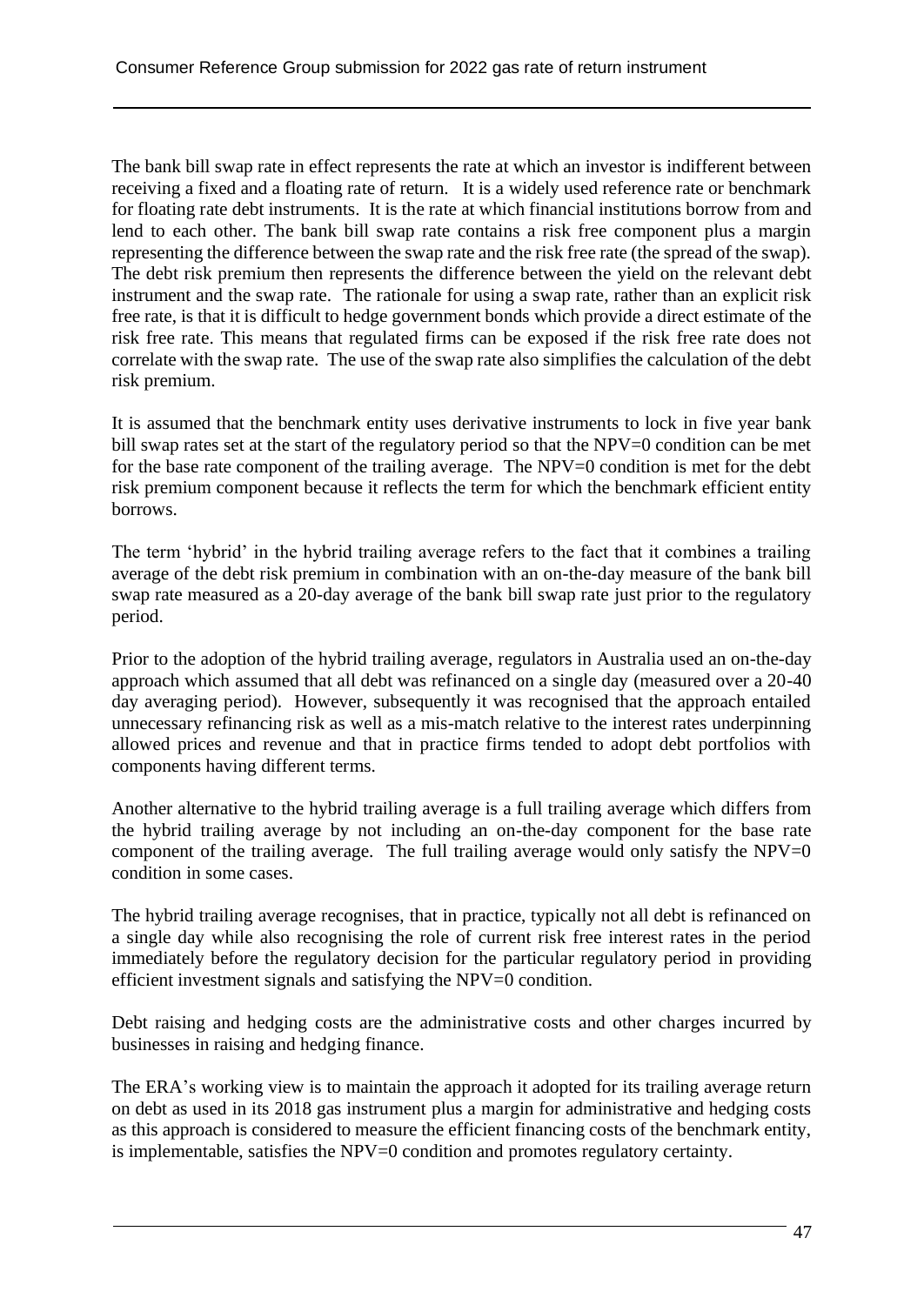The bank bill swap rate in effect represents the rate at which an investor is indifferent between receiving a fixed and a floating rate of return. It is a widely used reference rate or benchmark for floating rate debt instruments. It is the rate at which financial institutions borrow from and lend to each other. The bank bill swap rate contains a risk free component plus a margin representing the difference between the swap rate and the risk free rate (the spread of the swap). The debt risk premium then represents the difference between the yield on the relevant debt instrument and the swap rate. The rationale for using a swap rate, rather than an explicit risk free rate, is that it is difficult to hedge government bonds which provide a direct estimate of the risk free rate. This means that regulated firms can be exposed if the risk free rate does not correlate with the swap rate. The use of the swap rate also simplifies the calculation of the debt risk premium.

It is assumed that the benchmark entity uses derivative instruments to lock in five year bank bill swap rates set at the start of the regulatory period so that the NPV=0 condition can be met for the base rate component of the trailing average. The NPV=0 condition is met for the debt risk premium component because it reflects the term for which the benchmark efficient entity borrows.

The term 'hybrid' in the hybrid trailing average refers to the fact that it combines a trailing average of the debt risk premium in combination with an on-the-day measure of the bank bill swap rate measured as a 20-day average of the bank bill swap rate just prior to the regulatory period.

Prior to the adoption of the hybrid trailing average, regulators in Australia used an on-the-day approach which assumed that all debt was refinanced on a single day (measured over a 20-40 day averaging period). However, subsequently it was recognised that the approach entailed unnecessary refinancing risk as well as a mis-match relative to the interest rates underpinning allowed prices and revenue and that in practice firms tended to adopt debt portfolios with components having different terms.

Another alternative to the hybrid trailing average is a full trailing average which differs from the hybrid trailing average by not including an on-the-day component for the base rate component of the trailing average. The full trailing average would only satisfy the NPV=0 condition in some cases.

The hybrid trailing average recognises, that in practice, typically not all debt is refinanced on a single day while also recognising the role of current risk free interest rates in the period immediately before the regulatory decision for the particular regulatory period in providing efficient investment signals and satisfying the NPV=0 condition.

Debt raising and hedging costs are the administrative costs and other charges incurred by businesses in raising and hedging finance.

The ERA's working view is to maintain the approach it adopted for its trailing average return on debt as used in its 2018 gas instrument plus a margin for administrative and hedging costs as this approach is considered to measure the efficient financing costs of the benchmark entity, is implementable, satisfies the NPV=0 condition and promotes regulatory certainty.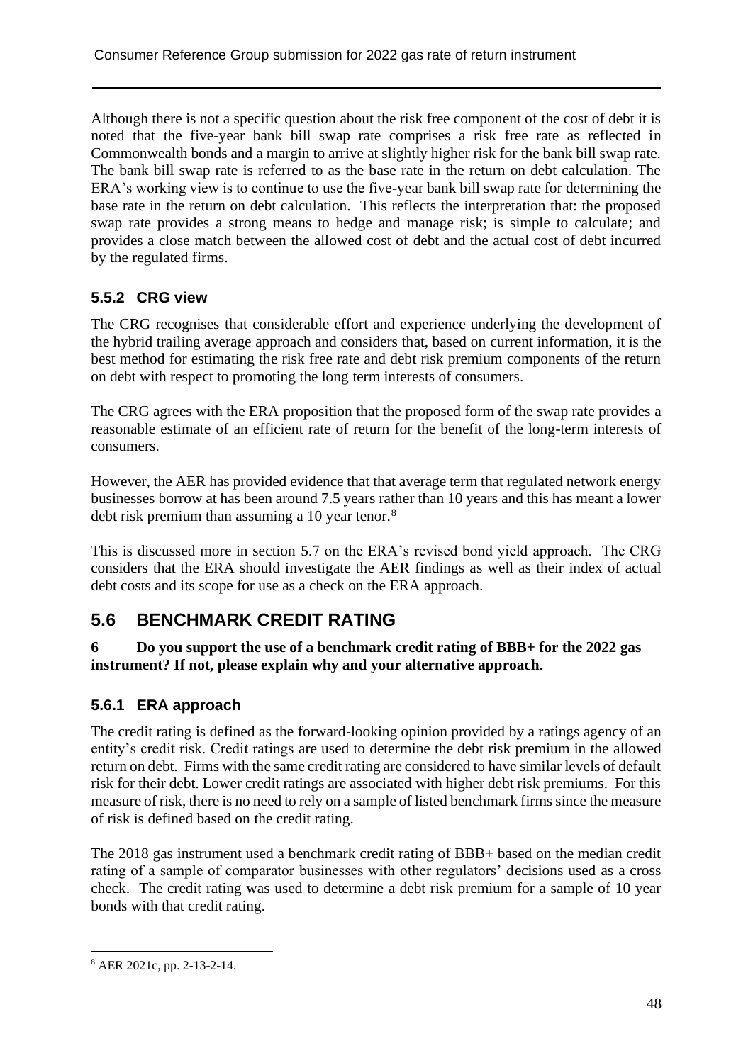Although there is not a specific question about the risk free component of the cost of debt it is noted that the five-year bank bill swap rate comprises a risk free rate as reflected in Commonwealth bonds and a margin to arrive at slightly higher risk for the bank bill swap rate. The bank bill swap rate is referred to as the base rate in the return on debt calculation. The ERA's working view is to continue to use the five-year bank bill swap rate for determining the base rate in the return on debt calculation. This reflects the interpretation that: the proposed swap rate provides a strong means to hedge and manage risk; is simple to calculate; and provides a close match between the allowed cost of debt and the actual cost of debt incurred by the regulated firms.

### 5.5.2 CRG view

The CRG recognises that considerable effort and experience underlying the development of the hybrid trailing average approach and considers that, based on current information, it is the best method for estimating the risk free rate and debt risk premium components of the return on debt with respect to promoting the long term interests of consumers.

The CRG agrees with the ERA proposition that the proposed form of the swap rate provides a reasonable estimate of an efficient rate of return for the benefit of the long-term interests of consumers.

However, the AER has provided evidence that that average term that regulated network energy businesses borrow at has been around 7.5 years rather than 10 years and this has meant a lower debt risk premium than assuming a 10 year tenor.[8]

This is discussed more in section 5.7 on the ERA's revised bond yield approach. The CRG considers that the ERA should investigate the AER findings as well as their index of actual debt costs and its scope for use as a check on the ERA approach.

## 5.6 BENCHMARK CREDIT RATING

**6 Do you support the use of a benchmark credit rating of BBB+ for the 2022 gas instrument? If not, please explain why and your alternative approach.**

### 5.6.1 ERA approach

The credit rating is defined as the forward-looking opinion provided by a ratings agency of an entity's credit risk. Credit ratings are used to determine the debt risk premium in the allowed return on debt. Firms with the same credit rating are considered to have similar levels of default risk for their debt. Lower credit ratings are associated with higher debt risk premiums. For this measure of risk, there is no need to rely on a sample of listed benchmark firms since the measure of risk is defined based on the credit rating.

The 2018 gas instrument used a benchmark credit rating of BBB+ based on the median credit rating of a sample of comparator businesses with other regulators' decisions used as a cross check. The credit rating was used to determine a debt risk premium for a sample of 10 year bonds with that credit rating.

[8] AER 2021c, pp. 2-13-2-14.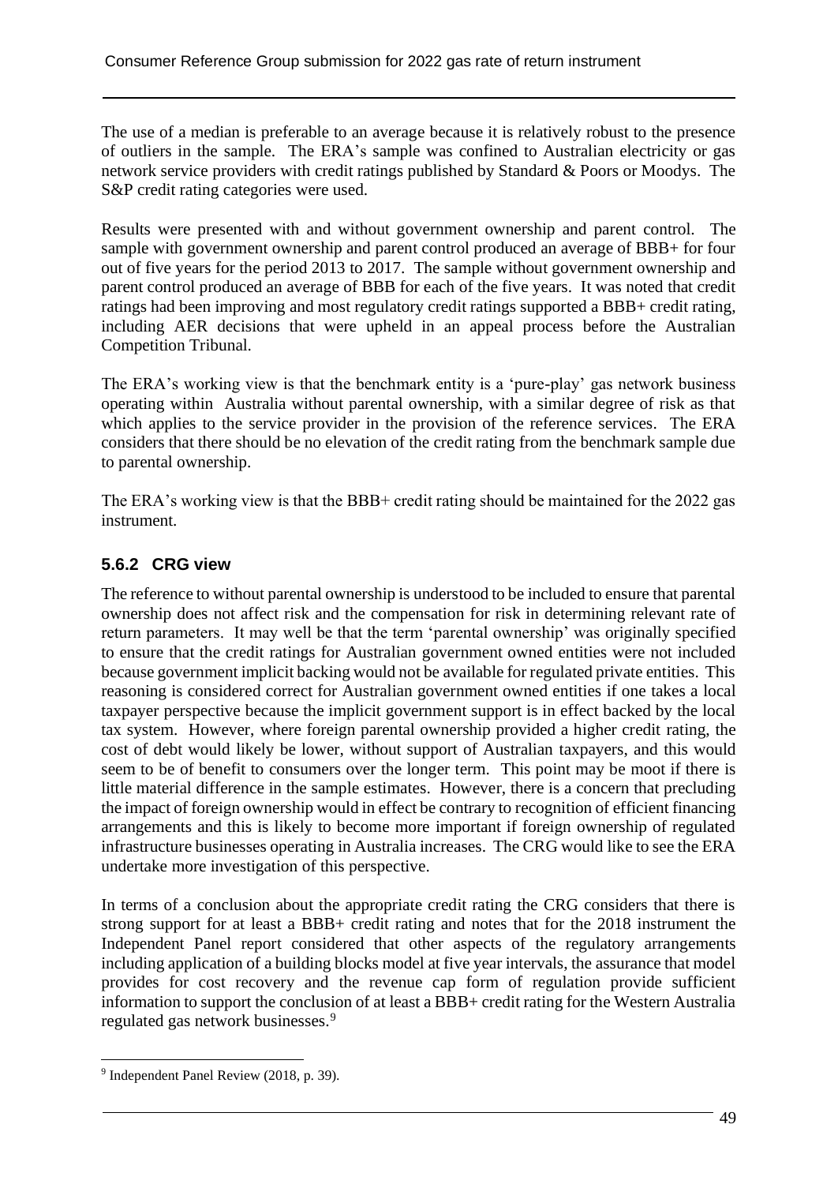The use of a median is preferable to an average because it is relatively robust to the presence of outliers in the sample. The ERA's sample was confined to Australian electricity or gas network service providers with credit ratings published by Standard & Poors or Moodys. The S&P credit rating categories were used.

Results were presented with and without government ownership and parent control. The sample with government ownership and parent control produced an average of BBB+ for four out of five years for the period 2013 to 2017. The sample without government ownership and parent control produced an average of BBB for each of the five years. It was noted that credit ratings had been improving and most regulatory credit ratings supported a BBB+ credit rating, including AER decisions that were upheld in an appeal process before the Australian Competition Tribunal.

The ERA's working view is that the benchmark entity is a 'pure-play' gas network business operating within Australia without parental ownership, with a similar degree of risk as that which applies to the service provider in the provision of the reference services. The ERA considers that there should be no elevation of the credit rating from the benchmark sample due to parental ownership.

The ERA's working view is that the BBB+ credit rating should be maintained for the 2022 gas instrument.

### 5.6.2 CRG view

The reference to without parental ownership is understood to be included to ensure that parental ownership does not affect risk and the compensation for risk in determining relevant rate of return parameters. It may well be that the term 'parental ownership' was originally specified to ensure that the credit ratings for Australian government owned entities were not included because government implicit backing would not be available for regulated private entities. This reasoning is considered correct for Australian government owned entities if one takes a local taxpayer perspective because the implicit government support is in effect backed by the local tax system. However, where foreign parental ownership provided a higher credit rating, the cost of debt would likely be lower, without support of Australian taxpayers, and this would seem to be of benefit to consumers over the longer term. This point may be moot if there is little material difference in the sample estimates. However, there is a concern that precluding the impact of foreign ownership would in effect be contrary to recognition of efficient financing arrangements and this is likely to become more important if foreign ownership of regulated infrastructure businesses operating in Australia increases. The CRG would like to see the ERA undertake more investigation of this perspective.

In terms of a conclusion about the appropriate credit rating the CRG considers that there is strong support for at least a BBB+ credit rating and notes that for the 2018 instrument the Independent Panel report considered that other aspects of the regulatory arrangements including application of a building blocks model at five year intervals, the assurance that model provides for cost recovery and the revenue cap form of regulation provide sufficient information to support the conclusion of at least a BBB+ credit rating for the Western Australia regulated gas network businesses.[9]

---

[9] Independent Panel Review (2018, p. 39).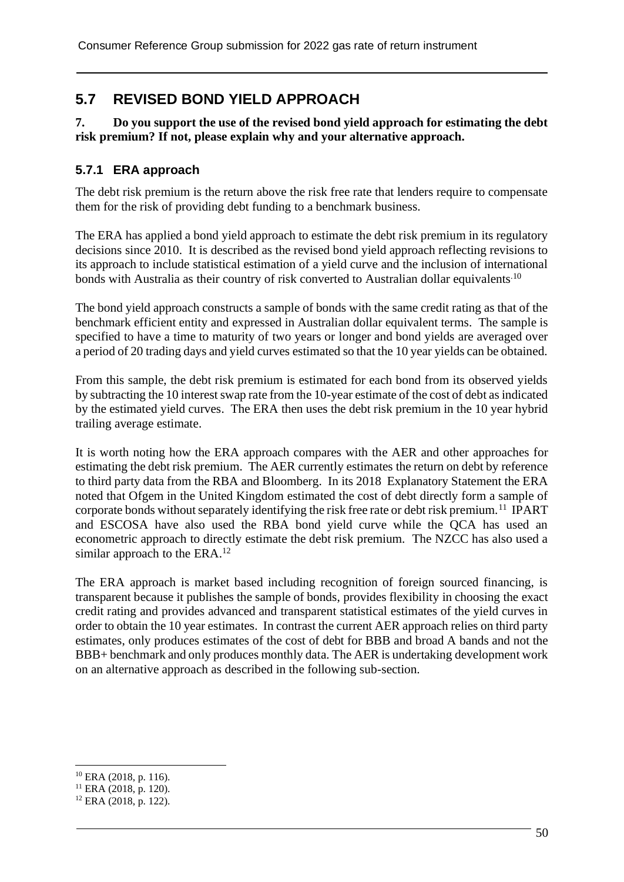## 5.7 REVISED BOND YIELD APPROACH

**7. Do you support the use of the revised bond yield approach for estimating the debt risk premium? If not, please explain why and your alternative approach.**

### 5.7.1 ERA approach

The debt risk premium is the return above the risk free rate that lenders require to compensate them for the risk of providing debt funding to a benchmark business.

The ERA has applied a bond yield approach to estimate the debt risk premium in its regulatory decisions since 2010. It is described as the revised bond yield approach reflecting revisions to its approach to include statistical estimation of a yield curve and the inclusion of international bonds with Australia as their country of risk converted to Australian dollar equivalents.[10]

The bond yield approach constructs a sample of bonds with the same credit rating as that of the benchmark efficient entity and expressed in Australian dollar equivalent terms. The sample is specified to have a time to maturity of two years or longer and bond yields are averaged over a period of 20 trading days and yield curves estimated so that the 10 year yields can be obtained.

From this sample, the debt risk premium is estimated for each bond from its observed yields by subtracting the 10 interest swap rate from the 10-year estimate of the cost of debt as indicated by the estimated yield curves. The ERA then uses the debt risk premium in the 10 year hybrid trailing average estimate.

It is worth noting how the ERA approach compares with the AER and other approaches for estimating the debt risk premium. The AER currently estimates the return on debt by reference to third party data from the RBA and Bloomberg. In its 2018 Explanatory Statement the ERA noted that Ofgem in the United Kingdom estimated the cost of debt directly form a sample of corporate bonds without separately identifying the risk free rate or debt risk premium.[11] IPART and ESCOSA have also used the RBA bond yield curve while the QCA has used an econometric approach to directly estimate the debt risk premium. The NZCC has also used a similar approach to the ERA.[12]

The ERA approach is market based including recognition of foreign sourced financing, is transparent because it publishes the sample of bonds, provides flexibility in choosing the exact credit rating and provides advanced and transparent statistical estimates of the yield curves in order to obtain the 10 year estimates. In contrast the current AER approach relies on third party estimates, only produces estimates of the cost of debt for BBB and broad A bands and not the BBB+ benchmark and only produces monthly data. The AER is undertaking development work on an alternative approach as described in the following sub-section.

---

[10] ERA (2018, p. 116).

[11] ERA (2018, p. 120).

[12] ERA (2018, p. 122).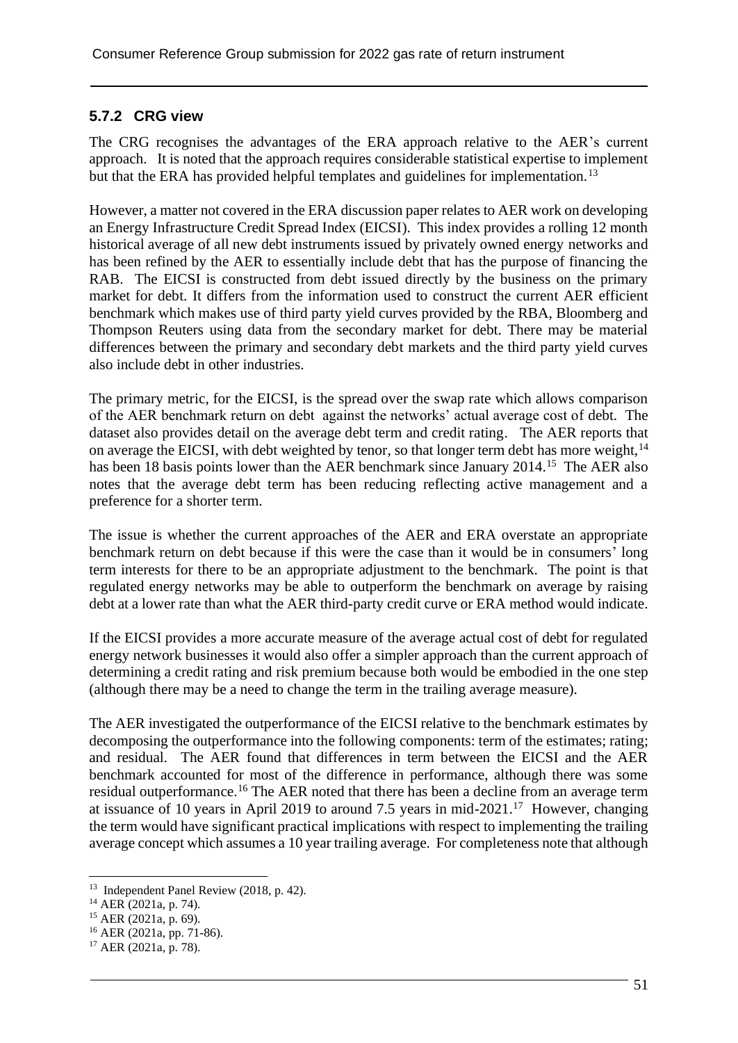### 5.7.2 CRG view

The CRG recognises the advantages of the ERA approach relative to the AER's current approach. It is noted that the approach requires considerable statistical expertise to implement but that the ERA has provided helpful templates and guidelines for implementation.[13]

However, a matter not covered in the ERA discussion paper relates to AER work on developing an Energy Infrastructure Credit Spread Index (EICSI). This index provides a rolling 12 month historical average of all new debt instruments issued by privately owned energy networks and has been refined by the AER to essentially include debt that has the purpose of financing the RAB. The EICSI is constructed from debt issued directly by the business on the primary market for debt. It differs from the information used to construct the current AER efficient benchmark which makes use of third party yield curves provided by the RBA, Bloomberg and Thompson Reuters using data from the secondary market for debt. There may be material differences between the primary and secondary debt markets and the third party yield curves also include debt in other industries.

The primary metric, for the EICSI, is the spread over the swap rate which allows comparison of the AER benchmark return on debt against the networks' actual average cost of debt. The dataset also provides detail on the average debt term and credit rating. The AER reports that on average the EICSI, with debt weighted by tenor, so that longer term debt has more weight,[14] has been 18 basis points lower than the AER benchmark since January 2014.[15] The AER also notes that the average debt term has been reducing reflecting active management and a preference for a shorter term.

The issue is whether the current approaches of the AER and ERA overstate an appropriate benchmark return on debt because if this were the case than it would be in consumers' long term interests for there to be an appropriate adjustment to the benchmark. The point is that regulated energy networks may be able to outperform the benchmark on average by raising debt at a lower rate than what the AER third-party credit curve or ERA method would indicate.

If the EICSI provides a more accurate measure of the average actual cost of debt for regulated energy network businesses it would also offer a simpler approach than the current approach of determining a credit rating and risk premium because both would be embodied in the one step (although there may be a need to change the term in the trailing average measure).

The AER investigated the outperformance of the EICSI relative to the benchmark estimates by decomposing the outperformance into the following components: term of the estimates; rating; and residual. The AER found that differences in term between the EICSI and the AER benchmark accounted for most of the difference in performance, although there was some residual outperformance.[16] The AER noted that there has been a decline from an average term at issuance of 10 years in April 2019 to around 7.5 years in mid-2021.[17] However, changing the term would have significant practical implications with respect to implementing the trailing average concept which assumes a 10 year trailing average. For completeness note that although

[13] Independent Panel Review (2018, p. 42).

[14] AER (2021a, p. 74).

[15] AER (2021a, p. 69).

[16] AER (2021a, pp. 71-86).

[17] AER (2021a, p. 78).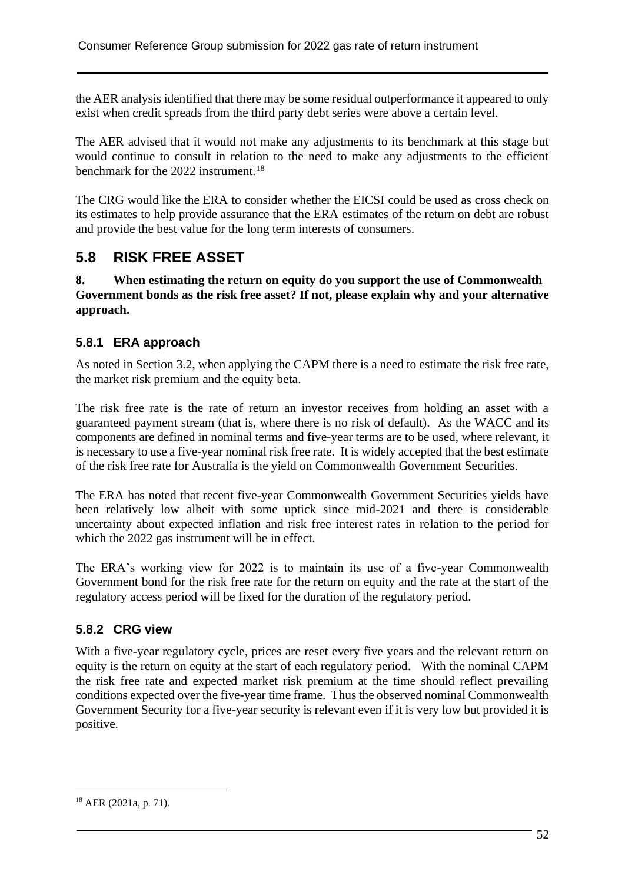the AER analysis identified that there may be some residual outperformance it appeared to only exist when credit spreads from the third party debt series were above a certain level.

The AER advised that it would not make any adjustments to its benchmark at this stage but would continue to consult in relation to the need to make any adjustments to the efficient benchmark for the 2022 instrument.[18]

The CRG would like the ERA to consider whether the EICSI could be used as cross check on its estimates to help provide assurance that the ERA estimates of the return on debt are robust and provide the best value for the long term interests of consumers.

## 5.8 RISK FREE ASSET

**8. When estimating the return on equity do you support the use of Commonwealth Government bonds as the risk free asset? If not, please explain why and your alternative approach.**

### 5.8.1 ERA approach

As noted in Section 3.2, when applying the CAPM there is a need to estimate the risk free rate, the market risk premium and the equity beta.

The risk free rate is the rate of return an investor receives from holding an asset with a guaranteed payment stream (that is, where there is no risk of default). As the WACC and its components are defined in nominal terms and five-year terms are to be used, where relevant, it is necessary to use a five-year nominal risk free rate. It is widely accepted that the best estimate of the risk free rate for Australia is the yield on Commonwealth Government Securities.

The ERA has noted that recent five-year Commonwealth Government Securities yields have been relatively low albeit with some uptick since mid-2021 and there is considerable uncertainty about expected inflation and risk free interest rates in relation to the period for which the 2022 gas instrument will be in effect.

The ERA's working view for 2022 is to maintain its use of a five-year Commonwealth Government bond for the risk free rate for the return on equity and the rate at the start of the regulatory access period will be fixed for the duration of the regulatory period.

### 5.8.2 CRG view

With a five-year regulatory cycle, prices are reset every five years and the relevant return on equity is the return on equity at the start of each regulatory period. With the nominal CAPM the risk free rate and expected market risk premium at the time should reflect prevailing conditions expected over the five-year time frame. Thus the observed nominal Commonwealth Government Security for a five-year security is relevant even if it is very low but provided it is positive.

[18] AER (2021a, p. 71).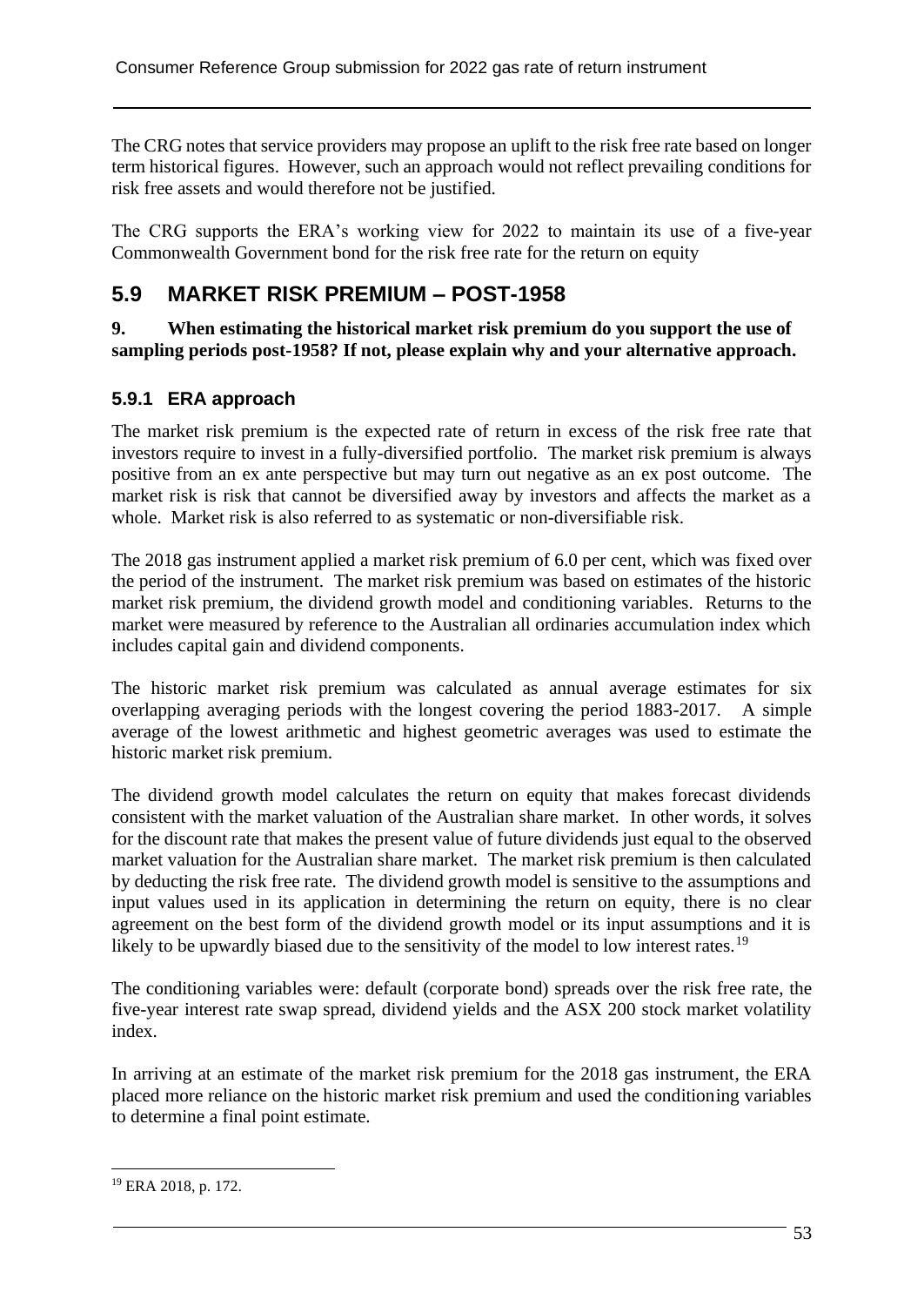The CRG notes that service providers may propose an uplift to the risk free rate based on longer term historical figures. However, such an approach would not reflect prevailing conditions for risk free assets and would therefore not be justified.

The CRG supports the ERA's working view for 2022 to maintain its use of a five-year Commonwealth Government bond for the risk free rate for the return on equity

## 5.9 MARKET RISK PREMIUM – POST-1958

**9. When estimating the historical market risk premium do you support the use of sampling periods post-1958? If not, please explain why and your alternative approach.**

### 5.9.1 ERA approach

The market risk premium is the expected rate of return in excess of the risk free rate that investors require to invest in a fully-diversified portfolio. The market risk premium is always positive from an ex ante perspective but may turn out negative as an ex post outcome. The market risk is risk that cannot be diversified away by investors and affects the market as a whole. Market risk is also referred to as systematic or non-diversifiable risk.

The 2018 gas instrument applied a market risk premium of 6.0 per cent, which was fixed over the period of the instrument. The market risk premium was based on estimates of the historic market risk premium, the dividend growth model and conditioning variables. Returns to the market were measured by reference to the Australian all ordinaries accumulation index which includes capital gain and dividend components.

The historic market risk premium was calculated as annual average estimates for six overlapping averaging periods with the longest covering the period 1883-2017. A simple average of the lowest arithmetic and highest geometric averages was used to estimate the historic market risk premium.

The dividend growth model calculates the return on equity that makes forecast dividends consistent with the market valuation of the Australian share market. In other words, it solves for the discount rate that makes the present value of future dividends just equal to the observed market valuation for the Australian share market. The market risk premium is then calculated by deducting the risk free rate. The dividend growth model is sensitive to the assumptions and input values used in its application in determining the return on equity, there is no clear agreement on the best form of the dividend growth model or its input assumptions and it is likely to be upwardly biased due to the sensitivity of the model to low interest rates.[19]

The conditioning variables were: default (corporate bond) spreads over the risk free rate, the five-year interest rate swap spread, dividend yields and the ASX 200 stock market volatility index.

In arriving at an estimate of the market risk premium for the 2018 gas instrument, the ERA placed more reliance on the historic market risk premium and used the conditioning variables to determine a final point estimate.

[19] ERA 2018, p. 172.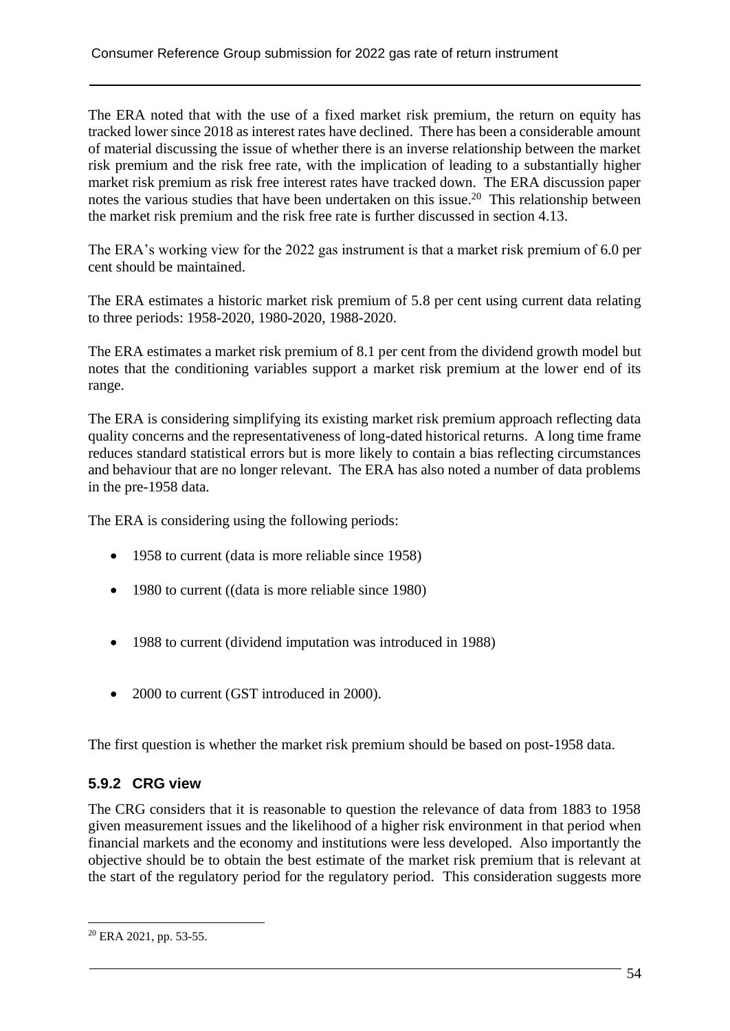The ERA noted that with the use of a fixed market risk premium, the return on equity has tracked lower since 2018 as interest rates have declined. There has been a considerable amount of material discussing the issue of whether there is an inverse relationship between the market risk premium and the risk free rate, with the implication of leading to a substantially higher market risk premium as risk free interest rates have tracked down. The ERA discussion paper notes the various studies that have been undertaken on this issue.[20] This relationship between the market risk premium and the risk free rate is further discussed in section 4.13.

The ERA's working view for the 2022 gas instrument is that a market risk premium of 6.0 per cent should be maintained.

The ERA estimates a historic market risk premium of 5.8 per cent using current data relating to three periods: 1958-2020, 1980-2020, 1988-2020.

The ERA estimates a market risk premium of 8.1 per cent from the dividend growth model but notes that the conditioning variables support a market risk premium at the lower end of its range.

The ERA is considering simplifying its existing market risk premium approach reflecting data quality concerns and the representativeness of long-dated historical returns. A long time frame reduces standard statistical errors but is more likely to contain a bias reflecting circumstances and behaviour that are no longer relevant. The ERA has also noted a number of data problems in the pre-1958 data.

The ERA is considering using the following periods:

- 1958 to current (data is more reliable since 1958)
- 1980 to current ((data is more reliable since 1980)
- 1988 to current (dividend imputation was introduced in 1988)
- 2000 to current (GST introduced in 2000).

The first question is whether the market risk premium should be based on post-1958 data.

### 5.9.2 CRG view

The CRG considers that it is reasonable to question the relevance of data from 1883 to 1958 given measurement issues and the likelihood of a higher risk environment in that period when financial markets and the economy and institutions were less developed. Also importantly the objective should be to obtain the best estimate of the market risk premium that is relevant at the start of the regulatory period for the regulatory period. This consideration suggests more

[20] ERA 2021, pp. 53-55.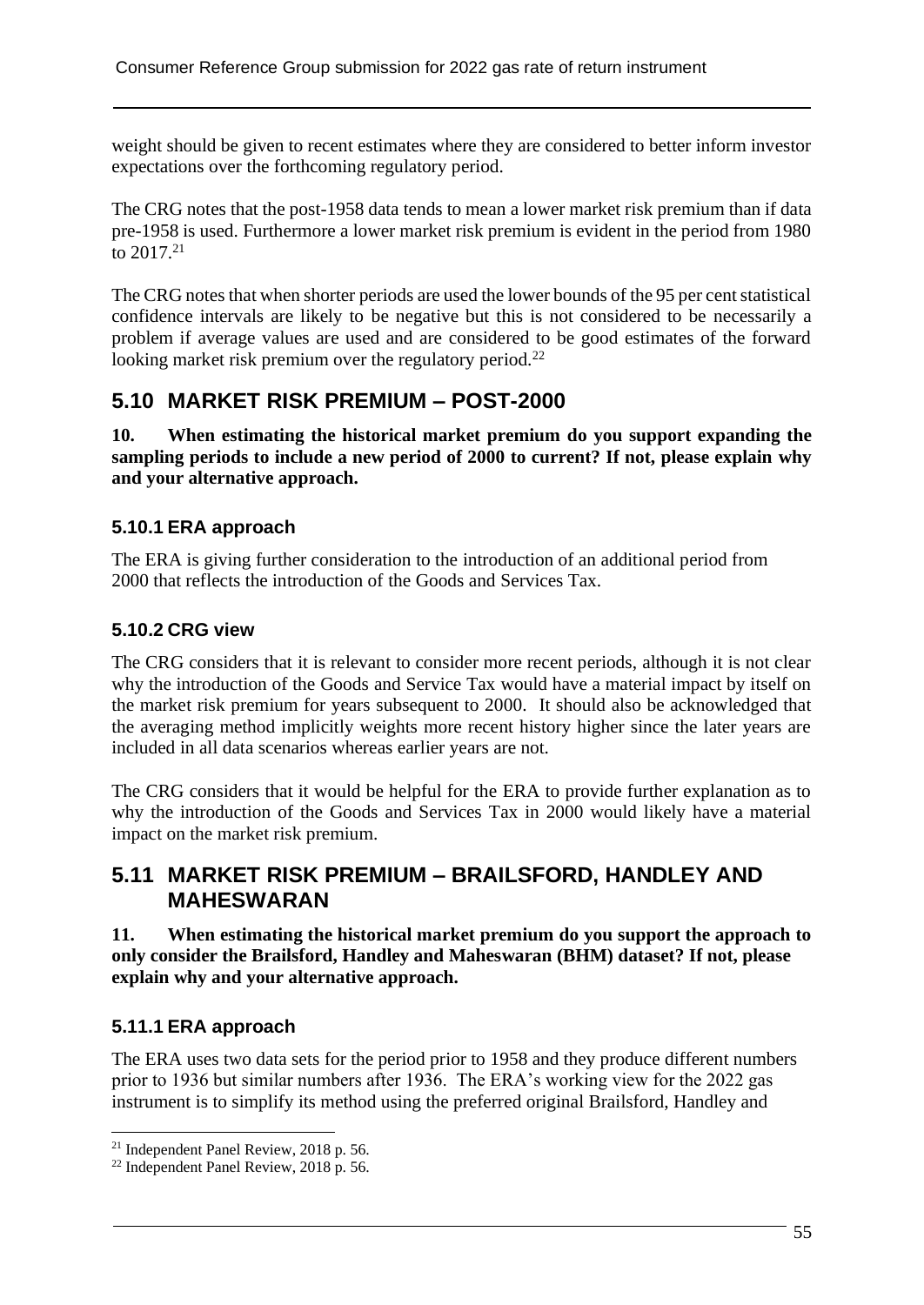weight should be given to recent estimates where they are considered to better inform investor expectations over the forthcoming regulatory period.

The CRG notes that the post-1958 data tends to mean a lower market risk premium than if data pre-1958 is used. Furthermore a lower market risk premium is evident in the period from 1980 to 2017.[21]

The CRG notes that when shorter periods are used the lower bounds of the 95 per cent statistical confidence intervals are likely to be negative but this is not considered to be necessarily a problem if average values are used and are considered to be good estimates of the forward looking market risk premium over the regulatory period.[22]

## 5.10 MARKET RISK PREMIUM – POST-2000

**10. When estimating the historical market premium do you support expanding the sampling periods to include a new period of 2000 to current? If not, please explain why and your alternative approach.**

### 5.10.1 ERA approach

The ERA is giving further consideration to the introduction of an additional period from 2000 that reflects the introduction of the Goods and Services Tax.

### 5.10.2 CRG view

The CRG considers that it is relevant to consider more recent periods, although it is not clear why the introduction of the Goods and Service Tax would have a material impact by itself on the market risk premium for years subsequent to 2000. It should also be acknowledged that the averaging method implicitly weights more recent history higher since the later years are included in all data scenarios whereas earlier years are not.

The CRG considers that it would be helpful for the ERA to provide further explanation as to why the introduction of the Goods and Services Tax in 2000 would likely have a material impact on the market risk premium.

## 5.11 MARKET RISK PREMIUM – BRAILSFORD, HANDLEY AND MAHESWARAN

**11. When estimating the historical market premium do you support the approach to only consider the Brailsford, Handley and Maheswaran (BHM) dataset? If not, please explain why and your alternative approach.**

### 5.11.1 ERA approach

The ERA uses two data sets for the period prior to 1958 and they produce different numbers prior to 1936 but similar numbers after 1936. The ERA's working view for the 2022 gas instrument is to simplify its method using the preferred original Brailsford, Handley and

[21] Independent Panel Review, 2018 p. 56.

[22] Independent Panel Review, 2018 p. 56.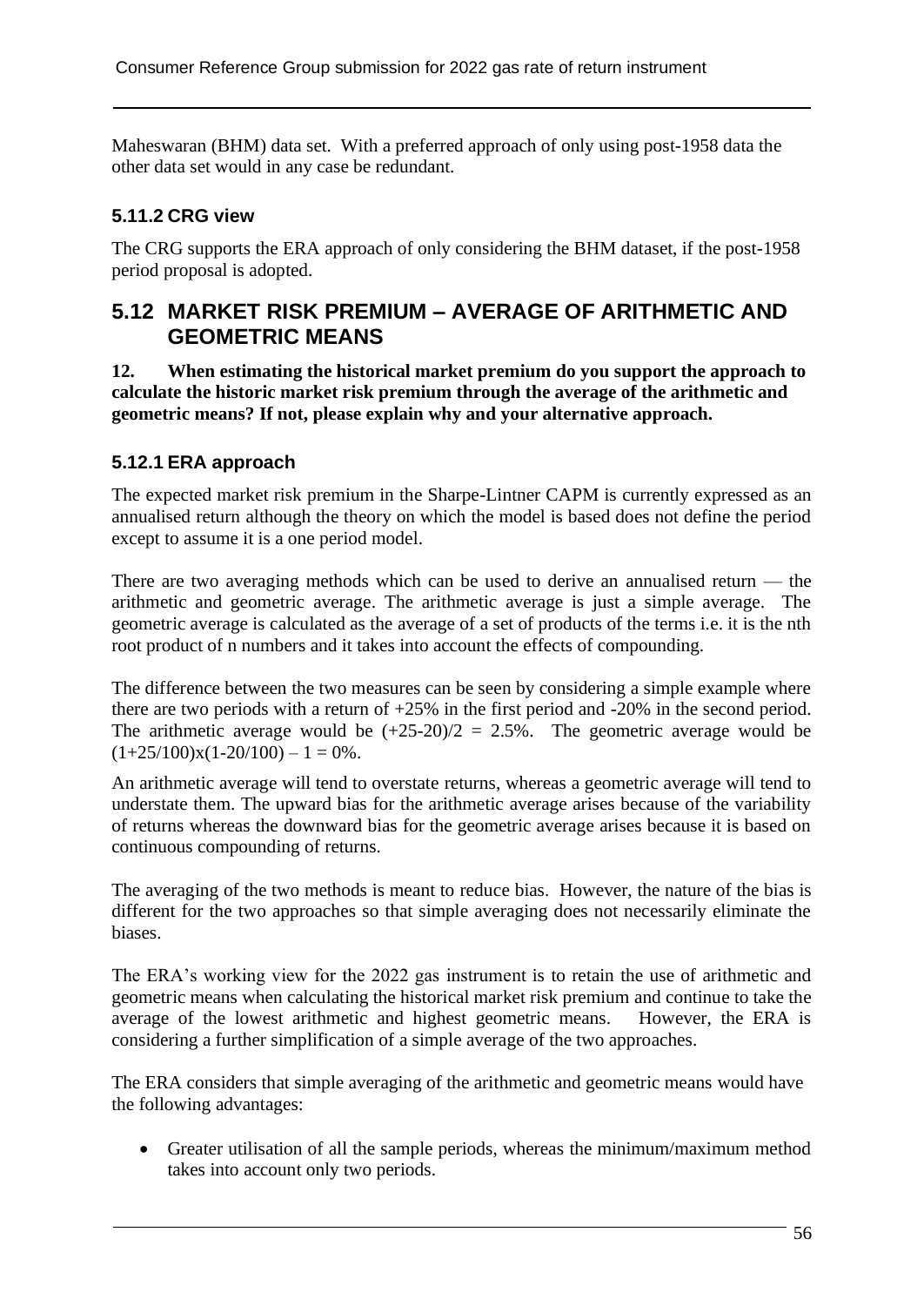Maheswaran (BHM) data set. With a preferred approach of only using post-1958 data the other data set would in any case be redundant.

### 5.11.2 CRG view

The CRG supports the ERA approach of only considering the BHM dataset, if the post-1958 period proposal is adopted.

## 5.12 MARKET RISK PREMIUM – AVERAGE OF ARITHMETIC AND GEOMETRIC MEANS

**12. When estimating the historical market premium do you support the approach to calculate the historic market risk premium through the average of the arithmetic and geometric means? If not, please explain why and your alternative approach.**

### 5.12.1 ERA approach

The expected market risk premium in the Sharpe-Lintner CAPM is currently expressed as an annualised return although the theory on which the model is based does not define the period except to assume it is a one period model.

There are two averaging methods which can be used to derive an annualised return — the arithmetic and geometric average. The arithmetic average is just a simple average. The geometric average is calculated as the average of a set of products of the terms i.e. it is the nth root product of n numbers and it takes into account the effects of compounding.

The difference between the two measures can be seen by considering a simple example where there are two periods with a return of +25% in the first period and -20% in the second period. The arithmetic average would be $(+25-20)/2 = 2.5\%$. The geometric average would be $(1+25/100)x(1-20/100) - 1 = 0\%$.

An arithmetic average will tend to overstate returns, whereas a geometric average will tend to understate them. The upward bias for the arithmetic average arises because of the variability of returns whereas the downward bias for the geometric average arises because it is based on continuous compounding of returns.

The averaging of the two methods is meant to reduce bias. However, the nature of the bias is different for the two approaches so that simple averaging does not necessarily eliminate the biases.

The ERA's working view for the 2022 gas instrument is to retain the use of arithmetic and geometric means when calculating the historical market risk premium and continue to take the average of the lowest arithmetic and highest geometric means. However, the ERA is considering a further simplification of a simple average of the two approaches.

The ERA considers that simple averaging of the arithmetic and geometric means would have the following advantages:

- Greater utilisation of all the sample periods, whereas the minimum/maximum method takes into account only two periods.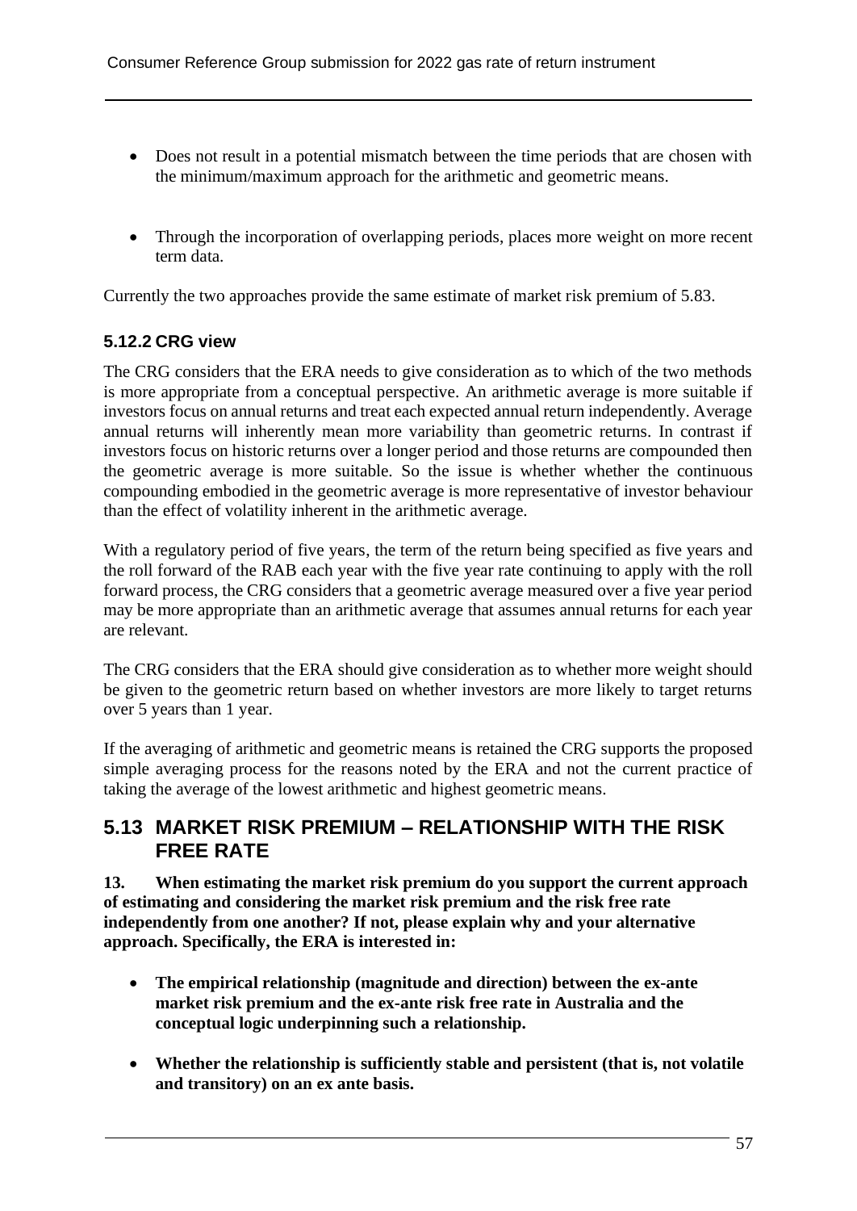- Does not result in a potential mismatch between the time periods that are chosen with the minimum/maximum approach for the arithmetic and geometric means.

- Through the incorporation of overlapping periods, places more weight on more recent term data.

Currently the two approaches provide the same estimate of market risk premium of 5.83.

### 5.12.2 CRG view

The CRG considers that the ERA needs to give consideration as to which of the two methods is more appropriate from a conceptual perspective. An arithmetic average is more suitable if investors focus on annual returns and treat each expected annual return independently. Average annual returns will inherently mean more variability than geometric returns. In contrast if investors focus on historic returns over a longer period and those returns are compounded then the geometric average is more suitable. So the issue is whether whether the continuous compounding embodied in the geometric average is more representative of investor behaviour than the effect of volatility inherent in the arithmetic average.

With a regulatory period of five years, the term of the return being specified as five years and the roll forward of the RAB each year with the five year rate continuing to apply with the roll forward process, the CRG considers that a geometric average measured over a five year period may be more appropriate than an arithmetic average that assumes annual returns for each year are relevant.

The CRG considers that the ERA should give consideration as to whether more weight should be given to the geometric return based on whether investors are more likely to target returns over 5 years than 1 year.

If the averaging of arithmetic and geometric means is retained the CRG supports the proposed simple averaging process for the reasons noted by the ERA and not the current practice of taking the average of the lowest arithmetic and highest geometric means.

## 5.13 MARKET RISK PREMIUM – RELATIONSHIP WITH THE RISK FREE RATE

**13. When estimating the market risk premium do you support the current approach of estimating and considering the market risk premium and the risk free rate independently from one another? If not, please explain why and your alternative approach. Specifically, the ERA is interested in:**

- **The empirical relationship (magnitude and direction) between the ex-ante market risk premium and the ex-ante risk free rate in Australia and the conceptual logic underpinning such a relationship.**

- **Whether the relationship is sufficiently stable and persistent (that is, not volatile and transitory) on an ex ante basis.**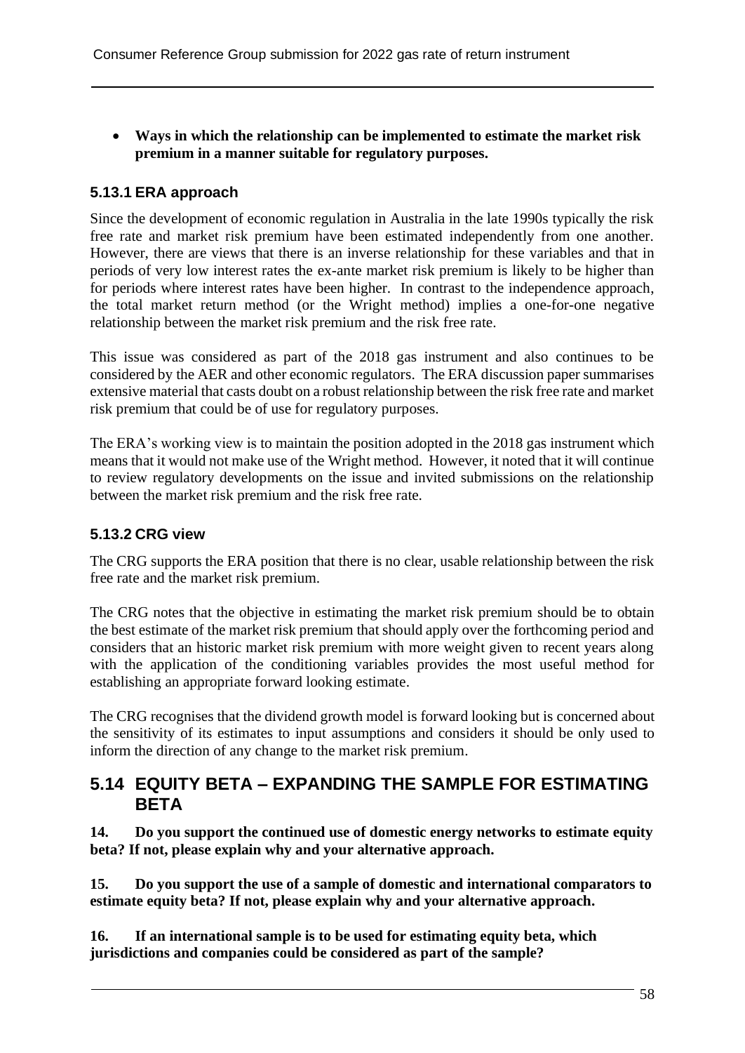- **Ways in which the relationship can be implemented to estimate the market risk premium in a manner suitable for regulatory purposes.**

### 5.13.1 ERA approach

Since the development of economic regulation in Australia in the late 1990s typically the risk free rate and market risk premium have been estimated independently from one another. However, there are views that there is an inverse relationship for these variables and that in periods of very low interest rates the ex-ante market risk premium is likely to be higher than for periods where interest rates have been higher. In contrast to the independence approach, the total market return method (or the Wright method) implies a one-for-one negative relationship between the market risk premium and the risk free rate.

This issue was considered as part of the 2018 gas instrument and also continues to be considered by the AER and other economic regulators. The ERA discussion paper summarises extensive material that casts doubt on a robust relationship between the risk free rate and market risk premium that could be of use for regulatory purposes.

The ERA's working view is to maintain the position adopted in the 2018 gas instrument which means that it would not make use of the Wright method. However, it noted that it will continue to review regulatory developments on the issue and invited submissions on the relationship between the market risk premium and the risk free rate.

### 5.13.2 CRG view

The CRG supports the ERA position that there is no clear, usable relationship between the risk free rate and the market risk premium.

The CRG notes that the objective in estimating the market risk premium should be to obtain the best estimate of the market risk premium that should apply over the forthcoming period and considers that an historic market risk premium with more weight given to recent years along with the application of the conditioning variables provides the most useful method for establishing an appropriate forward looking estimate.

The CRG recognises that the dividend growth model is forward looking but is concerned about the sensitivity of its estimates to input assumptions and considers it should be only used to inform the direction of any change to the market risk premium.

## 5.14 EQUITY BETA – EXPANDING THE SAMPLE FOR ESTIMATING BETA

**14. Do you support the continued use of domestic energy networks to estimate equity beta? If not, please explain why and your alternative approach.**

**15. Do you support the use of a sample of domestic and international comparators to estimate equity beta? If not, please explain why and your alternative approach.**

**16. If an international sample is to be used for estimating equity beta, which jurisdictions and companies could be considered as part of the sample?**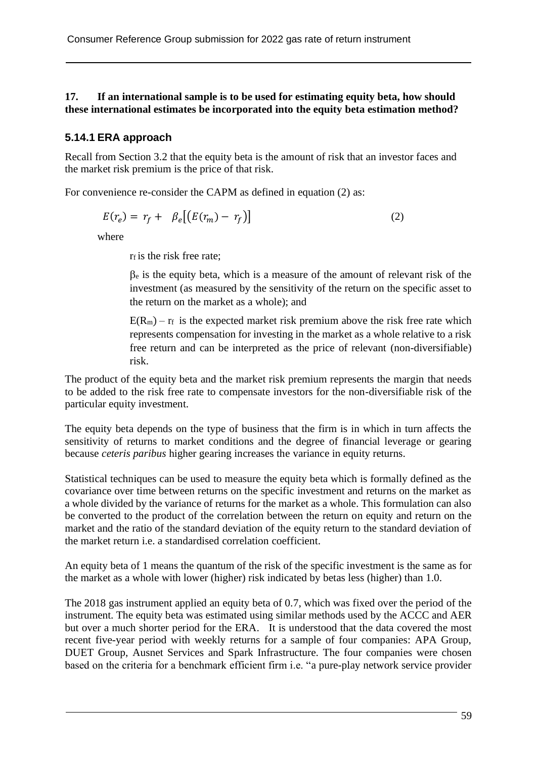**17. If an international sample is to be used for estimating equity beta, how should these international estimates be incorporated into the equity beta estimation method?**

### 5.14.1 ERA approach

Recall from Section 3.2 that the equity beta is the amount of risk that an investor faces and the market risk premium is the price of that risk.

For convenience re-consider the CAPM as defined in equation (2) as:

$$E(r_e) = r_f + \beta_e[(E(r_m) - r_f)] \qquad (2)$$

where

$r_f$ is the risk free rate;

$\beta_e$ is the equity beta, which is a measure of the amount of relevant risk of the investment (as measured by the sensitivity of the return on the specific asset to the return on the market as a whole); and

$E(R_m) - r_f$ is the expected market risk premium above the risk free rate which represents compensation for investing in the market as a whole relative to a risk free return and can be interpreted as the price of relevant (non-diversifiable) risk.

The product of the equity beta and the market risk premium represents the margin that needs to be added to the risk free rate to compensate investors for the non-diversifiable risk of the particular equity investment.

The equity beta depends on the type of business that the firm is in which in turn affects the sensitivity of returns to market conditions and the degree of financial leverage or gearing because *ceteris paribus* higher gearing increases the variance in equity returns.

Statistical techniques can be used to measure the equity beta which is formally defined as the covariance over time between returns on the specific investment and returns on the market as a whole divided by the variance of returns for the market as a whole. This formulation can also be converted to the product of the correlation between the return on equity and return on the market and the ratio of the standard deviation of the equity return to the standard deviation of the market return i.e. a standardised correlation coefficient.

An equity beta of 1 means the quantum of the risk of the specific investment is the same as for the market as a whole with lower (higher) risk indicated by betas less (higher) than 1.0.

The 2018 gas instrument applied an equity beta of 0.7, which was fixed over the period of the instrument. The equity beta was estimated using similar methods used by the ACCC and AER but over a much shorter period for the ERA. It is understood that the data covered the most recent five-year period with weekly returns for a sample of four companies: APA Group, DUET Group, Ausnet Services and Spark Infrastructure. The four companies were chosen based on the criteria for a benchmark efficient firm i.e. "a pure-play network service provider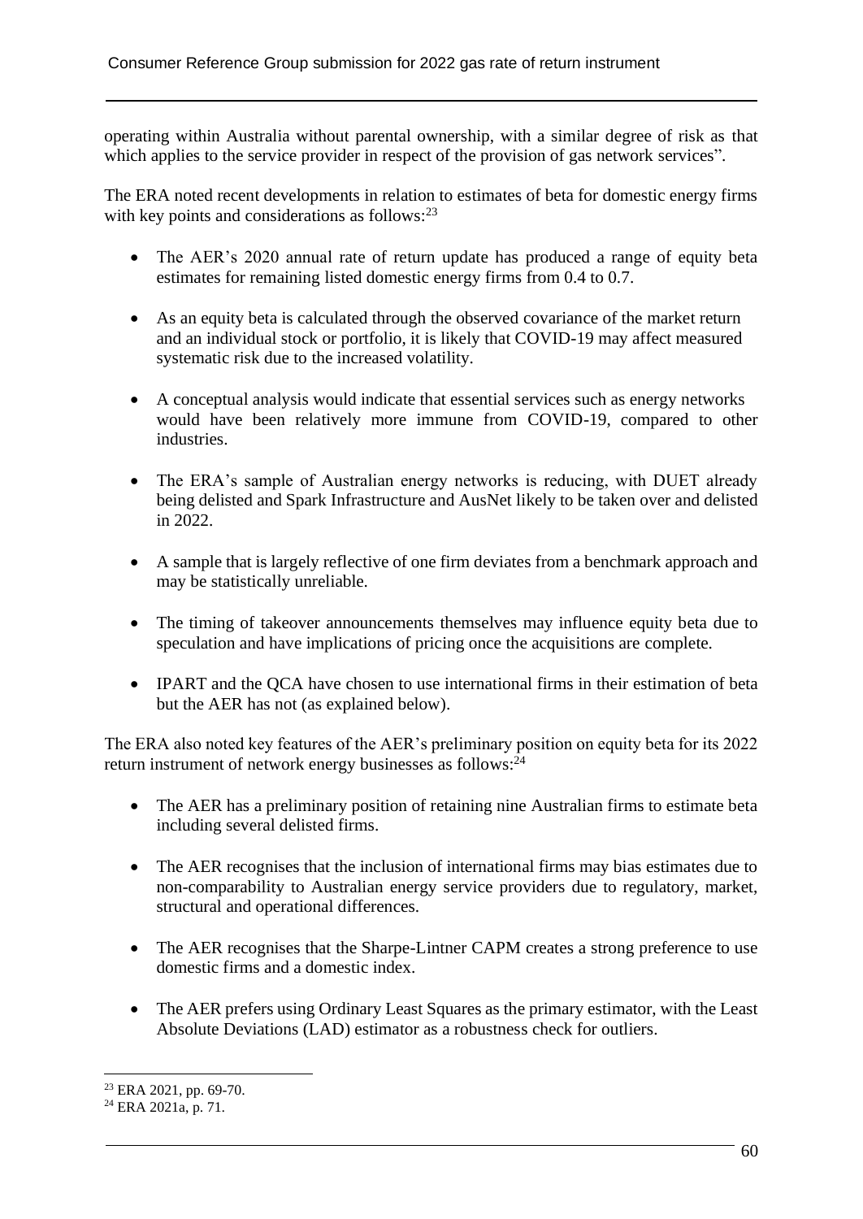operating within Australia without parental ownership, with a similar degree of risk as that which applies to the service provider in respect of the provision of gas network services".

The ERA noted recent developments in relation to estimates of beta for domestic energy firms with key points and considerations as follows:[23]

- The AER's 2020 annual rate of return update has produced a range of equity beta estimates for remaining listed domestic energy firms from 0.4 to 0.7.
- As an equity beta is calculated through the observed covariance of the market return and an individual stock or portfolio, it is likely that COVID-19 may affect measured systematic risk due to the increased volatility.
- A conceptual analysis would indicate that essential services such as energy networks would have been relatively more immune from COVID-19, compared to other industries.
- The ERA's sample of Australian energy networks is reducing, with DUET already being delisted and Spark Infrastructure and AusNet likely to be taken over and delisted in 2022.
- A sample that is largely reflective of one firm deviates from a benchmark approach and may be statistically unreliable.
- The timing of takeover announcements themselves may influence equity beta due to speculation and have implications of pricing once the acquisitions are complete.
- IPART and the QCA have chosen to use international firms in their estimation of beta but the AER has not (as explained below).

The ERA also noted key features of the AER's preliminary position on equity beta for its 2022 return instrument of network energy businesses as follows:[24]

- The AER has a preliminary position of retaining nine Australian firms to estimate beta including several delisted firms.
- The AER recognises that the inclusion of international firms may bias estimates due to non-comparability to Australian energy service providers due to regulatory, market, structural and operational differences.
- The AER recognises that the Sharpe-Lintner CAPM creates a strong preference to use domestic firms and a domestic index.
- The AER prefers using Ordinary Least Squares as the primary estimator, with the Least Absolute Deviations (LAD) estimator as a robustness check for outliers.

[23] ERA 2021, pp. 69-70.

[24] ERA 2021a, p. 71.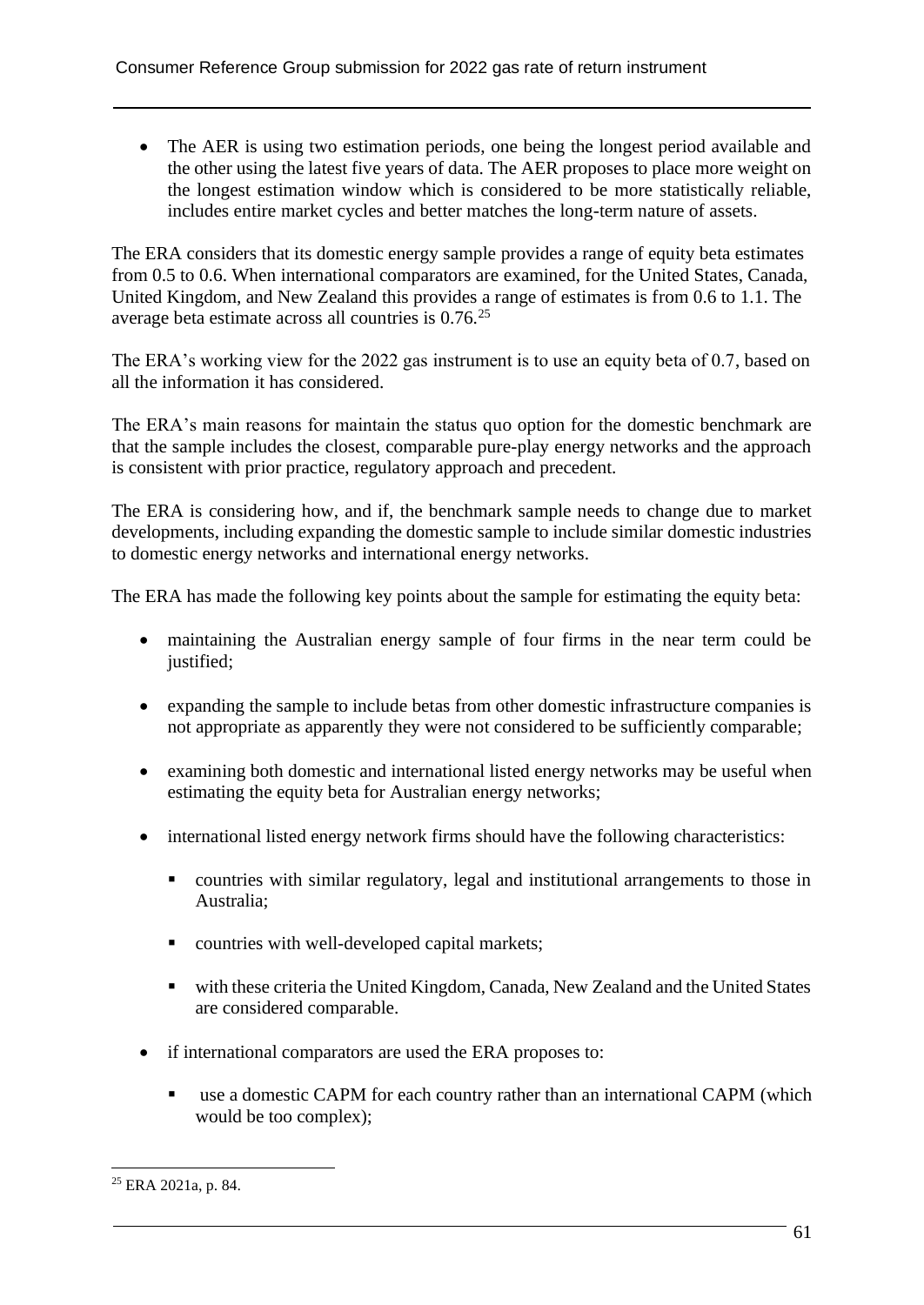- The AER is using two estimation periods, one being the longest period available and the other using the latest five years of data. The AER proposes to place more weight on the longest estimation window which is considered to be more statistically reliable, includes entire market cycles and better matches the long-term nature of assets.

The ERA considers that its domestic energy sample provides a range of equity beta estimates from 0.5 to 0.6. When international comparators are examined, for the United States, Canada, United Kingdom, and New Zealand this provides a range of estimates is from 0.6 to 1.1. The average beta estimate across all countries is 0.76.[25]

The ERA's working view for the 2022 gas instrument is to use an equity beta of 0.7, based on all the information it has considered.

The ERA's main reasons for maintain the status quo option for the domestic benchmark are that the sample includes the closest, comparable pure-play energy networks and the approach is consistent with prior practice, regulatory approach and precedent.

The ERA is considering how, and if, the benchmark sample needs to change due to market developments, including expanding the domestic sample to include similar domestic industries to domestic energy networks and international energy networks.

The ERA has made the following key points about the sample for estimating the equity beta:

- maintaining the Australian energy sample of four firms in the near term could be justified;
- expanding the sample to include betas from other domestic infrastructure companies is not appropriate as apparently they were not considered to be sufficiently comparable;
- examining both domestic and international listed energy networks may be useful when estimating the equity beta for Australian energy networks;
- international listed energy network firms should have the following characteristics:
  - countries with similar regulatory, legal and institutional arrangements to those in Australia;
  - countries with well-developed capital markets;
  - with these criteria the United Kingdom, Canada, New Zealand and the United States are considered comparable.
- if international comparators are used the ERA proposes to:
  - use a domestic CAPM for each country rather than an international CAPM (which would be too complex);

[25] ERA 2021a, p. 84.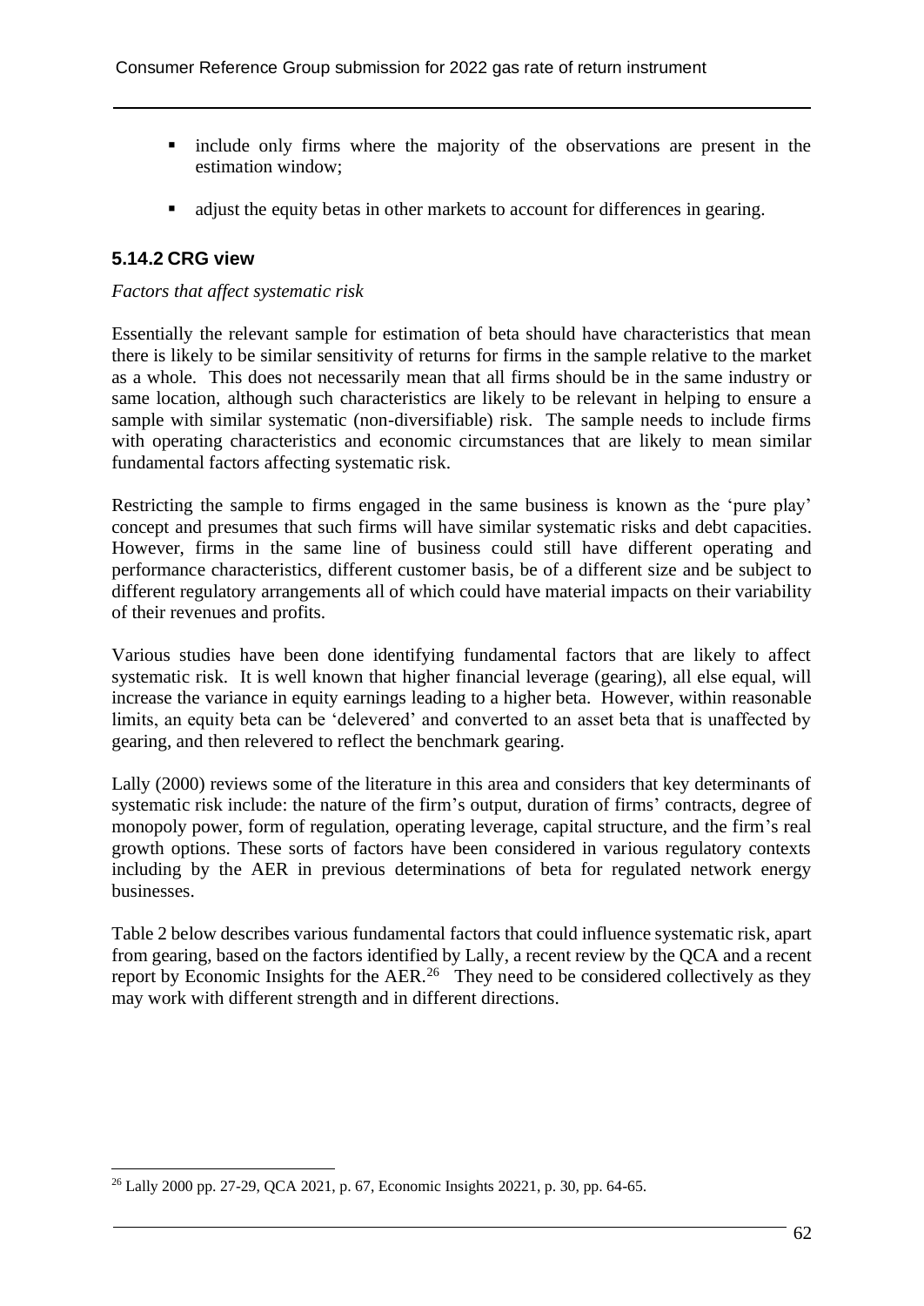- include only firms where the majority of the observations are present in the estimation window;
- adjust the equity betas in other markets to account for differences in gearing.

### 5.14.2 CRG view

*Factors that affect systematic risk*

Essentially the relevant sample for estimation of beta should have characteristics that mean there is likely to be similar sensitivity of returns for firms in the sample relative to the market as a whole. This does not necessarily mean that all firms should be in the same industry or same location, although such characteristics are likely to be relevant in helping to ensure a sample with similar systematic (non-diversifiable) risk. The sample needs to include firms with operating characteristics and economic circumstances that are likely to mean similar fundamental factors affecting systematic risk.

Restricting the sample to firms engaged in the same business is known as the 'pure play' concept and presumes that such firms will have similar systematic risks and debt capacities. However, firms in the same line of business could still have different operating and performance characteristics, different customer basis, be of a different size and be subject to different regulatory arrangements all of which could have material impacts on their variability of their revenues and profits.

Various studies have been done identifying fundamental factors that are likely to affect systematic risk. It is well known that higher financial leverage (gearing), all else equal, will increase the variance in equity earnings leading to a higher beta. However, within reasonable limits, an equity beta can be 'delevered' and converted to an asset beta that is unaffected by gearing, and then relevered to reflect the benchmark gearing.

Lally (2000) reviews some of the literature in this area and considers that key determinants of systematic risk include: the nature of the firm's output, duration of firms' contracts, degree of monopoly power, form of regulation, operating leverage, capital structure, and the firm's real growth options. These sorts of factors have been considered in various regulatory contexts including by the AER in previous determinations of beta for regulated network energy businesses.

Table 2 below describes various fundamental factors that could influence systematic risk, apart from gearing, based on the factors identified by Lally, a recent review by the QCA and a recent report by Economic Insights for the AER.[26] They need to be considered collectively as they may work with different strength and in different directions.

---

[26] Lally 2000 pp. 27-29, QCA 2021, p. 67, Economic Insights 20221, p. 30, pp. 64-65.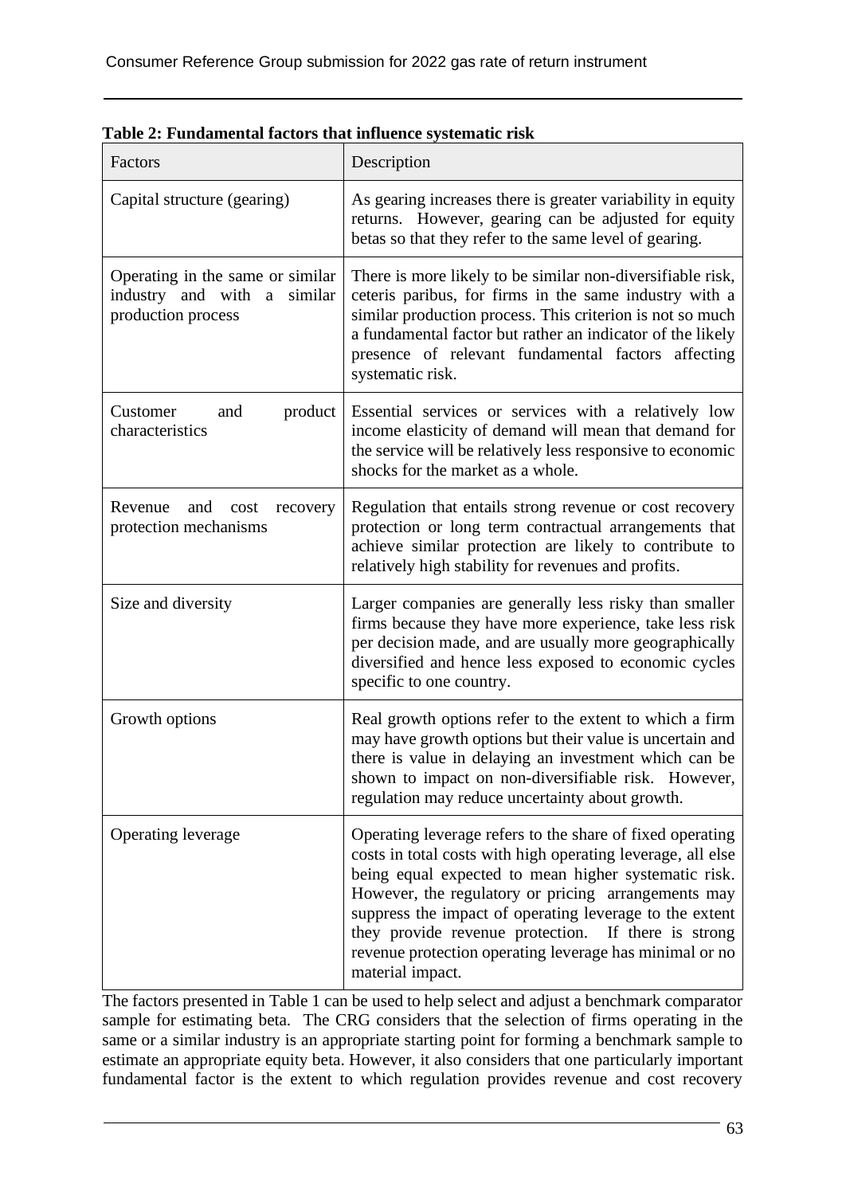**Table 2: Fundamental factors that influence systematic risk**

| Factors | Description |
|---|---|
| Capital structure (gearing) | As gearing increases there is greater variability in equity returns. However, gearing can be adjusted for equity betas so that they refer to the same level of gearing. |
| Operating in the same or similar industry and with a similar production process | There is more likely to be similar non-diversifiable risk, ceteris paribus, for firms in the same industry with a similar production process. This criterion is not so much a fundamental factor but rather an indicator of the likely presence of relevant fundamental factors affecting systematic risk. |
| Customer and product characteristics | Essential services or services with a relatively low income elasticity of demand will mean that demand for the service will be relatively less responsive to economic shocks for the market as a whole. |
| Revenue and cost recovery protection mechanisms | Regulation that entails strong revenue or cost recovery protection or long term contractual arrangements that achieve similar protection are likely to contribute to relatively high stability for revenues and profits. |
| Size and diversity | Larger companies are generally less risky than smaller firms because they have more experience, take less risk per decision made, and are usually more geographically diversified and hence less exposed to economic cycles specific to one country. |
| Growth options | Real growth options refer to the extent to which a firm may have growth options but their value is uncertain and there is value in delaying an investment which can be shown to impact on non-diversifiable risk. However, regulation may reduce uncertainty about growth. |
| Operating leverage | Operating leverage refers to the share of fixed operating costs in total costs with high operating leverage, all else being equal expected to mean higher systematic risk. However, the regulatory or pricing arrangements may suppress the impact of operating leverage to the extent they provide revenue protection. If there is strong revenue protection operating leverage has minimal or no material impact. |

The factors presented in Table 1 can be used to help select and adjust a benchmark comparator sample for estimating beta. The CRG considers that the selection of firms operating in the same or a similar industry is an appropriate starting point for forming a benchmark sample to estimate an appropriate equity beta. However, it also considers that one particularly important fundamental factor is the extent to which regulation provides revenue and cost recovery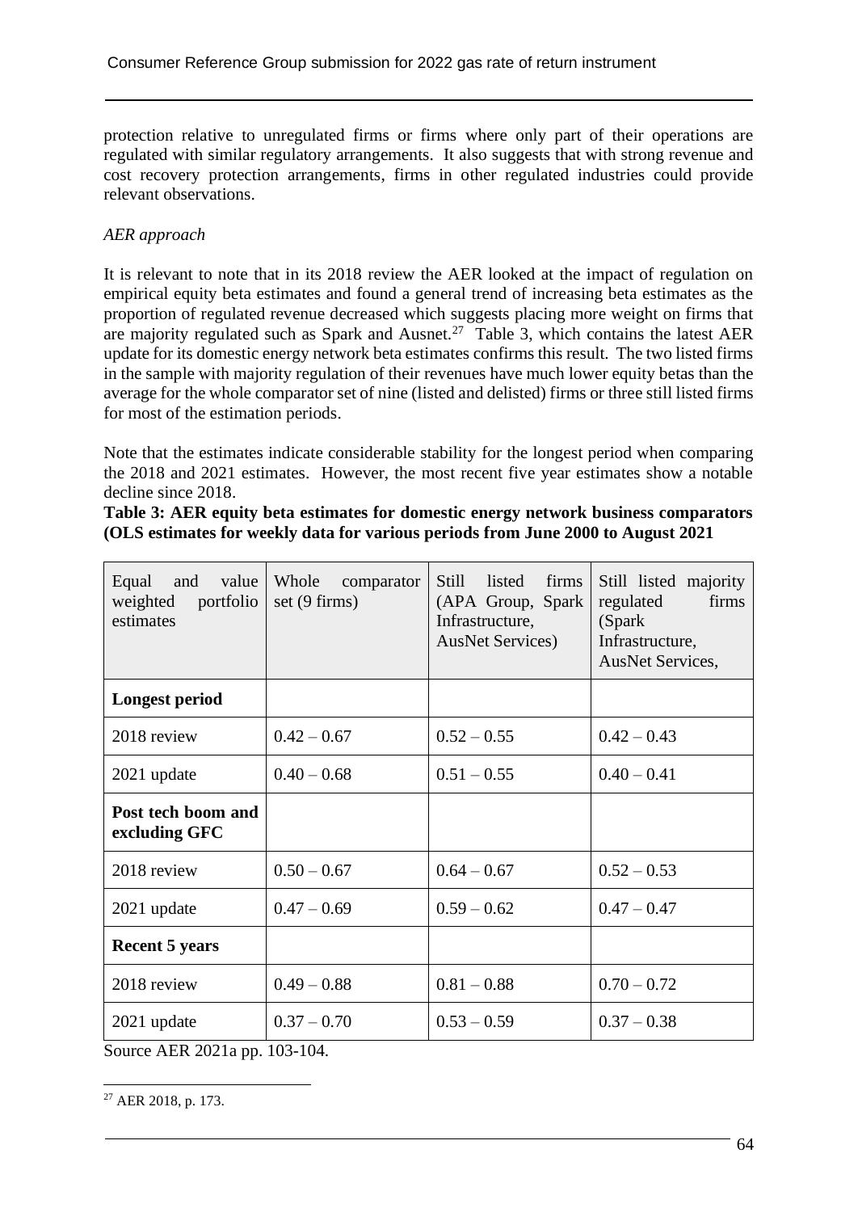protection relative to unregulated firms or firms where only part of their operations are regulated with similar regulatory arrangements. It also suggests that with strong revenue and cost recovery protection arrangements, firms in other regulated industries could provide relevant observations.

*AER approach*

It is relevant to note that in its 2018 review the AER looked at the impact of regulation on empirical equity beta estimates and found a general trend of increasing beta estimates as the proportion of regulated revenue decreased which suggests placing more weight on firms that are majority regulated such as Spark and Ausnet.[27] Table 3, which contains the latest AER update for its domestic energy network beta estimates confirms this result. The two listed firms in the sample with majority regulation of their revenues have much lower equity betas than the average for the whole comparator set of nine (listed and delisted) firms or three still listed firms for most of the estimation periods.

Note that the estimates indicate considerable stability for the longest period when comparing the 2018 and 2021 estimates. However, the most recent five year estimates show a notable decline since 2018.

**Table 3: AER equity beta estimates for domestic energy network business comparators (OLS estimates for weekly data for various periods from June 2000 to August 2021**

| Equal and value weighted portfolio estimates | Whole comparator set (9 firms) | Still listed firms (APA Group, Spark Infrastructure, AusNet Services) | Still listed majority regulated firms (Spark Infrastructure, AusNet Services, |
|---|---|---|---|
| **Longest period** | | | |
| 2018 review | 0.42 – 0.67 | 0.52 – 0.55 | 0.42 – 0.43 |
| 2021 update | 0.40 – 0.68 | 0.51 – 0.55 | 0.40 – 0.41 |
| **Post tech boom and excluding GFC** | | | |
| 2018 review | 0.50 – 0.67 | 0.64 – 0.67 | 0.52 – 0.53 |
| 2021 update | 0.47 – 0.69 | 0.59 – 0.62 | 0.47 – 0.47 |
| **Recent 5 years** | | | |
| 2018 review | 0.49 – 0.88 | 0.81 – 0.88 | 0.70 – 0.72 |
| 2021 update | 0.37 – 0.70 | 0.53 – 0.59 | 0.37 – 0.38 |

Source AER 2021a pp. 103-104.

[27] AER 2018, p. 173.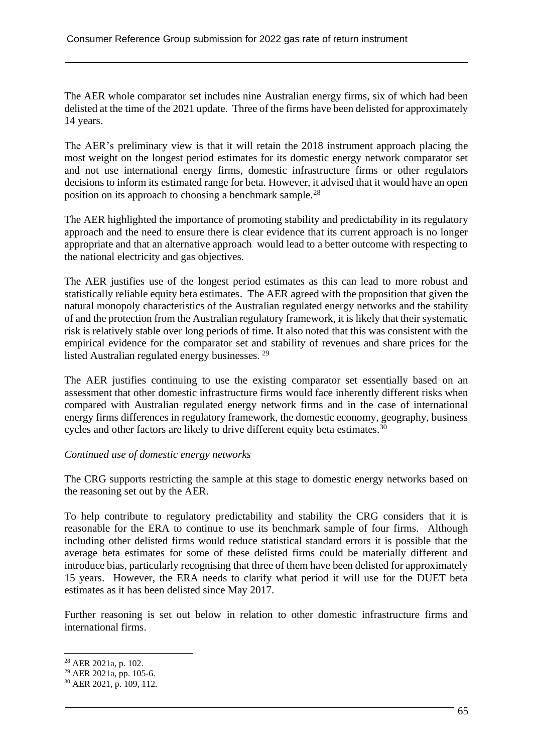The AER whole comparator set includes nine Australian energy firms, six of which had been delisted at the time of the 2021 update. Three of the firms have been delisted for approximately 14 years.

The AER's preliminary view is that it will retain the 2018 instrument approach placing the most weight on the longest period estimates for its domestic energy network comparator set and not use international energy firms, domestic infrastructure firms or other regulators decisions to inform its estimated range for beta. However, it advised that it would have an open position on its approach to choosing a benchmark sample.[28]

The AER highlighted the importance of promoting stability and predictability in its regulatory approach and the need to ensure there is clear evidence that its current approach is no longer appropriate and that an alternative approach would lead to a better outcome with respecting to the national electricity and gas objectives.

The AER justifies use of the longest period estimates as this can lead to more robust and statistically reliable equity beta estimates. The AER agreed with the proposition that given the natural monopoly characteristics of the Australian regulated energy networks and the stability of and the protection from the Australian regulatory framework, it is likely that their systematic risk is relatively stable over long periods of time. It also noted that this was consistent with the empirical evidence for the comparator set and stability of revenues and share prices for the listed Australian regulated energy businesses. [29]

The AER justifies continuing to use the existing comparator set essentially based on an assessment that other domestic infrastructure firms would face inherently different risks when compared with Australian regulated energy network firms and in the case of international energy firms differences in regulatory framework, the domestic economy, geography, business cycles and other factors are likely to drive different equity beta estimates.[30]

*Continued use of domestic energy networks*

The CRG supports restricting the sample at this stage to domestic energy networks based on the reasoning set out by the AER.

To help contribute to regulatory predictability and stability the CRG considers that it is reasonable for the ERA to continue to use its benchmark sample of four firms. Although including other delisted firms would reduce statistical standard errors it is possible that the average beta estimates for some of these delisted firms could be materially different and introduce bias, particularly recognising that three of them have been delisted for approximately 15 years. However, the ERA needs to clarify what period it will use for the DUET beta estimates as it has been delisted since May 2017.

Further reasoning is set out below in relation to other domestic infrastructure firms and international firms.

---

[28] AER 2021a, p. 102.

[29] AER 2021a, pp. 105-6.

[30] AER 2021, p. 109, 112.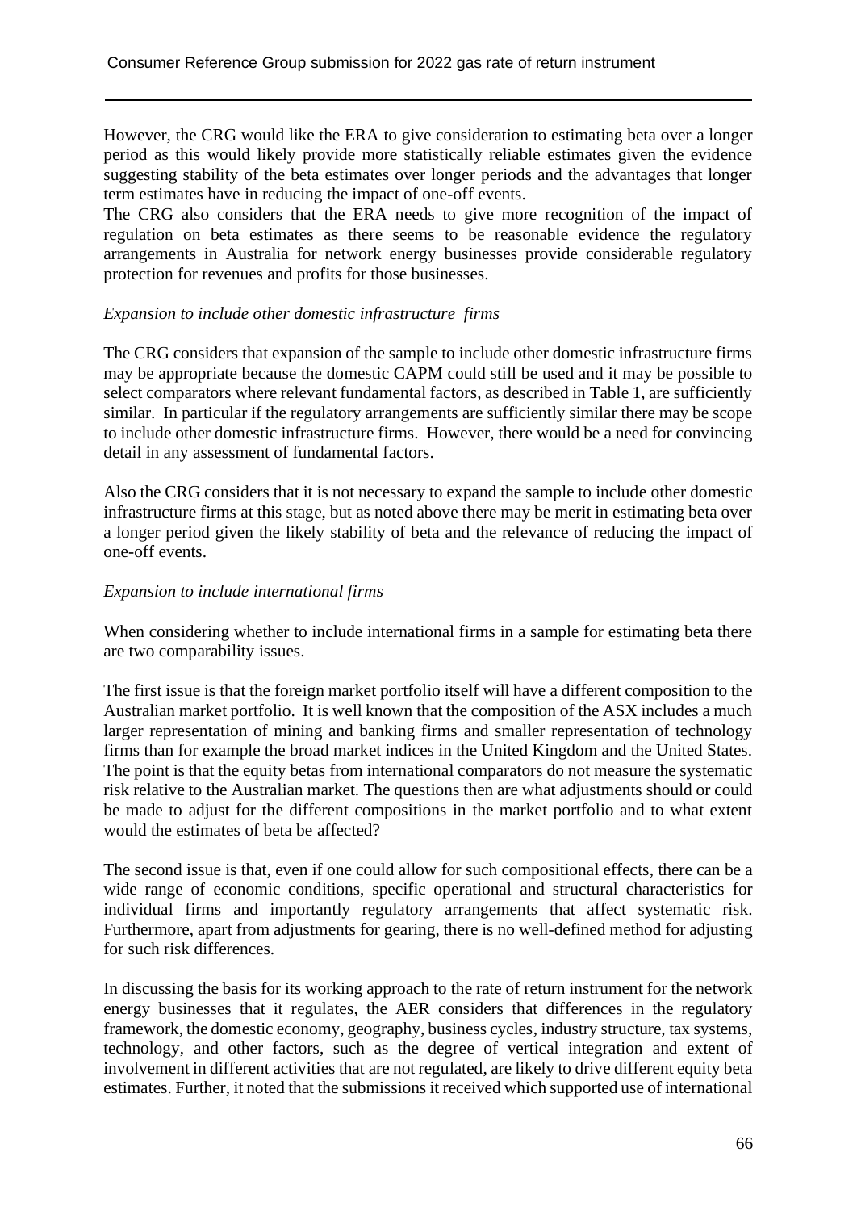However, the CRG would like the ERA to give consideration to estimating beta over a longer period as this would likely provide more statistically reliable estimates given the evidence suggesting stability of the beta estimates over longer periods and the advantages that longer term estimates have in reducing the impact of one-off events.

The CRG also considers that the ERA needs to give more recognition of the impact of regulation on beta estimates as there seems to be reasonable evidence the regulatory arrangements in Australia for network energy businesses provide considerable regulatory protection for revenues and profits for those businesses.

*Expansion to include other domestic infrastructure firms*

The CRG considers that expansion of the sample to include other domestic infrastructure firms may be appropriate because the domestic CAPM could still be used and it may be possible to select comparators where relevant fundamental factors, as described in Table 1, are sufficiently similar. In particular if the regulatory arrangements are sufficiently similar there may be scope to include other domestic infrastructure firms. However, there would be a need for convincing detail in any assessment of fundamental factors.

Also the CRG considers that it is not necessary to expand the sample to include other domestic infrastructure firms at this stage, but as noted above there may be merit in estimating beta over a longer period given the likely stability of beta and the relevance of reducing the impact of one-off events.

*Expansion to include international firms*

When considering whether to include international firms in a sample for estimating beta there are two comparability issues.

The first issue is that the foreign market portfolio itself will have a different composition to the Australian market portfolio. It is well known that the composition of the ASX includes a much larger representation of mining and banking firms and smaller representation of technology firms than for example the broad market indices in the United Kingdom and the United States. The point is that the equity betas from international comparators do not measure the systematic risk relative to the Australian market. The questions then are what adjustments should or could be made to adjust for the different compositions in the market portfolio and to what extent would the estimates of beta be affected?

The second issue is that, even if one could allow for such compositional effects, there can be a wide range of economic conditions, specific operational and structural characteristics for individual firms and importantly regulatory arrangements that affect systematic risk. Furthermore, apart from adjustments for gearing, there is no well-defined method for adjusting for such risk differences.

In discussing the basis for its working approach to the rate of return instrument for the network energy businesses that it regulates, the AER considers that differences in the regulatory framework, the domestic economy, geography, business cycles, industry structure, tax systems, technology, and other factors, such as the degree of vertical integration and extent of involvement in different activities that are not regulated, are likely to drive different equity beta estimates. Further, it noted that the submissions it received which supported use of international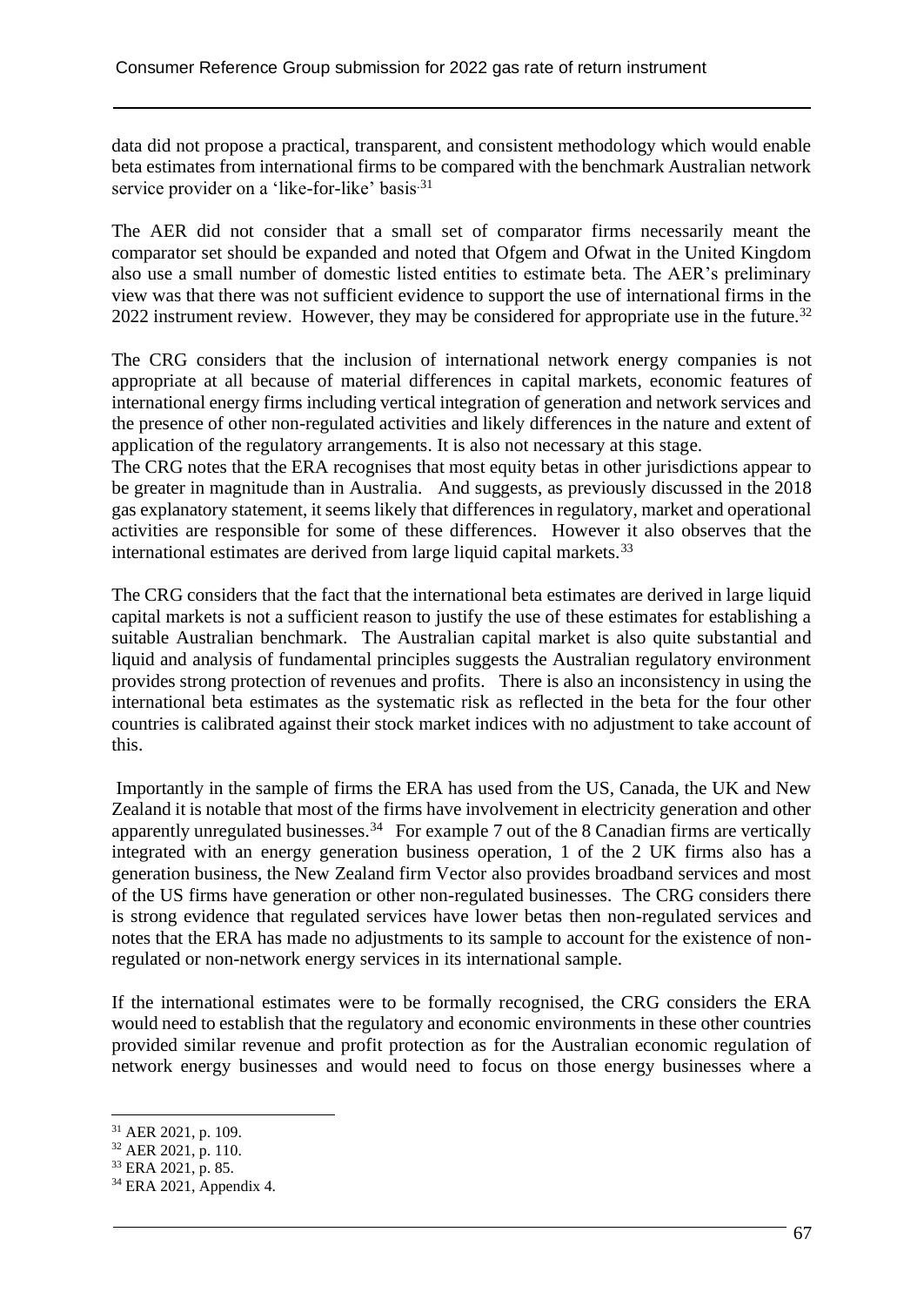data did not propose a practical, transparent, and consistent methodology which would enable beta estimates from international firms to be compared with the benchmark Australian network service provider on a 'like-for-like' basis.[31]

The AER did not consider that a small set of comparator firms necessarily meant the comparator set should be expanded and noted that Ofgem and Ofwat in the United Kingdom also use a small number of domestic listed entities to estimate beta. The AER's preliminary view was that there was not sufficient evidence to support the use of international firms in the 2022 instrument review. However, they may be considered for appropriate use in the future.[32]

The CRG considers that the inclusion of international network energy companies is not appropriate at all because of material differences in capital markets, economic features of international energy firms including vertical integration of generation and network services and the presence of other non-regulated activities and likely differences in the nature and extent of application of the regulatory arrangements. It is also not necessary at this stage.

The CRG notes that the ERA recognises that most equity betas in other jurisdictions appear to be greater in magnitude than in Australia. And suggests, as previously discussed in the 2018 gas explanatory statement, it seems likely that differences in regulatory, market and operational activities are responsible for some of these differences. However it also observes that the international estimates are derived from large liquid capital markets.[33]

The CRG considers that the fact that the international beta estimates are derived in large liquid capital markets is not a sufficient reason to justify the use of these estimates for establishing a suitable Australian benchmark. The Australian capital market is also quite substantial and liquid and analysis of fundamental principles suggests the Australian regulatory environment provides strong protection of revenues and profits. There is also an inconsistency in using the international beta estimates as the systematic risk as reflected in the beta for the four other countries is calibrated against their stock market indices with no adjustment to take account of this.

Importantly in the sample of firms the ERA has used from the US, Canada, the UK and New Zealand it is notable that most of the firms have involvement in electricity generation and other apparently unregulated businesses.[34] For example 7 out of the 8 Canadian firms are vertically integrated with an energy generation business operation, 1 of the 2 UK firms also has a generation business, the New Zealand firm Vector also provides broadband services and most of the US firms have generation or other non-regulated businesses. The CRG considers there is strong evidence that regulated services have lower betas then non-regulated services and notes that the ERA has made no adjustments to its sample to account for the existence of non-regulated or non-network energy services in its international sample.

If the international estimates were to be formally recognised, the CRG considers the ERA would need to establish that the regulatory and economic environments in these other countries provided similar revenue and profit protection as for the Australian economic regulation of network energy businesses and would need to focus on those energy businesses where a

[31] AER 2021, p. 109.
[32] AER 2021, p. 110.
[33] ERA 2021, p. 85.
[34] ERA 2021, Appendix 4.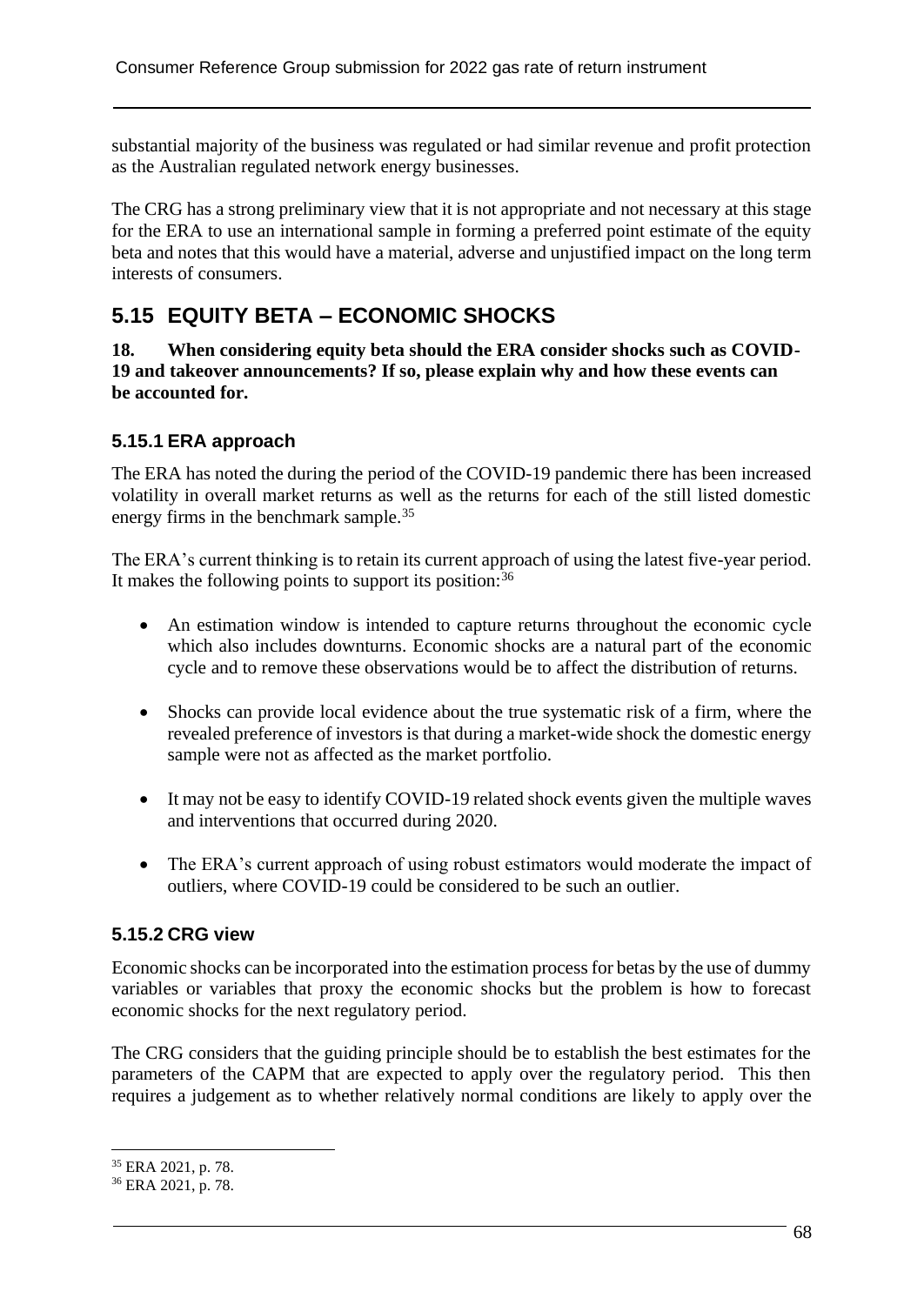substantial majority of the business was regulated or had similar revenue and profit protection as the Australian regulated network energy businesses.

The CRG has a strong preliminary view that it is not appropriate and not necessary at this stage for the ERA to use an international sample in forming a preferred point estimate of the equity beta and notes that this would have a material, adverse and unjustified impact on the long term interests of consumers.

## 5.15 EQUITY BETA – ECONOMIC SHOCKS

**18. When considering equity beta should the ERA consider shocks such as COVID-19 and takeover announcements? If so, please explain why and how these events can be accounted for.**

### 5.15.1 ERA approach

The ERA has noted the during the period of the COVID-19 pandemic there has been increased volatility in overall market returns as well as the returns for each of the still listed domestic energy firms in the benchmark sample.[35]

The ERA's current thinking is to retain its current approach of using the latest five-year period. It makes the following points to support its position:[36]

- An estimation window is intended to capture returns throughout the economic cycle which also includes downturns. Economic shocks are a natural part of the economic cycle and to remove these observations would be to affect the distribution of returns.
- Shocks can provide local evidence about the true systematic risk of a firm, where the revealed preference of investors is that during a market-wide shock the domestic energy sample were not as affected as the market portfolio.
- It may not be easy to identify COVID-19 related shock events given the multiple waves and interventions that occurred during 2020.
- The ERA's current approach of using robust estimators would moderate the impact of outliers, where COVID-19 could be considered to be such an outlier.

### 5.15.2 CRG view

Economic shocks can be incorporated into the estimation process for betas by the use of dummy variables or variables that proxy the economic shocks but the problem is how to forecast economic shocks for the next regulatory period.

The CRG considers that the guiding principle should be to establish the best estimates for the parameters of the CAPM that are expected to apply over the regulatory period. This then requires a judgement as to whether relatively normal conditions are likely to apply over the

[35] ERA 2021, p. 78.

[36] ERA 2021, p. 78.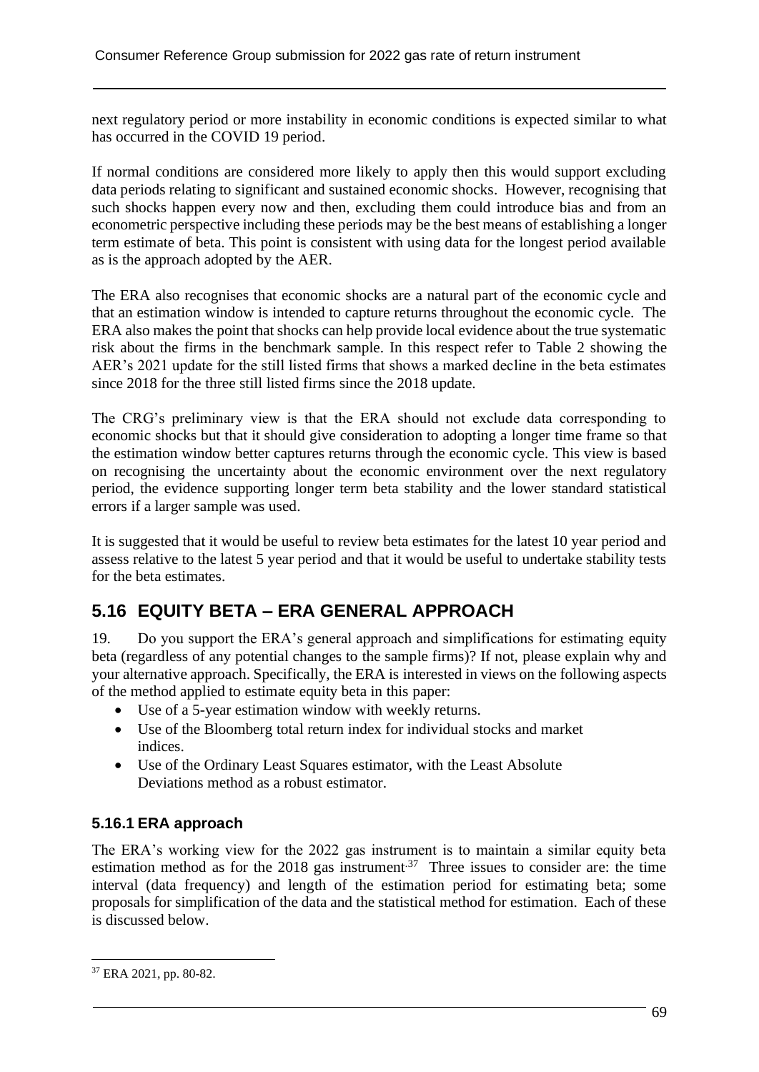next regulatory period or more instability in economic conditions is expected similar to what has occurred in the COVID 19 period.

If normal conditions are considered more likely to apply then this would support excluding data periods relating to significant and sustained economic shocks. However, recognising that such shocks happen every now and then, excluding them could introduce bias and from an econometric perspective including these periods may be the best means of establishing a longer term estimate of beta. This point is consistent with using data for the longest period available as is the approach adopted by the AER.

The ERA also recognises that economic shocks are a natural part of the economic cycle and that an estimation window is intended to capture returns throughout the economic cycle. The ERA also makes the point that shocks can help provide local evidence about the true systematic risk about the firms in the benchmark sample. In this respect refer to Table 2 showing the AER's 2021 update for the still listed firms that shows a marked decline in the beta estimates since 2018 for the three still listed firms since the 2018 update.

The CRG's preliminary view is that the ERA should not exclude data corresponding to economic shocks but that it should give consideration to adopting a longer time frame so that the estimation window better captures returns through the economic cycle. This view is based on recognising the uncertainty about the economic environment over the next regulatory period, the evidence supporting longer term beta stability and the lower standard statistical errors if a larger sample was used.

It is suggested that it would be useful to review beta estimates for the latest 10 year period and assess relative to the latest 5 year period and that it would be useful to undertake stability tests for the beta estimates.

## 5.16 EQUITY BETA – ERA GENERAL APPROACH

19. Do you support the ERA's general approach and simplifications for estimating equity beta (regardless of any potential changes to the sample firms)? If not, please explain why and your alternative approach. Specifically, the ERA is interested in views on the following aspects of the method applied to estimate equity beta in this paper:

- Use of a 5-year estimation window with weekly returns.
- Use of the Bloomberg total return index for individual stocks and market indices.
- Use of the Ordinary Least Squares estimator, with the Least Absolute Deviations method as a robust estimator.

### 5.16.1 ERA approach

The ERA's working view for the 2022 gas instrument is to maintain a similar equity beta estimation method as for the 2018 gas instrument.[37] Three issues to consider are: the time interval (data frequency) and length of the estimation period for estimating beta; some proposals for simplification of the data and the statistical method for estimation. Each of these is discussed below.

[37] ERA 2021, pp. 80-82.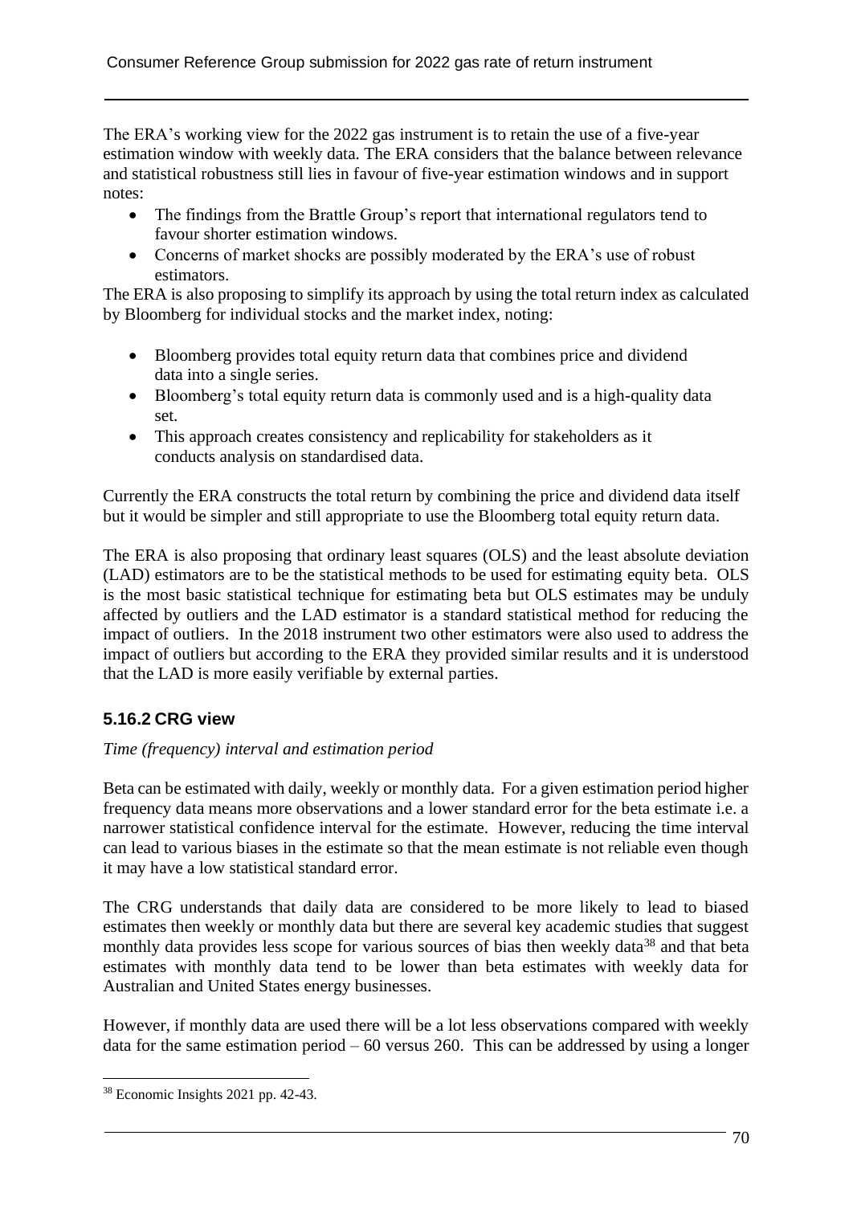The ERA's working view for the 2022 gas instrument is to retain the use of a five-year estimation window with weekly data. The ERA considers that the balance between relevance and statistical robustness still lies in favour of five-year estimation windows and in support notes:

- The findings from the Brattle Group's report that international regulators tend to favour shorter estimation windows.
- Concerns of market shocks are possibly moderated by the ERA's use of robust estimators.

The ERA is also proposing to simplify its approach by using the total return index as calculated by Bloomberg for individual stocks and the market index, noting:

- Bloomberg provides total equity return data that combines price and dividend data into a single series.
- Bloomberg's total equity return data is commonly used and is a high-quality data set.
- This approach creates consistency and replicability for stakeholders as it conducts analysis on standardised data.

Currently the ERA constructs the total return by combining the price and dividend data itself but it would be simpler and still appropriate to use the Bloomberg total equity return data.

The ERA is also proposing that ordinary least squares (OLS) and the least absolute deviation (LAD) estimators are to be the statistical methods to be used for estimating equity beta. OLS is the most basic statistical technique for estimating beta but OLS estimates may be unduly affected by outliers and the LAD estimator is a standard statistical method for reducing the impact of outliers. In the 2018 instrument two other estimators were also used to address the impact of outliers but according to the ERA they provided similar results and it is understood that the LAD is more easily verifiable by external parties.

### 5.16.2 CRG view

*Time (frequency) interval and estimation period*

Beta can be estimated with daily, weekly or monthly data. For a given estimation period higher frequency data means more observations and a lower standard error for the beta estimate i.e. a narrower statistical confidence interval for the estimate. However, reducing the time interval can lead to various biases in the estimate so that the mean estimate is not reliable even though it may have a low statistical standard error.

The CRG understands that daily data are considered to be more likely to lead to biased estimates then weekly or monthly data but there are several key academic studies that suggest monthly data provides less scope for various sources of bias then weekly data[38] and that beta estimates with monthly data tend to be lower than beta estimates with weekly data for Australian and United States energy businesses.

However, if monthly data are used there will be a lot less observations compared with weekly data for the same estimation period – 60 versus 260. This can be addressed by using a longer

[38] Economic Insights 2021 pp. 42-43.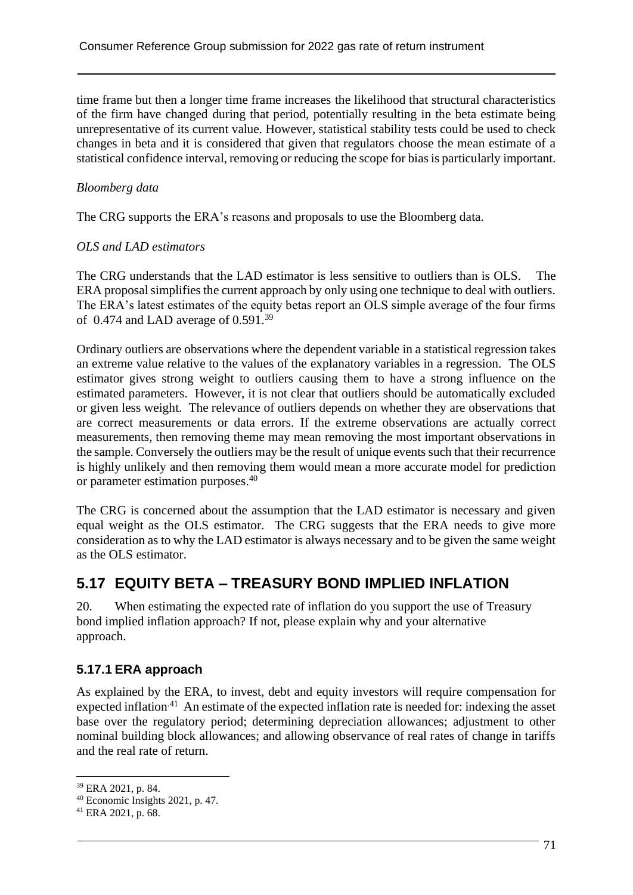time frame but then a longer time frame increases the likelihood that structural characteristics of the firm have changed during that period, potentially resulting in the beta estimate being unrepresentative of its current value. However, statistical stability tests could be used to check changes in beta and it is considered that given that regulators choose the mean estimate of a statistical confidence interval, removing or reducing the scope for bias is particularly important.

*Bloomberg data*

The CRG supports the ERA's reasons and proposals to use the Bloomberg data.

*OLS and LAD estimators*

The CRG understands that the LAD estimator is less sensitive to outliers than is OLS. The ERA proposal simplifies the current approach by only using one technique to deal with outliers. The ERA's latest estimates of the equity betas report an OLS simple average of the four firms of 0.474 and LAD average of 0.591.[39]

Ordinary outliers are observations where the dependent variable in a statistical regression takes an extreme value relative to the values of the explanatory variables in a regression. The OLS estimator gives strong weight to outliers causing them to have a strong influence on the estimated parameters. However, it is not clear that outliers should be automatically excluded or given less weight. The relevance of outliers depends on whether they are observations that are correct measurements or data errors. If the extreme observations are actually correct measurements, then removing theme may mean removing the most important observations in the sample. Conversely the outliers may be the result of unique events such that their recurrence is highly unlikely and then removing them would mean a more accurate model for prediction or parameter estimation purposes.[40]

The CRG is concerned about the assumption that the LAD estimator is necessary and given equal weight as the OLS estimator. The CRG suggests that the ERA needs to give more consideration as to why the LAD estimator is always necessary and to be given the same weight as the OLS estimator.

## 5.17 EQUITY BETA – TREASURY BOND IMPLIED INFLATION

20. When estimating the expected rate of inflation do you support the use of Treasury bond implied inflation approach? If not, please explain why and your alternative approach.

### 5.17.1 ERA approach

As explained by the ERA, to invest, debt and equity investors will require compensation for expected inflation.[41] An estimate of the expected inflation rate is needed for: indexing the asset base over the regulatory period; determining depreciation allowances; adjustment to other nominal building block allowances; and allowing observance of real rates of change in tariffs and the real rate of return.

---

[39] ERA 2021, p. 84.

[40] Economic Insights 2021, p. 47.

[41] ERA 2021, p. 68.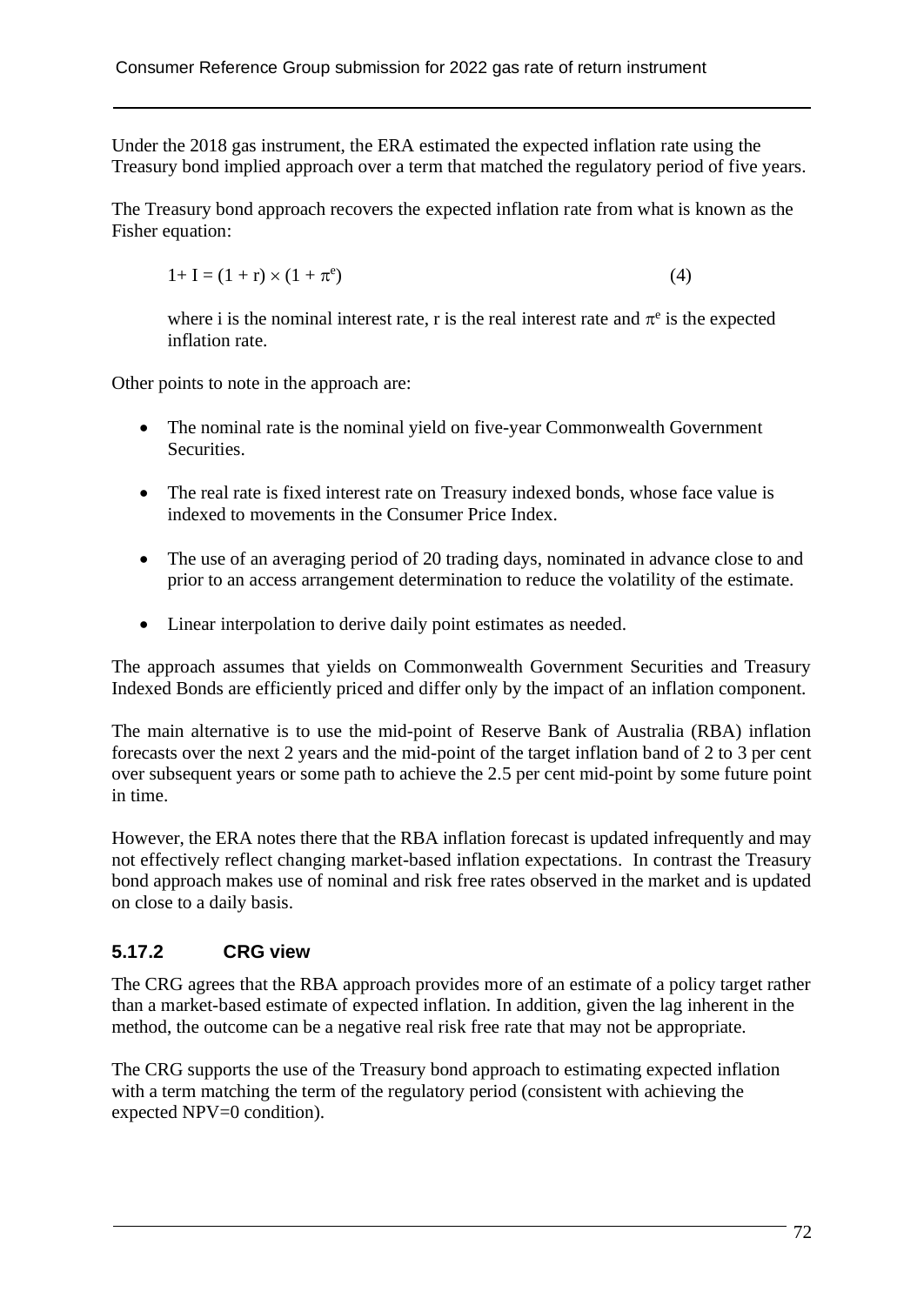Under the 2018 gas instrument, the ERA estimated the expected inflation rate using the Treasury bond implied approach over a term that matched the regulatory period of five years.

The Treasury bond approach recovers the expected inflation rate from what is known as the Fisher equation:

$$1+ I = (1 + r) \times (1 + \pi^e) \tag{4}$$

where i is the nominal interest rate, r is the real interest rate and $\pi^e$ is the expected inflation rate.

Other points to note in the approach are:

- The nominal rate is the nominal yield on five-year Commonwealth Government Securities.
- The real rate is fixed interest rate on Treasury indexed bonds, whose face value is indexed to movements in the Consumer Price Index.
- The use of an averaging period of 20 trading days, nominated in advance close to and prior to an access arrangement determination to reduce the volatility of the estimate.
- Linear interpolation to derive daily point estimates as needed.

The approach assumes that yields on Commonwealth Government Securities and Treasury Indexed Bonds are efficiently priced and differ only by the impact of an inflation component.

The main alternative is to use the mid-point of Reserve Bank of Australia (RBA) inflation forecasts over the next 2 years and the mid-point of the target inflation band of 2 to 3 per cent over subsequent years or some path to achieve the 2.5 per cent mid-point by some future point in time.

However, the ERA notes there that the RBA inflation forecast is updated infrequently and may not effectively reflect changing market-based inflation expectations. In contrast the Treasury bond approach makes use of nominal and risk free rates observed in the market and is updated on close to a daily basis.

### 5.17.2 CRG view

The CRG agrees that the RBA approach provides more of an estimate of a policy target rather than a market-based estimate of expected inflation. In addition, given the lag inherent in the method, the outcome can be a negative real risk free rate that may not be appropriate.

The CRG supports the use of the Treasury bond approach to estimating expected inflation with a term matching the term of the regulatory period (consistent with achieving the expected NPV=0 condition).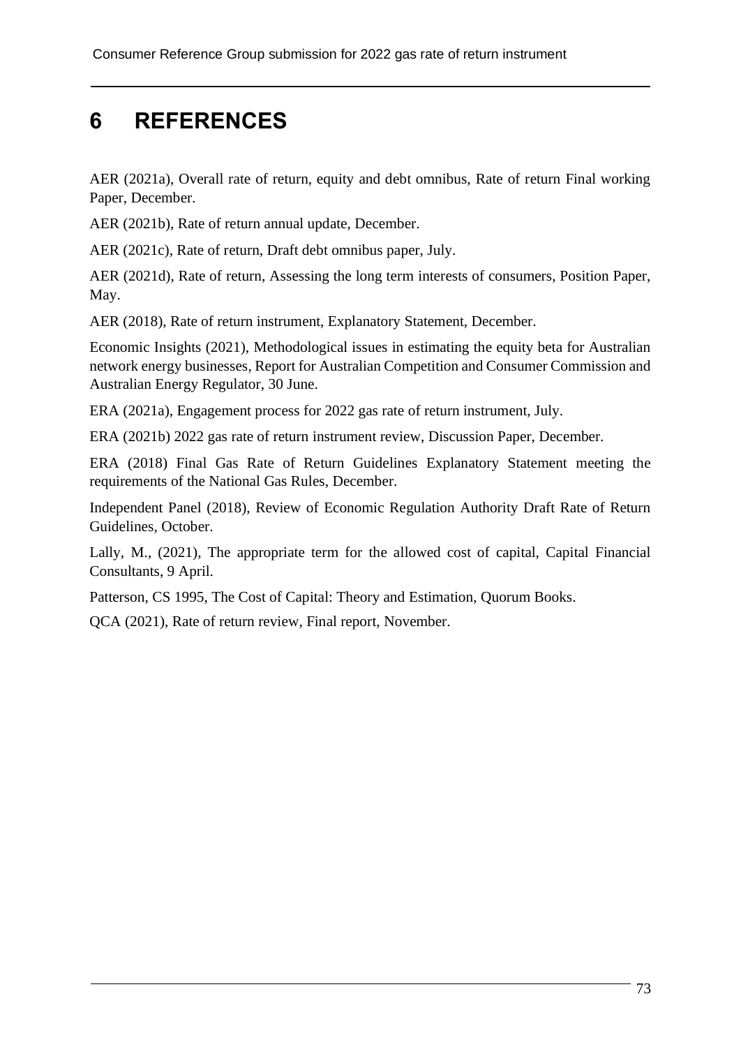# 6 REFERENCES

AER (2021a), Overall rate of return, equity and debt omnibus, Rate of return Final working Paper, December.

AER (2021b), Rate of return annual update, December.

AER (2021c), Rate of return, Draft debt omnibus paper, July.

AER (2021d), Rate of return, Assessing the long term interests of consumers, Position Paper, May.

AER (2018), Rate of return instrument, Explanatory Statement, December.

Economic Insights (2021), Methodological issues in estimating the equity beta for Australian network energy businesses, Report for Australian Competition and Consumer Commission and Australian Energy Regulator, 30 June.

ERA (2021a), Engagement process for 2022 gas rate of return instrument, July.

ERA (2021b) 2022 gas rate of return instrument review, Discussion Paper, December.

ERA (2018) Final Gas Rate of Return Guidelines Explanatory Statement meeting the requirements of the National Gas Rules, December.

Independent Panel (2018), Review of Economic Regulation Authority Draft Rate of Return Guidelines, October.

Lally, M., (2021), The appropriate term for the allowed cost of capital, Capital Financial Consultants, 9 April.

Patterson, CS 1995, The Cost of Capital: Theory and Estimation, Quorum Books.

QCA (2021), Rate of return review, Final report, November.